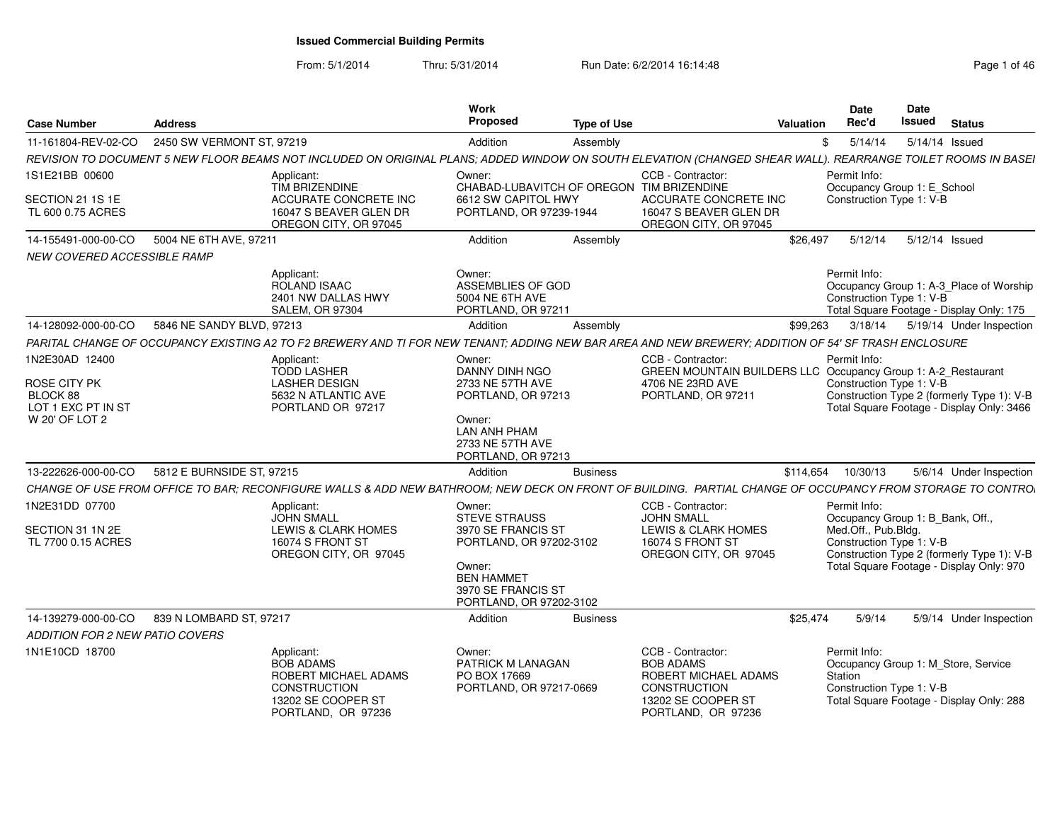# Issued Commercial Building Permits

From: 5/1/2014 Thru: 5/31/2014 Run Date: 6/2/2014 16:14:48

| Case Number | Address | Work Proposed | Type of Use | Valuation | Date Rec'd | Date Issued | Status |
|---|---|---|---|---|---|---|---|
| 11-161804-REV-02-CO | 2450 SW VERMONT ST, 97219 | Addition | Assembly | $ | 5/14/14 | 5/14/14 | Issued |
| 14-155491-000-00-CO | 5004 NE 6TH AVE, 97211 | Addition | Assembly | $26,497 | 5/12/14 | 5/12/14 | Issued |
| 14-128092-000-00-CO | 5846 NE SANDY BLVD, 97213 | Addition | Assembly | $99,263 | 3/18/14 | 5/19/14 | Under Inspection |
| 13-222626-000-00-CO | 5812 E BURNSIDE ST, 97215 | Addition | Business | $114,654 | 10/30/13 | 5/6/14 | Under Inspection |
| 14-139279-000-00-CO | 839 N LOMBARD ST, 97217 | Addition | Business | $25,474 | 5/9/14 | 5/9/14 | Under Inspection |

## 11-161804-REV-02-CO — 2450 SW VERMONT ST, 97219

*REVISION TO DOCUMENT 5 NEW FLOOR BEAMS NOT INCLUDED ON ORIGINAL PLANS; ADDED WINDOW ON SOUTH ELEVATION (CHANGED SHEAR WALL). REARRANGE TOILET ROOMS IN BASEI*

1S1E21BB 00600

SECTION 21 1S 1E
TL 600 0.75 ACRES

Applicant:
TIM BRIZENDINE
ACCURATE CONCRETE INC
16047 S BEAVER GLEN DR
OREGON CITY, OR 97045

Owner:
CHABAD-LUBAVITCH OF OREGON
6612 SW CAPITOL HWY
PORTLAND, OR 97239-1944

CCB - Contractor:
TIM BRIZENDINE
ACCURATE CONCRETE INC
16047 S BEAVER GLEN DR
OREGON CITY, OR 97045

Permit Info:
Occupancy Group 1: E_School
Construction Type 1: V-B

## 14-155491-000-00-CO — 5004 NE 6TH AVE, 97211

*NEW COVERED ACCESSIBLE RAMP*

Applicant:
ROLAND ISAAC
2401 NW DALLAS HWY
SALEM, OR 97304

Owner:
ASSEMBLIES OF GOD
5004 NE 6TH AVE
PORTLAND, OR 97211

Permit Info:
Occupancy Group 1: A-3_Place of Worship
Construction Type 1: V-B
Total Square Footage - Display Only: 175

## 14-128092-000-00-CO — 5846 NE SANDY BLVD, 97213

*PARITAL CHANGE OF OCCUPANCY EXISTING A2 TO F2 BREWERY AND TI FOR NEW TENANT; ADDING NEW BAR AREA AND NEW BREWERY; ADDITION OF 54' SF TRASH ENCLOSURE*

1N2E30AD 12400

ROSE CITY PK
BLOCK 88
LOT 1 EXC PT IN ST
W 20' OF LOT 2

Applicant:
TODD LASHER
LASHER DESIGN
5632 N ATLANTIC AVE
PORTLAND OR 97217

Owner:
DANNY DINH NGO
2733 NE 57TH AVE
PORTLAND, OR 97213

Owner:
LAN ANH PHAM
2733 NE 57TH AVE
PORTLAND, OR 97213

CCB - Contractor:
GREEN MOUNTAIN BUILDERS LLC
4706 NE 23RD AVE
PORTLAND, OR 97211

Permit Info:
Occupancy Group 1: A-2_Restaurant
Construction Type 1: V-B
Construction Type 2 (formerly Type 1): V-B
Total Square Footage - Display Only: 3466

## 13-222626-000-00-CO — 5812 E BURNSIDE ST, 97215

*CHANGE OF USE FROM OFFICE TO BAR; RECONFIGURE WALLS & ADD NEW BATHROOM; NEW DECK ON FRONT OF BUILDING. PARTIAL CHANGE OF OCCUPANCY FROM STORAGE TO CONTRO*

1N2E31DD 07700

SECTION 31 1N 2E
TL 7700 0.15 ACRES

Applicant:
JOHN SMALL
LEWIS & CLARK HOMES
16074 S FRONT ST
OREGON CITY, OR 97045

Owner:
STEVE STRAUSS
3970 SE FRANCIS ST
PORTLAND, OR 97202-3102

Owner:
BEN HAMMET
3970 SE FRANCIS ST
PORTLAND, OR 97202-3102

CCB - Contractor:
JOHN SMALL
LEWIS & CLARK HOMES
16074 S FRONT ST
OREGON CITY, OR 97045

Permit Info:
Occupancy Group 1: B_Bank, Off., Med.Off., Pub.Bldg.
Construction Type 1: V-B
Construction Type 2 (formerly Type 1): V-B
Total Square Footage - Display Only: 970

## 14-139279-000-00-CO — 839 N LOMBARD ST, 97217

*ADDITION FOR 2 NEW PATIO COVERS*

1N1E10CD 18700

Applicant:
BOB ADAMS
ROBERT MICHAEL ADAMS CONSTRUCTION
13202 SE COOPER ST
PORTLAND, OR 97236

Owner:
PATRICK M LANAGAN
PO BOX 17669
PORTLAND, OR 97217-0669

CCB - Contractor:
BOB ADAMS
ROBERT MICHAEL ADAMS CONSTRUCTION
13202 SE COOPER ST
PORTLAND, OR 97236

Permit Info:
Occupancy Group 1: M_Store, Service Station
Construction Type 1: V-B
Total Square Footage - Display Only: 288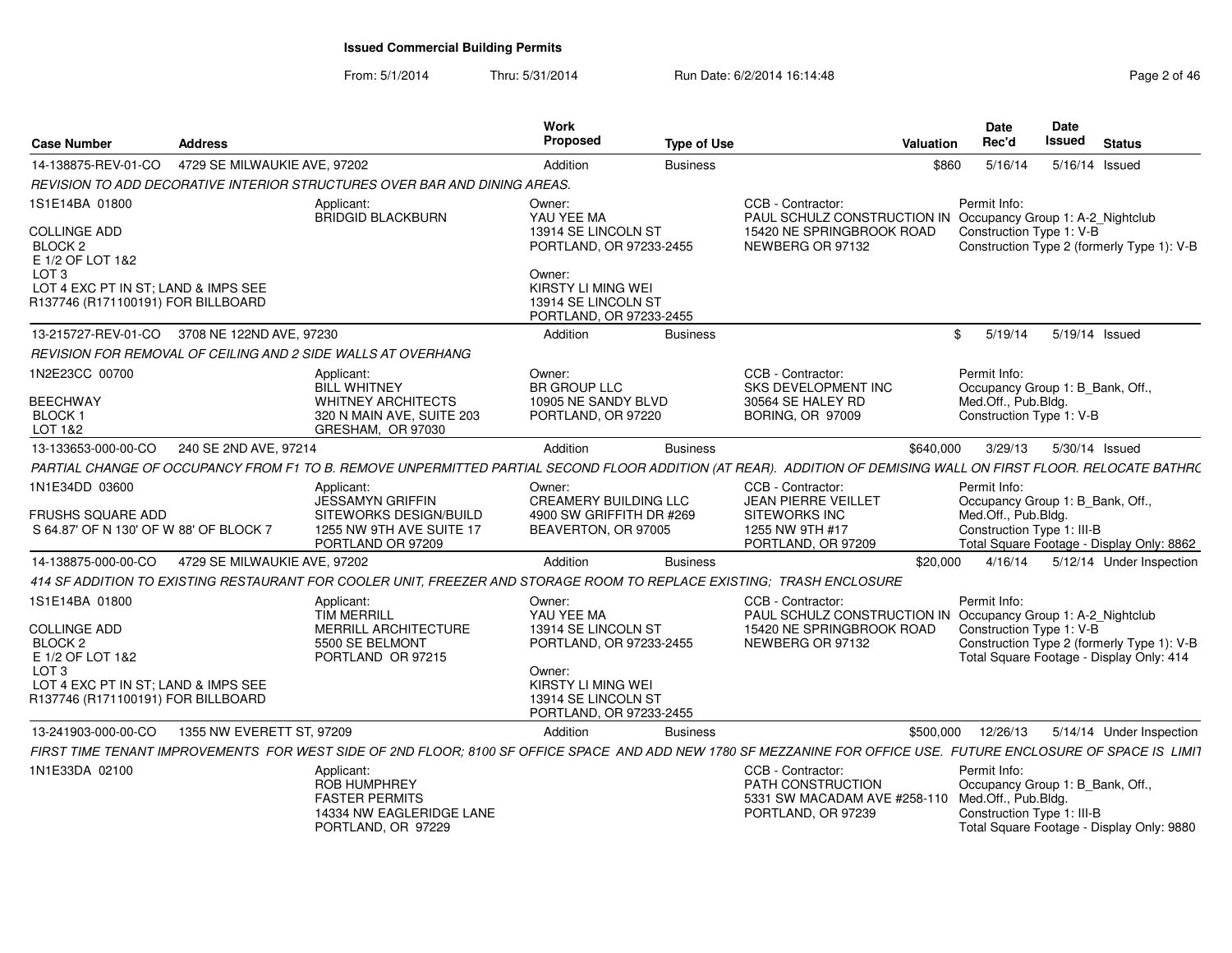# Issued Commercial Building Permits

From: 5/1/2014 Thru: 5/31/2014 Run Date: 6/2/2014 16:14:48

| Case Number | Address | Work Proposed | Type of Use | Valuation | Date Rec'd | Date Issued | Status |
|---|---|---|---|---|---|---|---|
| 14-138875-REV-01-CO | 4729 SE MILWAUKIE AVE, 97202 | Addition | Business | $860 | 5/16/14 | 5/16/14 | Issued |

*REVISION TO ADD DECORATIVE INTERIOR STRUCTURES OVER BAR AND DINING AREAS.*

1S1E14BA 01800
COLLINGE ADD
BLOCK 2
E 1/2 OF LOT 1&2
LOT 3
LOT 4 EXC PT IN ST; LAND & IMPS SEE
R137746 (R171100191) FOR BILLBOARD

Applicant: BRIDGID BLACKBURN

Owner: YAU YEE MA, 13914 SE LINCOLN ST, PORTLAND, OR 97233-2455
Owner: KIRSTY LI MING WEI, 13914 SE LINCOLN ST, PORTLAND, OR 97233-2455

CCB - Contractor: PAUL SCHULZ CONSTRUCTION IN, 15420 NE SPRINGBROOK ROAD, NEWBERG OR 97132

Permit Info: Occupancy Group 1: A-2_Nightclub; Construction Type 1: V-B; Construction Type 2 (formerly Type 1): V-B

| Case Number | Address | Work Proposed | Type of Use | Valuation | Date Rec'd | Date Issued | Status |
|---|---|---|---|---|---|---|---|
| 13-215727-REV-01-CO | 3708 NE 122ND AVE, 97230 | Addition | Business | $ | 5/19/14 | 5/19/14 | Issued |

*REVISION FOR REMOVAL OF CEILING AND 2 SIDE WALLS AT OVERHANG*

1N2E23CC 00700
BEECHWAY
BLOCK 1
LOT 1&2

Applicant: BILL WHITNEY, WHITNEY ARCHITECTS, 320 N MAIN AVE, SUITE 203, GRESHAM, OR 97030

Owner: BR GROUP LLC, 10905 NE SANDY BLVD, PORTLAND, OR 97220

CCB - Contractor: SKS DEVELOPMENT INC, 30564 SE HALEY RD, BORING, OR 97009

Permit Info: Occupancy Group 1: B_Bank, Off., Med.Off., Pub.Bldg.; Construction Type 1: V-B

| Case Number | Address | Work Proposed | Type of Use | Valuation | Date Rec'd | Date Issued | Status |
|---|---|---|---|---|---|---|---|
| 13-133653-000-00-CO | 240 SE 2ND AVE, 97214 | Addition | Business | $640,000 | 3/29/13 | 5/30/14 | Issued |

*PARTIAL CHANGE OF OCCUPANCY FROM F1 TO B. REMOVE UNPERMITTED PARTIAL SECOND FLOOR ADDITION (AT REAR). ADDITION OF DEMISING WALL ON FIRST FLOOR. RELOCATE BATHRC*

1N1E34DD 03600
FRUSHS SQUARE ADD
S 64.87' OF N 130' OF W 88' OF BLOCK 7

Applicant: JESSAMYN GRIFFIN, SITEWORKS DESIGN/BUILD, 1255 NW 9TH AVE SUITE 17, PORTLAND OR 97209

Owner: CREAMERY BUILDING LLC, 4900 SW GRIFFITH DR #269, BEAVERTON, OR 97005

CCB - Contractor: JEAN PIERRE VEILLET, SITEWORKS INC, 1255 NW 9TH #17, PORTLAND, OR 97209

Permit Info: Occupancy Group 1: B_Bank, Off., Med.Off., Pub.Bldg.; Construction Type 1: III-B; Total Square Footage - Display Only: 8862

| Case Number | Address | Work Proposed | Type of Use | Valuation | Date Rec'd | Date Issued | Status |
|---|---|---|---|---|---|---|---|
| 14-138875-000-00-CO | 4729 SE MILWAUKIE AVE, 97202 | Addition | Business | $20,000 | 4/16/14 | 5/12/14 | Under Inspection |

*414 SF ADDITION TO EXISTING RESTAURANT FOR COOLER UNIT, FREEZER AND STORAGE ROOM TO REPLACE EXISTING; TRASH ENCLOSURE*

1S1E14BA 01800
COLLINGE ADD
BLOCK 2
E 1/2 OF LOT 1&2
LOT 3
LOT 4 EXC PT IN ST; LAND & IMPS SEE
R137746 (R171100191) FOR BILLBOARD

Applicant: TIM MERRILL, MERRILL ARCHITECTURE, 5500 SE BELMONT, PORTLAND OR 97215

Owner: YAU YEE MA, 13914 SE LINCOLN ST, PORTLAND, OR 97233-2455
Owner: KIRSTY LI MING WEI, 13914 SE LINCOLN ST, PORTLAND, OR 97233-2455

CCB - Contractor: PAUL SCHULZ CONSTRUCTION IN, 15420 NE SPRINGBROOK ROAD, NEWBERG OR 97132

Permit Info: Occupancy Group 1: A-2_Nightclub; Construction Type 1: V-B; Construction Type 2 (formerly Type 1): V-B; Total Square Footage - Display Only: 414

| Case Number | Address | Work Proposed | Type of Use | Valuation | Date Rec'd | Date Issued | Status |
|---|---|---|---|---|---|---|---|
| 13-241903-000-00-CO | 1355 NW EVERETT ST, 97209 | Addition | Business | $500,000 | 12/26/13 | 5/14/14 | Under Inspection |

*FIRST TIME TENANT IMPROVEMENTS FOR WEST SIDE OF 2ND FLOOR; 8100 SF OFFICE SPACE AND ADD NEW 1780 SF MEZZANINE FOR OFFICE USE. FUTURE ENCLOSURE OF SPACE IS LIMIT*

1N1E33DA 02100

Applicant: ROB HUMPHREY, FASTER PERMITS, 14334 NW EAGLERIDGE LANE, PORTLAND, OR 97229

CCB - Contractor: PATH CONSTRUCTION, 5331 SW MACADAM AVE #258-110, PORTLAND, OR 97239

Permit Info: Occupancy Group 1: B_Bank, Off., Med.Off., Pub.Bldg.; Construction Type 1: III-B; Total Square Footage - Display Only: 9880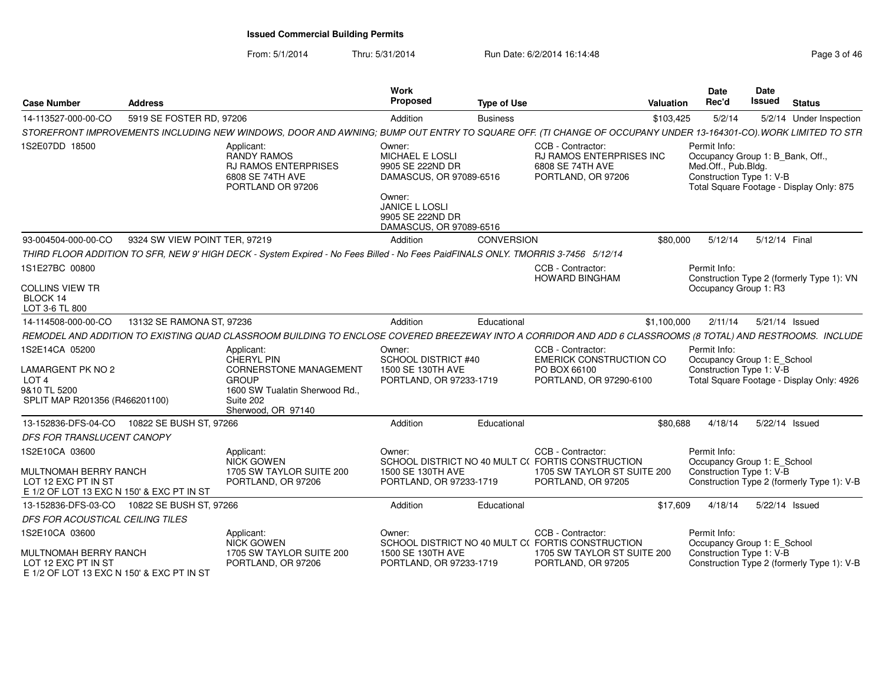# Issued Commercial Building Permits

From: 5/1/2014 Thru: 5/31/2014 Run Date: 6/2/2014 16:14:48

| Case Number | Address | Work Proposed | Type of Use | Valuation | Date Rec'd | Date Issued | Status |
|---|---|---|---|---|---|---|---|
| 14-113527-000-00-CO | 5919 SE FOSTER RD, 97206 | Addition | Business | $103,425 | 5/2/14 | 5/2/14 | Under Inspection |

*STOREFRONT IMPROVEMENTS INCLUDING NEW WINDOWS, DOOR AND AWNING; BUMP OUT ENTRY TO SQUARE OFF. (TI CHANGE OF OCCUPANY UNDER 13-164301-CO).WORK LIMITED TO STR*

1S2E07DD 18500

Applicant: RANDY RAMOS, RJ RAMOS ENTERPRISES, 6808 SE 74TH AVE, PORTLAND OR 97206

Owner: MICHAEL E LOSLI, 9905 SE 222ND DR, DAMASCUS, OR 97089-6516

Owner: JANICE L LOSLI, 9905 SE 222ND DR, DAMASCUS, OR 97089-6516

CCB - Contractor: RJ RAMOS ENTERPRISES INC, 6808 SE 74TH AVE, PORTLAND, OR 97206

Permit Info: Occupancy Group 1: B_Bank, Off., Med.Off., Pub.Bldg. Construction Type 1: V-B. Total Square Footage - Display Only: 875

| Case Number | Address | Work Proposed | Type of Use | Valuation | Date Rec'd | Date Issued | Status |
|---|---|---|---|---|---|---|---|
| 93-004504-000-00-CO | 9324 SW VIEW POINT TER, 97219 | Addition | CONVERSION | $80,000 | 5/12/14 | 5/12/14 | Final |

*THIRD FLOOR ADDITION TO SFR, NEW 9' HIGH DECK - System Expired - No Fees Billed - No Fees PaidFINALS ONLY. TMORRIS 3-7456 5/12/14*

1S1E27BC 00800

COLLINS VIEW TR, BLOCK 14, LOT 3-6 TL 800

CCB - Contractor: HOWARD BINGHAM

Permit Info: Construction Type 2 (formerly Type 1): VN. Occupancy Group 1: R3

| Case Number | Address | Work Proposed | Type of Use | Valuation | Date Rec'd | Date Issued | Status |
|---|---|---|---|---|---|---|---|
| 14-114508-000-00-CO | 13132 SE RAMONA ST, 97236 | Addition | Educational | $1,100,000 | 2/11/14 | 5/21/14 | Issued |

*REMODEL AND ADDITION TO EXISTING QUAD CLASSROOM BUILDING TO ENCLOSE COVERED BREEZEWAY INTO A CORRIDOR AND ADD 6 CLASSROOMS (8 TOTAL) AND RESTROOMS. INCLUDE*

1S2E14CA 05200

LAMARGENT PK NO 2, LOT 4, 9&10 TL 5200, SPLIT MAP R201356 (R466201100)

Applicant: CHERYL PIN, CORNERSTONE MANAGEMENT GROUP, 1600 SW Tualatin Sherwood Rd., Suite 202, Sherwood, OR 97140

Owner: SCHOOL DISTRICT #40, 1500 SE 130TH AVE, PORTLAND, OR 97233-1719

CCB - Contractor: EMERICK CONSTRUCTION CO, PO BOX 66100, PORTLAND, OR 97290-6100

Permit Info: Occupancy Group 1: E_School. Construction Type 1: V-B. Total Square Footage - Display Only: 4926

| Case Number | Address | Work Proposed | Type of Use | Valuation | Date Rec'd | Date Issued | Status |
|---|---|---|---|---|---|---|---|
| 13-152836-DFS-04-CO | 10822 SE BUSH ST, 97266 | Addition | Educational | $80,688 | 4/18/14 | 5/22/14 | Issued |

*DFS FOR TRANSLUCENT CANOPY*

1S2E10CA 03600

MULTNOMAH BERRY RANCH, LOT 12 EXC PT IN ST, E 1/2 OF LOT 13 EXC N 150' & EXC PT IN ST

Applicant: NICK GOWEN, 1705 SW TAYLOR SUITE 200, PORTLAND, OR 97206

Owner: SCHOOL DISTRICT NO 40 MULT C(, 1500 SE 130TH AVE, PORTLAND, OR 97233-1719

CCB - Contractor: FORTIS CONSTRUCTION, 1705 SW TAYLOR ST SUITE 200, PORTLAND, OR 97205

Permit Info: Occupancy Group 1: E_School. Construction Type 1: V-B. Construction Type 2 (formerly Type 1): V-B

| Case Number | Address | Work Proposed | Type of Use | Valuation | Date Rec'd | Date Issued | Status |
|---|---|---|---|---|---|---|---|
| 13-152836-DFS-03-CO | 10822 SE BUSH ST, 97266 | Addition | Educational | $17,609 | 4/18/14 | 5/22/14 | Issued |

*DFS FOR ACOUSTICAL CEILING TILES*

1S2E10CA 03600

MULTNOMAH BERRY RANCH, LOT 12 EXC PT IN ST, E 1/2 OF LOT 13 EXC N 150' & EXC PT IN ST

Applicant: NICK GOWEN, 1705 SW TAYLOR SUITE 200, PORTLAND, OR 97206

Owner: SCHOOL DISTRICT NO 40 MULT C(, 1500 SE 130TH AVE, PORTLAND, OR 97233-1719

CCB - Contractor: FORTIS CONSTRUCTION, 1705 SW TAYLOR ST SUITE 200, PORTLAND, OR 97205

Permit Info: Occupancy Group 1: E_School. Construction Type 1: V-B. Construction Type 2 (formerly Type 1): V-B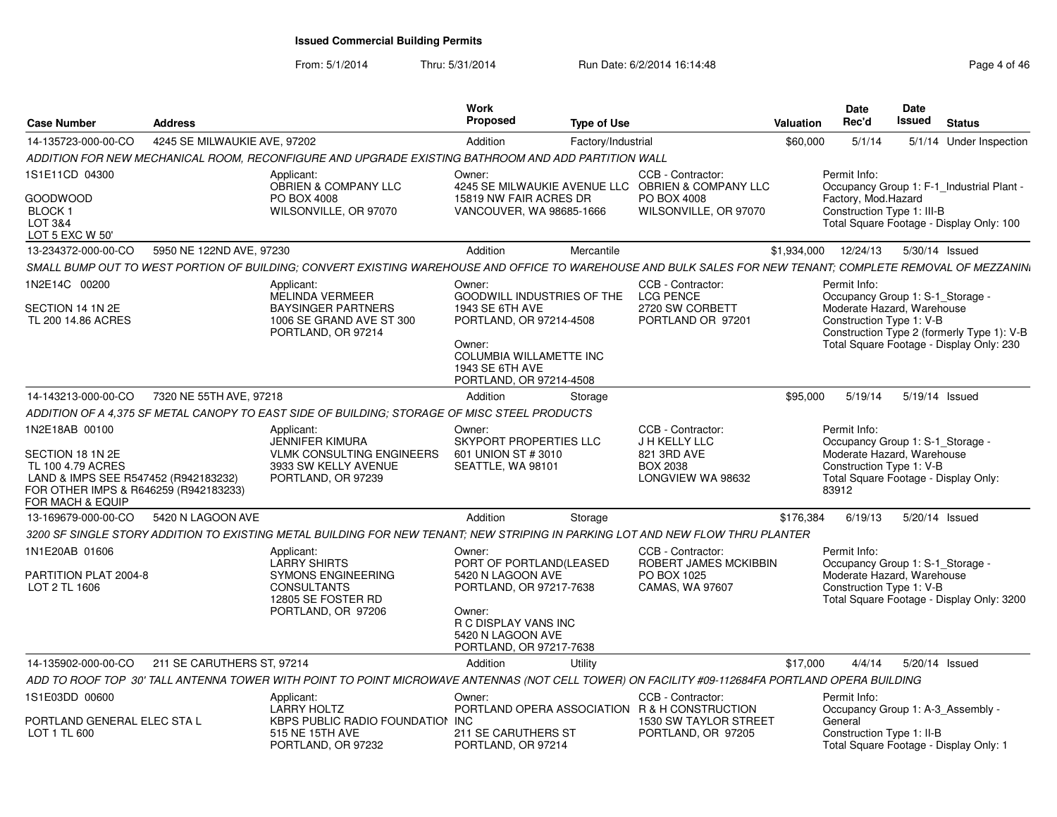# Issued Commercial Building Permits

From: 5/1/2014 Thru: 5/31/2014 Run Date: 6/2/2014 16:14:48

| Case Number | Address | Work Proposed | Type of Use | Valuation | Date Rec'd | Date Issued | Status |
|---|---|---|---|---|---|---|---|
| 14-135723-000-00-CO | 4245 SE MILWAUKIE AVE, 97202 | Addition | Factory/Industrial | $60,000 | 5/1/14 | 5/1/14 | Under Inspection |

*ADDITION FOR NEW MECHANICAL ROOM, RECONFIGURE AND UPGRADE EXISTING BATHROOM AND ADD PARTITION WALL*

1S1E11CD 04300
GOODWOOD
BLOCK 1
LOT 3&4
LOT 5 EXC W 50'

Applicant:
OBRIEN & COMPANY LLC
PO BOX 4008
WILSONVILLE, OR 97070

Owner:
4245 SE MILWAUKIE AVENUE LLC
15819 NW FAIR ACRES DR
VANCOUVER, WA 98685-1666

CCB - Contractor:
OBRIEN & COMPANY LLC
PO BOX 4008
WILSONVILLE, OR 97070

Permit Info:
Occupancy Group 1: F-1_Industrial Plant - Factory, Mod.Hazard
Construction Type 1: III-B
Total Square Footage - Display Only: 100

---

| Case Number | Address | Work Proposed | Type of Use | Valuation | Date Rec'd | Date Issued | Status |
|---|---|---|---|---|---|---|---|
| 13-234372-000-00-CO | 5950 NE 122ND AVE, 97230 | Addition | Mercantile | $1,934,000 | 12/24/13 | 5/30/14 | Issued |

*SMALL BUMP OUT TO WEST PORTION OF BUILDING; CONVERT EXISTING WAREHOUSE AND OFFICE TO WAREHOUSE AND BULK SALES FOR NEW TENANT; COMPLETE REMOVAL OF MEZZANINE*

1N2E14C 00200
SECTION 14 1N 2E
TL 200 14.86 ACRES

Applicant:
MELINDA VERMEER
BAYSINGER PARTNERS
1006 SE GRAND AVE ST 300
PORTLAND, OR 97214

Owner:
GOODWILL INDUSTRIES OF THE
1943 SE 6TH AVE
PORTLAND, OR 97214-4508

Owner:
COLUMBIA WILLAMETTE INC
1943 SE 6TH AVE
PORTLAND, OR 97214-4508

CCB - Contractor:
LCG PENCE
2720 SW CORBETT
PORTLAND OR 97201

Permit Info:
Occupancy Group 1: S-1_Storage - Moderate Hazard, Warehouse
Construction Type 1: V-B
Construction Type 2 (formerly Type 1): V-B
Total Square Footage - Display Only: 230

---

| Case Number | Address | Work Proposed | Type of Use | Valuation | Date Rec'd | Date Issued | Status |
|---|---|---|---|---|---|---|---|
| 14-143213-000-00-CO | 7320 NE 55TH AVE, 97218 | Addition | Storage | $95,000 | 5/19/14 | 5/19/14 | Issued |

*ADDITION OF A 4,375 SF METAL CANOPY TO EAST SIDE OF BUILDING; STORAGE OF MISC STEEL PRODUCTS*

1N2E18AB 00100
SECTION 18 1N 2E
TL 100 4.79 ACRES
LAND & IMPS SEE R547452 (R942183232)
FOR OTHER IMPS & R646259 (R942183233)
FOR MACH & EQUIP

Applicant:
JENNIFER KIMURA
VLMK CONSULTING ENGINEERS
3933 SW KELLY AVENUE
PORTLAND, OR 97239

Owner:
SKYPORT PROPERTIES LLC
601 UNION ST # 3010
SEATTLE, WA 98101

CCB - Contractor:
J H KELLY LLC
821 3RD AVE
BOX 2038
LONGVIEW WA 98632

Permit Info:
Occupancy Group 1: S-1_Storage - Moderate Hazard, Warehouse
Construction Type 1: V-B
Total Square Footage - Display Only: 83912

---

| Case Number | Address | Work Proposed | Type of Use | Valuation | Date Rec'd | Date Issued | Status |
|---|---|---|---|---|---|---|---|
| 13-169679-000-00-CO | 5420 N LAGOON AVE | Addition | Storage | $176,384 | 6/19/13 | 5/20/14 | Issued |

*3200 SF SINGLE STORY ADDITION TO EXISTING METAL BUILDING FOR NEW TENANT; NEW STRIPING IN PARKING LOT AND NEW FLOW THRU PLANTER*

1N1E20AB 01606
PARTITION PLAT 2004-8
LOT 2 TL 1606

Applicant:
LARRY SHIRTS
SYMONS ENGINEERING CONSULTANTS
12805 SE FOSTER RD
PORTLAND, OR 97206

Owner:
PORT OF PORTLAND(LEASED
5420 N LAGOON AVE
PORTLAND, OR 97217-7638

Owner:
R C DISPLAY VANS INC
5420 N LAGOON AVE
PORTLAND, OR 97217-7638

CCB - Contractor:
ROBERT JAMES MCKIBBIN
PO BOX 1025
CAMAS, WA 97607

Permit Info:
Occupancy Group 1: S-1_Storage - Moderate Hazard, Warehouse
Construction Type 1: V-B
Total Square Footage - Display Only: 3200

---

| Case Number | Address | Work Proposed | Type of Use | Valuation | Date Rec'd | Date Issued | Status |
|---|---|---|---|---|---|---|---|
| 14-135902-000-00-CO | 211 SE CARUTHERS ST, 97214 | Addition | Utility | $17,000 | 4/4/14 | 5/20/14 | Issued |

*ADD TO ROOF TOP 30' TALL ANTENNA TOWER WITH POINT TO POINT MICROWAVE ANTENNAS (NOT CELL TOWER) ON FACILITY #09-112684FA PORTLAND OPERA BUILDING*

1S1E03DD 00600
PORTLAND GENERAL ELEC STA L
LOT 1 TL 600

Applicant:
LARRY HOLTZ
KBPS PUBLIC RADIO FOUNDATION
515 NE 15TH AVE
PORTLAND, OR 97232

Owner:
PORTLAND OPERA ASSOCIATION INC
211 SE CARUTHERS ST
PORTLAND, OR 97214

CCB - Contractor:
R & H CONSTRUCTION
1530 SW TAYLOR STREET
PORTLAND, OR 97205

Permit Info:
Occupancy Group 1: A-3_Assembly - General
Construction Type 1: II-B
Total Square Footage - Display Only: 1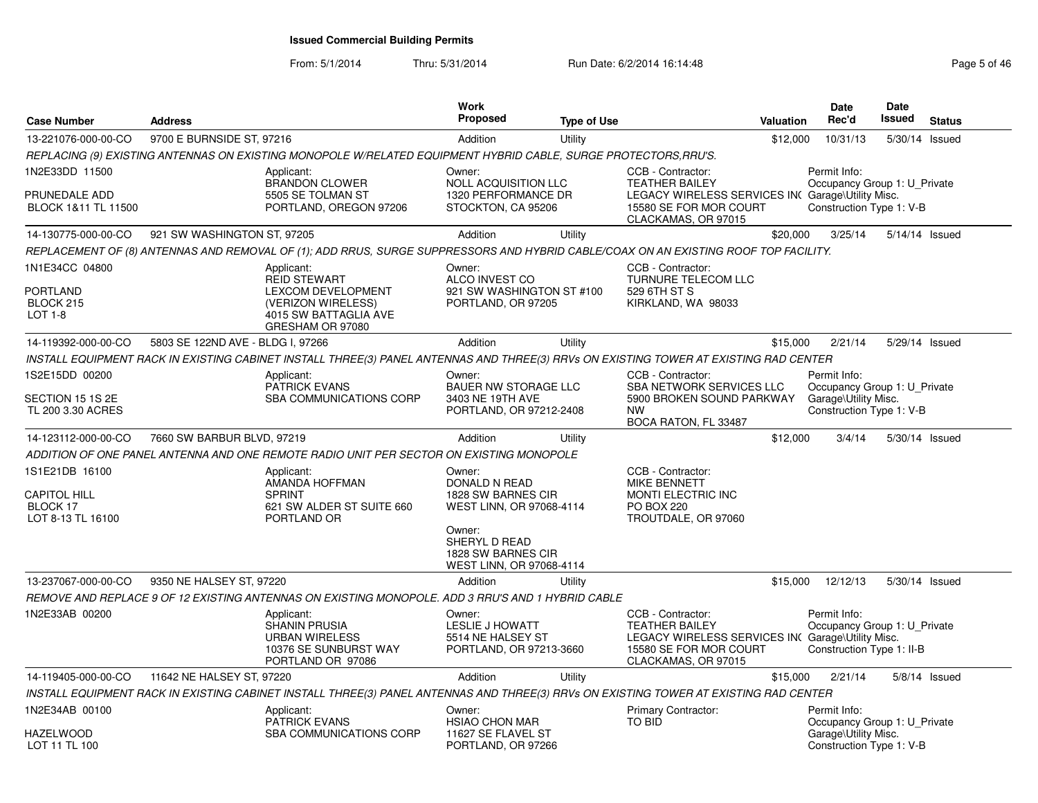# Issued Commercial Building Permits

From: 5/1/2014 Thru: 5/31/2014 Run Date: 6/2/2014 16:14:48

| Case Number | Address | Work Proposed | Type of Use | Valuation | Date Rec'd | Date Issued | Status |
|---|---|---|---|---|---|---|---|
| 13-221076-000-00-CO | 9700 E BURNSIDE ST, 97216 | Addition | Utility | $12,000 | 10/31/13 | 5/30/14 | Issued |

*REPLACING (9) EXISTING ANTENNAS ON EXISTING MONOPOLE W/RELATED EQUIPMENT HYBRID CABLE, SURGE PROTECTORS,RRU'S.*

1N2E33DD 11500
PRUNEDALE ADD
BLOCK 1&11 TL 11500

Applicant: BRANDON CLOWER, 5505 SE TOLMAN ST, PORTLAND, OREGON 97206

Owner: NOLL ACQUISITION LLC, 1320 PERFORMANCE DR, STOCKTON, CA 95206

CCB - Contractor: TEATHER BAILEY, LEGACY WIRELESS SERVICES INC, 15580 SE FOR MOR COURT, CLACKAMAS, OR 97015

Permit Info: Occupancy Group 1: U_Private Garage\Utility Misc. Construction Type 1: V-B

| Case Number | Address | Work Proposed | Type of Use | Valuation | Date Rec'd | Date Issued | Status |
|---|---|---|---|---|---|---|---|
| 14-130775-000-00-CO | 921 SW WASHINGTON ST, 97205 | Addition | Utility | $20,000 | 3/25/14 | 5/14/14 | Issued |

*REPLACEMENT OF (8) ANTENNAS AND REMOVAL OF (1); ADD RRUS, SURGE SUPPRESSORS AND HYBRID CABLE/COAX ON AN EXISTING ROOF TOP FACILITY.*

1N1E34CC 04800
PORTLAND
BLOCK 215
LOT 1-8

Applicant: REID STEWART, LEXCOM DEVELOPMENT (VERIZON WIRELESS), 4015 SW BATTAGLIA AVE, GRESHAM OR 97080

Owner: ALCO INVEST CO, 921 SW WASHINGTON ST #100, PORTLAND, OR 97205

CCB - Contractor: TURNURE TELECOM LLC, 529 6TH ST S, KIRKLAND, WA 98033

| Case Number | Address | Work Proposed | Type of Use | Valuation | Date Rec'd | Date Issued | Status |
|---|---|---|---|---|---|---|---|
| 14-119392-000-00-CO | 5803 SE 122ND AVE - BLDG I, 97266 | Addition | Utility | $15,000 | 2/21/14 | 5/29/14 | Issued |

*INSTALL EQUIPMENT RACK IN EXISTING CABINET INSTALL THREE(3) PANEL ANTENNAS AND THREE(3) RRVs ON EXISTING TOWER AT EXISTING RAD CENTER*

1S2E15DD 00200
SECTION 15 1S 2E
TL 200 3.30 ACRES

Applicant: PATRICK EVANS, SBA COMMUNICATIONS CORP

Owner: BAUER NW STORAGE LLC, 3403 NE 19TH AVE, PORTLAND, OR 97212-2408

CCB - Contractor: SBA NETWORK SERVICES LLC, 5900 BROKEN SOUND PARKWAY NW, BOCA RATON, FL 33487

Permit Info: Occupancy Group 1: U_Private Garage\Utility Misc. Construction Type 1: V-B

| Case Number | Address | Work Proposed | Type of Use | Valuation | Date Rec'd | Date Issued | Status |
|---|---|---|---|---|---|---|---|
| 14-123112-000-00-CO | 7660 SW BARBUR BLVD, 97219 | Addition | Utility | $12,000 | 3/4/14 | 5/30/14 | Issued |

*ADDITION OF ONE PANEL ANTENNA AND ONE REMOTE RADIO UNIT PER SECTOR ON EXISTING MONOPOLE*

1S1E21DB 16100
CAPITOL HILL
BLOCK 17
LOT 8-13 TL 16100

Applicant: AMANDA HOFFMAN, SPRINT, 621 SW ALDER ST SUITE 660, PORTLAND OR

Owner: DONALD N READ, 1828 SW BARNES CIR, WEST LINN, OR 97068-4114

Owner: SHERYL D READ, 1828 SW BARNES CIR, WEST LINN, OR 97068-4114

CCB - Contractor: MIKE BENNETT, MONTI ELECTRIC INC, PO BOX 220, TROUTDALE, OR 97060

| Case Number | Address | Work Proposed | Type of Use | Valuation | Date Rec'd | Date Issued | Status |
|---|---|---|---|---|---|---|---|
| 13-237067-000-00-CO | 9350 NE HALSEY ST, 97220 | Addition | Utility | $15,000 | 12/12/13 | 5/30/14 | Issued |

*REMOVE AND REPLACE 9 OF 12 EXISTING ANTENNAS ON EXISTING MONOPOLE. ADD 3 RRU'S AND 1 HYBRID CABLE*

1N2E33AB 00200

Applicant: SHANIN PRUSIA, URBAN WIRELESS, 10376 SE SUNBURST WAY, PORTLAND OR 97086

Owner: LESLIE J HOWATT, 5514 NE HALSEY ST, PORTLAND, OR 97213-3660

CCB - Contractor: TEATHER BAILEY, LEGACY WIRELESS SERVICES INC, 15580 SE FOR MOR COURT, CLACKAMAS, OR 97015

Permit Info: Occupancy Group 1: U_Private Garage\Utility Misc. Construction Type 1: II-B

| Case Number | Address | Work Proposed | Type of Use | Valuation | Date Rec'd | Date Issued | Status |
|---|---|---|---|---|---|---|---|
| 14-119405-000-00-CO | 11642 NE HALSEY ST, 97220 | Addition | Utility | $15,000 | 2/21/14 | 5/8/14 | Issued |

*INSTALL EQUIPMENT RACK IN EXISTING CABINET INSTALL THREE(3) PANEL ANTENNAS AND THREE(3) RRVs ON EXISTING TOWER AT EXISTING RAD CENTER*

1N2E34AB 00100
HAZELWOOD
LOT 11 TL 100

Applicant: PATRICK EVANS, SBA COMMUNICATIONS CORP

Owner: HSIAO CHON MAR, 11627 SE FLAVEL ST, PORTLAND, OR 97266

Primary Contractor: TO BID

Permit Info: Occupancy Group 1: U_Private Garage\Utility Misc. Construction Type 1: V-B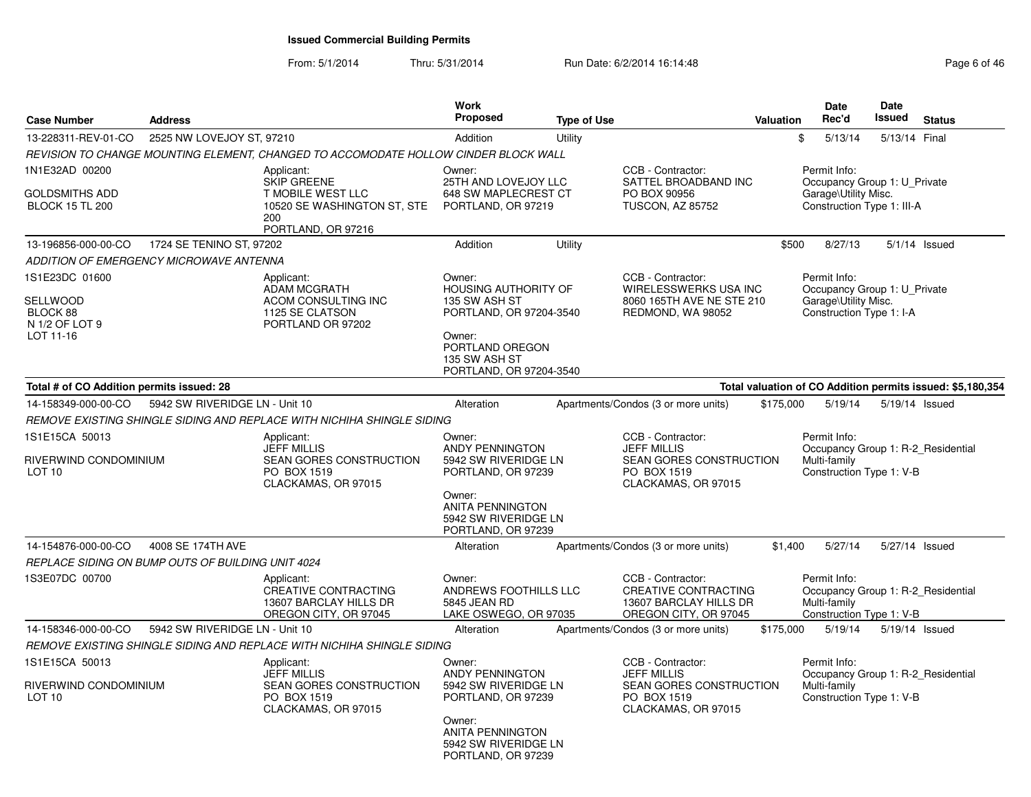# Issued Commercial Building Permits

From: 5/1/2014 Thru: 5/31/2014 Run Date: 6/2/2014 16:14:48

| Case Number | Address | Work Proposed | Type of Use | Valuation | Date Rec'd | Date Issued | Status |
|---|---|---|---|---|---|---|---|
| 13-228311-REV-01-CO | 2525 NW LOVEJOY ST, 97210 | Addition | Utility | $ | 5/13/14 | 5/13/14 | Final |

*REVISION TO CHANGE MOUNTING ELEMENT, CHANGED TO ACCOMODATE HOLLOW CINDER BLOCK WALL*

1N1E32AD 00200

GOLDSMITHS ADD
BLOCK 15 TL 200

Applicant:
SKIP GREENE
T MOBILE WEST LLC
10520 SE WASHINGTON ST, STE 200
PORTLAND, OR 97216

Owner:
25TH AND LOVEJOY LLC
648 SW MAPLECREST CT
PORTLAND, OR 97219

CCB - Contractor:
SATTEL BROADBAND INC
PO BOX 90956
TUSCON, AZ 85752

Permit Info:
Occupancy Group 1: U_Private Garage\Utility Misc.
Construction Type 1: III-A

| Case Number | Address | Work Proposed | Type of Use | Valuation | Date Rec'd | Date Issued | Status |
|---|---|---|---|---|---|---|---|
| 13-196856-000-00-CO | 1724 SE TENINO ST, 97202 | Addition | Utility | $500 | 8/27/13 | 5/1/14 | Issued |

*ADDITION OF EMERGENCY MICROWAVE ANTENNA*

1S1E23DC 01600

SELLWOOD
BLOCK 88
N 1/2 OF LOT 9
LOT 11-16

Applicant:
ADAM MCGRATH
ACOM CONSULTING INC
1125 SE CLATSON
PORTLAND OR 97202

Owner:
HOUSING AUTHORITY OF
135 SW ASH ST
PORTLAND, OR 97204-3540

Owner:
PORTLAND OREGON
135 SW ASH ST
PORTLAND, OR 97204-3540

CCB - Contractor:
WIRELESSWERKS USA INC
8060 165TH AVE NE STE 210
REDMOND, WA 98052

Permit Info:
Occupancy Group 1: U_Private Garage\Utility Misc.
Construction Type 1: I-A

**Total # of CO Addition permits issued: 28** — **Total valuation of CO Addition permits issued: $5,180,354**

| Case Number | Address | Work Proposed | Type of Use | Valuation | Date Rec'd | Date Issued | Status |
|---|---|---|---|---|---|---|---|
| 14-158349-000-00-CO | 5942 SW RIVERIDGE LN - Unit 10 | Alteration | Apartments/Condos (3 or more units) | $175,000 | 5/19/14 | 5/19/14 | Issued |

*REMOVE EXISTING SHINGLE SIDING AND REPLACE WITH NICHIHA SHINGLE SIDING*

1S1E15CA 50013

RIVERWIND CONDOMINIUM
LOT 10

Applicant:
JEFF MILLIS
SEAN GORES CONSTRUCTION
PO BOX 1519
CLACKAMAS, OR 97015

Owner:
ANDY PENNINGTON
5942 SW RIVERIDGE LN
PORTLAND, OR 97239

Owner:
ANITA PENNINGTON
5942 SW RIVERIDGE LN
PORTLAND, OR 97239

CCB - Contractor:
JEFF MILLIS
SEAN GORES CONSTRUCTION
PO BOX 1519
CLACKAMAS, OR 97015

Permit Info:
Occupancy Group 1: R-2_Residential Multi-family
Construction Type 1: V-B

| Case Number | Address | Work Proposed | Type of Use | Valuation | Date Rec'd | Date Issued | Status |
|---|---|---|---|---|---|---|---|
| 14-154876-000-00-CO | 4008 SE 174TH AVE | Alteration | Apartments/Condos (3 or more units) | $1,400 | 5/27/14 | 5/27/14 | Issued |

*REPLACE SIDING ON BUMP OUTS OF BUILDING UNIT 4024*

1S3E07DC 00700

Applicant:
CREATIVE CONTRACTING
13607 BARCLAY HILLS DR
OREGON CITY, OR 97045

Owner:
ANDREWS FOOTHILLS LLC
5845 JEAN RD
LAKE OSWEGO, OR 97035

CCB - Contractor:
CREATIVE CONTRACTING
13607 BARCLAY HILLS DR
OREGON CITY, OR 97045

Permit Info:
Occupancy Group 1: R-2_Residential Multi-family
Construction Type 1: V-B

| Case Number | Address | Work Proposed | Type of Use | Valuation | Date Rec'd | Date Issued | Status |
|---|---|---|---|---|---|---|---|
| 14-158346-000-00-CO | 5942 SW RIVERIDGE LN - Unit 10 | Alteration | Apartments/Condos (3 or more units) | $175,000 | 5/19/14 | 5/19/14 | Issued |

*REMOVE EXISTING SHINGLE SIDING AND REPLACE WITH NICHIHA SHINGLE SIDING*

1S1E15CA 50013

RIVERWIND CONDOMINIUM
LOT 10

Applicant:
JEFF MILLIS
SEAN GORES CONSTRUCTION
PO BOX 1519
CLACKAMAS, OR 97015

Owner:
ANDY PENNINGTON
5942 SW RIVERIDGE LN
PORTLAND, OR 97239

Owner:
ANITA PENNINGTON
5942 SW RIVERIDGE LN
PORTLAND, OR 97239

CCB - Contractor:
JEFF MILLIS
SEAN GORES CONSTRUCTION
PO BOX 1519
CLACKAMAS, OR 97015

Permit Info:
Occupancy Group 1: R-2_Residential Multi-family
Construction Type 1: V-B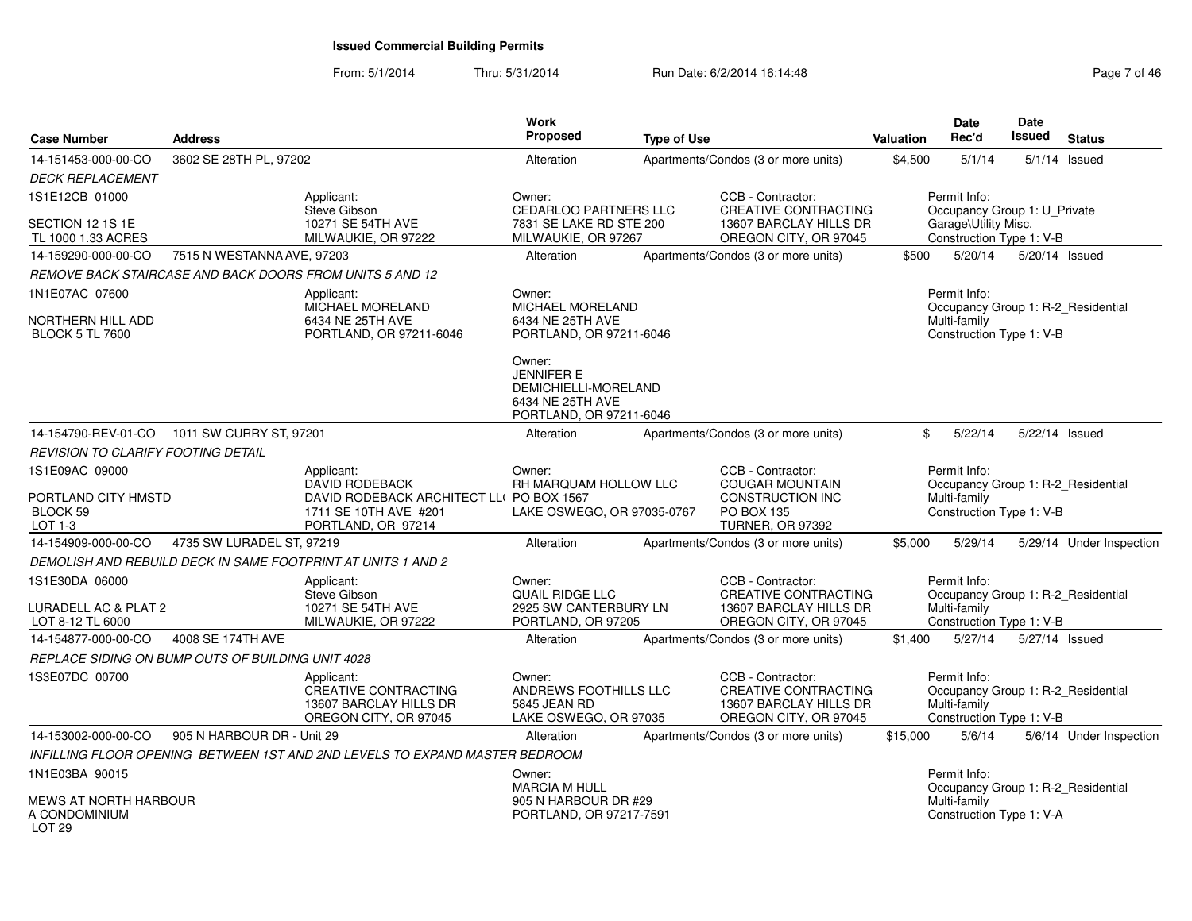# Issued Commercial Building Permits

From: 5/1/2014 Thru: 5/31/2014 Run Date: 6/2/2014 16:14:48

| Case Number | Address | Work Proposed | Type of Use | Valuation | Date Rec'd | Date Issued | Status |
|---|---|---|---|---|---|---|---|
| 14-151453-000-00-CO | 3602 SE 28TH PL, 97202 | Alteration | Apartments/Condos (3 or more units) | $4,500 | 5/1/14 | 5/1/14 | Issued |

*DECK REPLACEMENT*

1S1E12CB 01000
SECTION 12 1S 1E
TL 1000 1.33 ACRES

Applicant: Steve Gibson, 10271 SE 54TH AVE, MILWAUKIE, OR 97222

Owner: CEDARLOO PARTNERS LLC, 7831 SE LAKE RD STE 200, MILWAUKIE, OR 97267

CCB - Contractor: CREATIVE CONTRACTING, 13607 BARCLAY HILLS DR, OREGON CITY, OR 97045

Permit Info: Occupancy Group 1: U_Private Garage\Utility Misc. Construction Type 1: V-B

| Case Number | Address | Work Proposed | Type of Use | Valuation | Date Rec'd | Date Issued | Status |
|---|---|---|---|---|---|---|---|
| 14-159290-000-00-CO | 7515 N WESTANNA AVE, 97203 | Alteration | Apartments/Condos (3 or more units) | $500 | 5/20/14 | 5/20/14 | Issued |

*REMOVE BACK STAIRCASE AND BACK DOORS FROM UNITS 5 AND 12*

1N1E07AC 07600
NORTHERN HILL ADD
BLOCK 5 TL 7600

Applicant: MICHAEL MORELAND, 6434 NE 25TH AVE, PORTLAND, OR 97211-6046

Owner: MICHAEL MORELAND, 6434 NE 25TH AVE, PORTLAND, OR 97211-6046

Owner: JENNIFER E DEMICHIELLI-MORELAND, 6434 NE 25TH AVE, PORTLAND, OR 97211-6046

Permit Info: Occupancy Group 1: R-2_Residential Multi-family Construction Type 1: V-B

| Case Number | Address | Work Proposed | Type of Use | Valuation | Date Rec'd | Date Issued | Status |
|---|---|---|---|---|---|---|---|
| 14-154790-REV-01-CO | 1011 SW CURRY ST, 97201 | Alteration | Apartments/Condos (3 or more units) | $ | 5/22/14 | 5/22/14 | Issued |

*REVISION TO CLARIFY FOOTING DETAIL*

1S1E09AC 09000
PORTLAND CITY HMSTD
BLOCK 59
LOT 1-3

Applicant: DAVID RODEBACK, DAVID RODEBACK ARCHITECT LL(, 1711 SE 10TH AVE #201, PORTLAND, OR 97214

Owner: RH MARQUAM HOLLOW LLC, PO BOX 1567, LAKE OSWEGO, OR 97035-0767

CCB - Contractor: COUGAR MOUNTAIN CONSTRUCTION INC, PO BOX 135, TURNER, OR 97392

Permit Info: Occupancy Group 1: R-2_Residential Multi-family Construction Type 1: V-B

| Case Number | Address | Work Proposed | Type of Use | Valuation | Date Rec'd | Date Issued | Status |
|---|---|---|---|---|---|---|---|
| 14-154909-000-00-CO | 4735 SW LURADEL ST, 97219 | Alteration | Apartments/Condos (3 or more units) | $5,000 | 5/29/14 | 5/29/14 | Under Inspection |

*DEMOLISH AND REBUILD DECK IN SAME FOOTPRINT AT UNITS 1 AND 2*

1S1E30DA 06000
LURADELL AC & PLAT 2
LOT 8-12 TL 6000

Applicant: Steve Gibson, 10271 SE 54TH AVE, MILWAUKIE, OR 97222

Owner: QUAIL RIDGE LLC, 2925 SW CANTERBURY LN, PORTLAND, OR 97205

CCB - Contractor: CREATIVE CONTRACTING, 13607 BARCLAY HILLS DR, OREGON CITY, OR 97045

Permit Info: Occupancy Group 1: R-2_Residential Multi-family Construction Type 1: V-B

| Case Number | Address | Work Proposed | Type of Use | Valuation | Date Rec'd | Date Issued | Status |
|---|---|---|---|---|---|---|---|
| 14-154877-000-00-CO | 4008 SE 174TH AVE | Alteration | Apartments/Condos (3 or more units) | $1,400 | 5/27/14 | 5/27/14 | Issued |

*REPLACE SIDING ON BUMP OUTS OF BUILDING UNIT 4028*

1S3E07DC 00700

Applicant: CREATIVE CONTRACTING, 13607 BARCLAY HILLS DR, OREGON CITY, OR 97045

Owner: ANDREWS FOOTHILLS LLC, 5845 JEAN RD, LAKE OSWEGO, OR 97035

CCB - Contractor: CREATIVE CONTRACTING, 13607 BARCLAY HILLS DR, OREGON CITY, OR 97045

Permit Info: Occupancy Group 1: R-2_Residential Multi-family Construction Type 1: V-B

| Case Number | Address | Work Proposed | Type of Use | Valuation | Date Rec'd | Date Issued | Status |
|---|---|---|---|---|---|---|---|
| 14-153002-000-00-CO | 905 N HARBOUR DR - Unit 29 | Alteration | Apartments/Condos (3 or more units) | $15,000 | 5/6/14 | 5/6/14 | Under Inspection |

*INFILLING FLOOR OPENING BETWEEN 1ST AND 2ND LEVELS TO EXPAND MASTER BEDROOM*

1N1E03BA 90015
MEWS AT NORTH HARBOUR
A CONDOMINIUM
LOT 29

Owner: MARCIA M HULL, 905 N HARBOUR DR #29, PORTLAND, OR 97217-7591

Permit Info: Occupancy Group 1: R-2_Residential Multi-family Construction Type 1: V-A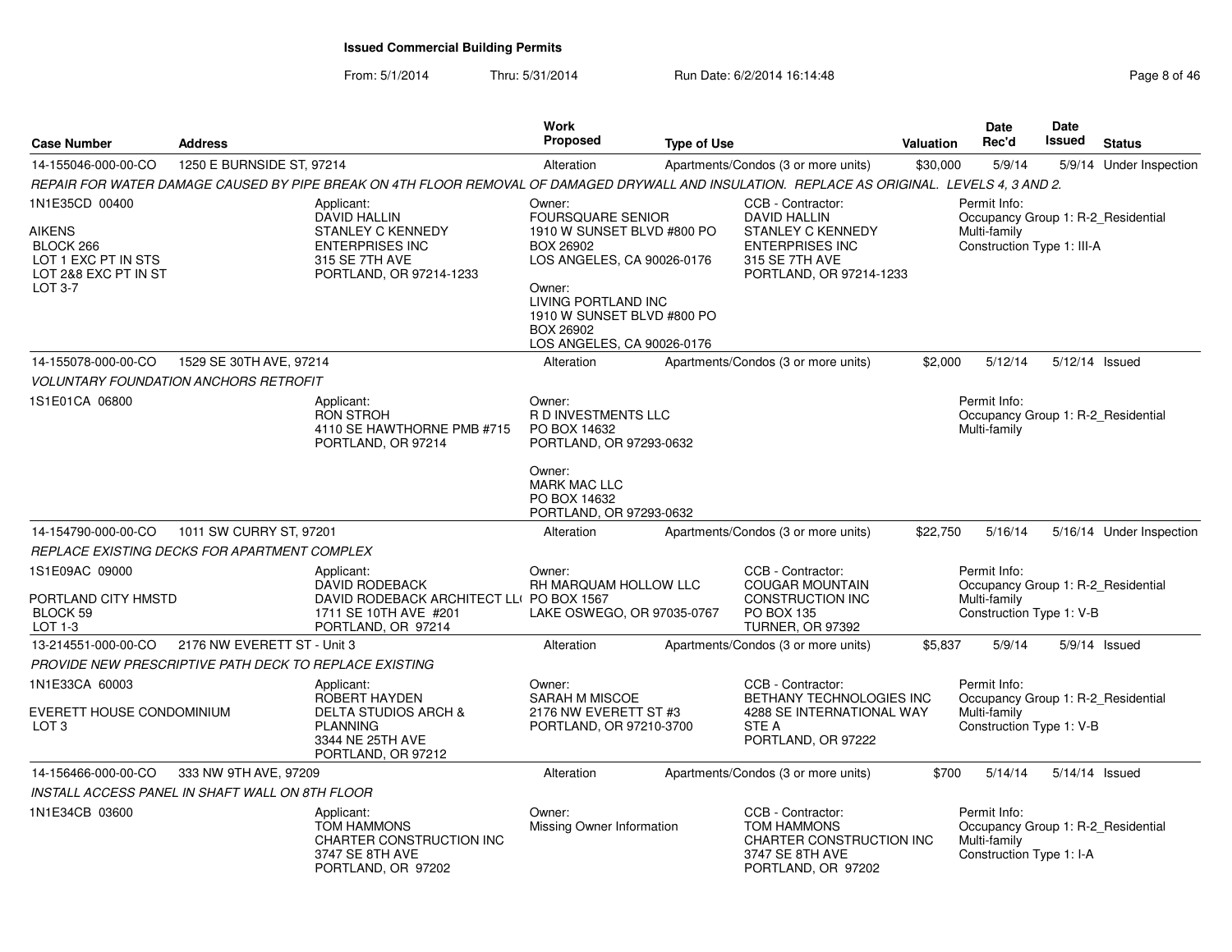# Issued Commercial Building Permits

From: 5/1/2014 Thru: 5/31/2014 Run Date: 6/2/2014 16:14:48

| Case Number | Address | Work Proposed | Type of Use | Valuation | Date Rec'd | Date Issued | Status |
|---|---|---|---|---|---|---|---|
| 14-155046-000-00-CO | 1250 E BURNSIDE ST, 97214 | Alteration | Apartments/Condos (3 or more units) | $30,000 | 5/9/14 | 5/9/14 | Under Inspection |

REPAIR FOR WATER DAMAGE CAUSED BY PIPE BREAK ON 4TH FLOOR REMOVAL OF DAMAGED DRYWALL AND INSULATION. REPLACE AS ORIGINAL. LEVELS 4, 3 AND 2.

1N1E35CD 00400

AIKENS
BLOCK 266
LOT 1 EXC PT IN STS
LOT 2&8 EXC PT IN ST
LOT 3-7

Applicant:
DAVID HALLIN
STANLEY C KENNEDY ENTERPRISES INC
315 SE 7TH AVE
PORTLAND, OR 97214-1233

Owner:
FOURSQUARE SENIOR
1910 W SUNSET BLVD #800 PO BOX 26902
LOS ANGELES, CA 90026-0176

Owner:
LIVING PORTLAND INC
1910 W SUNSET BLVD #800 PO BOX 26902
LOS ANGELES, CA 90026-0176

CCB - Contractor:
DAVID HALLIN
STANLEY C KENNEDY ENTERPRISES INC
315 SE 7TH AVE
PORTLAND, OR 97214-1233

Permit Info:
Occupancy Group 1: R-2_Residential Multi-family
Construction Type 1: III-A

---

| Case Number | Address | Work Proposed | Type of Use | Valuation | Date Rec'd | Date Issued | Status |
|---|---|---|---|---|---|---|---|
| 14-155078-000-00-CO | 1529 SE 30TH AVE, 97214 | Alteration | Apartments/Condos (3 or more units) | $2,000 | 5/12/14 | 5/12/14 | Issued |

VOLUNTARY FOUNDATION ANCHORS RETROFIT

1S1E01CA 06800

Applicant:
RON STROH
4110 SE HAWTHORNE PMB #715
PORTLAND, OR 97214

Owner:
R D INVESTMENTS LLC
PO BOX 14632
PORTLAND, OR 97293-0632

Owner:
MARK MAC LLC
PO BOX 14632
PORTLAND, OR 97293-0632

Permit Info:
Occupancy Group 1: R-2_Residential Multi-family

---

| Case Number | Address | Work Proposed | Type of Use | Valuation | Date Rec'd | Date Issued | Status |
|---|---|---|---|---|---|---|---|
| 14-154790-000-00-CO | 1011 SW CURRY ST, 97201 | Alteration | Apartments/Condos (3 or more units) | $22,750 | 5/16/14 | 5/16/14 | Under Inspection |

REPLACE EXISTING DECKS FOR APARTMENT COMPLEX

1S1E09AC 09000

PORTLAND CITY HMSTD
BLOCK 59
LOT 1-3

Applicant:
DAVID RODEBACK
DAVID RODEBACK ARCHITECT LLC
1711 SE 10TH AVE #201
PORTLAND, OR 97214

Owner:
RH MARQUAM HOLLOW LLC
PO BOX 1567
LAKE OSWEGO, OR 97035-0767

CCB - Contractor:
COUGAR MOUNTAIN CONSTRUCTION INC
PO BOX 135
TURNER, OR 97392

Permit Info:
Occupancy Group 1: R-2_Residential Multi-family
Construction Type 1: V-B

---

| Case Number | Address | Work Proposed | Type of Use | Valuation | Date Rec'd | Date Issued | Status |
|---|---|---|---|---|---|---|---|
| 13-214551-000-00-CO | 2176 NW EVERETT ST - Unit 3 | Alteration | Apartments/Condos (3 or more units) | $5,837 | 5/9/14 | 5/9/14 | Issued |

PROVIDE NEW PRESCRIPTIVE PATH DECK TO REPLACE EXISTING

1N1E33CA 60003

EVERETT HOUSE CONDOMINIUM
LOT 3

Applicant:
ROBERT HAYDEN
DELTA STUDIOS ARCH & PLANNING
3344 NE 25TH AVE
PORTLAND, OR 97212

Owner:
SARAH M MISCOE
2176 NW EVERETT ST #3
PORTLAND, OR 97210-3700

CCB - Contractor:
BETHANY TECHNOLOGIES INC
4288 SE INTERNATIONAL WAY STE A
PORTLAND, OR 97222

Permit Info:
Occupancy Group 1: R-2_Residential Multi-family
Construction Type 1: V-B

---

| Case Number | Address | Work Proposed | Type of Use | Valuation | Date Rec'd | Date Issued | Status |
|---|---|---|---|---|---|---|---|
| 14-156466-000-00-CO | 333 NW 9TH AVE, 97209 | Alteration | Apartments/Condos (3 or more units) | $700 | 5/14/14 | 5/14/14 | Issued |

INSTALL ACCESS PANEL IN SHAFT WALL ON 8TH FLOOR

1N1E34CB 03600

Applicant:
TOM HAMMONS
CHARTER CONSTRUCTION INC
3747 SE 8TH AVE
PORTLAND, OR 97202

Owner:
Missing Owner Information

CCB - Contractor:
TOM HAMMONS
CHARTER CONSTRUCTION INC
3747 SE 8TH AVE
PORTLAND, OR 97202

Permit Info:
Occupancy Group 1: R-2_Residential Multi-family
Construction Type 1: I-A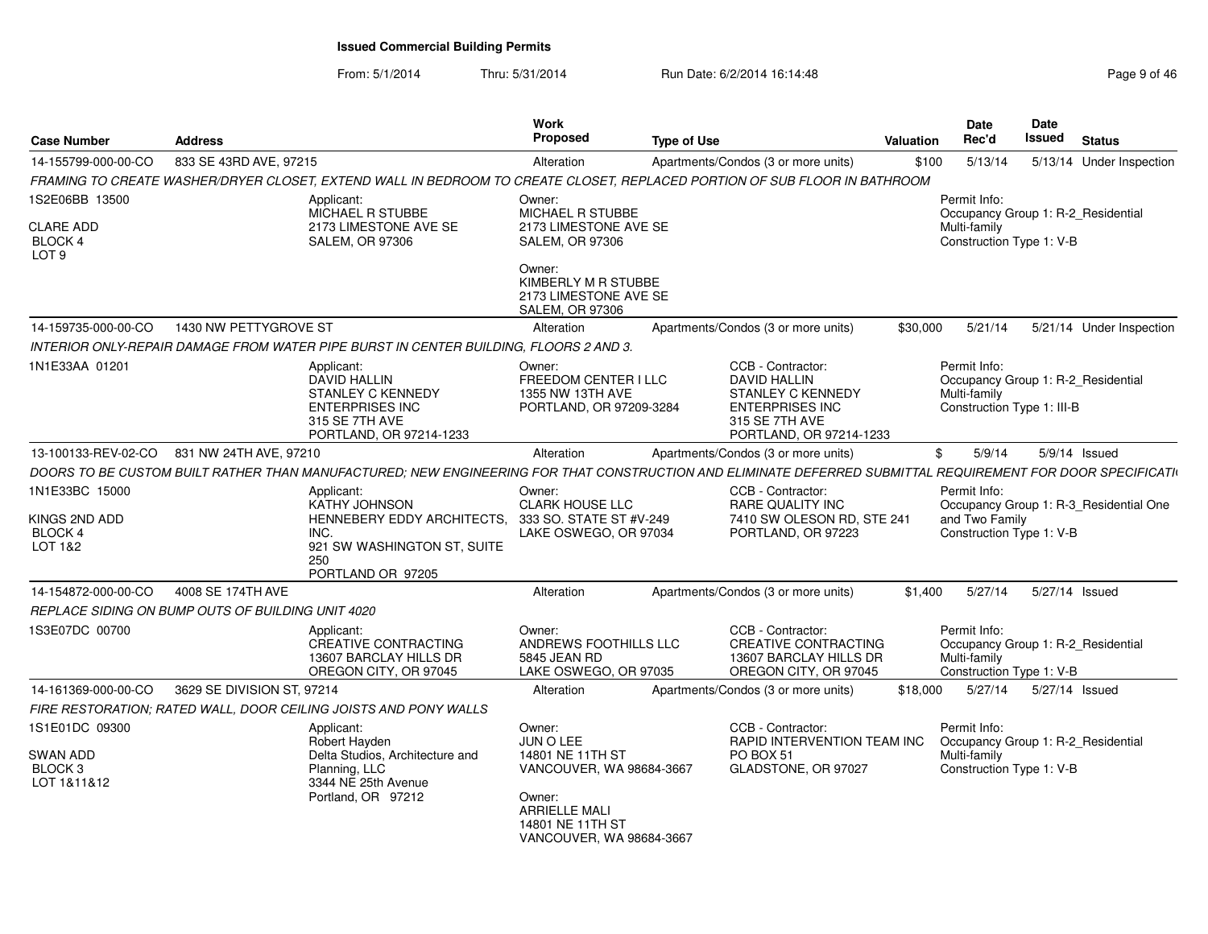**Issued Commercial Building Permits**

From: 5/1/2014 Thru: 5/31/2014 Run Date: 6/2/2014 16:14:48

| Case Number | Address | Work Proposed | Type of Use | Valuation | Date Rec'd | Date Issued | Status |
|---|---|---|---|---|---|---|---|
| 14-155799-000-00-CO | 833 SE 43RD AVE, 97215 | Alteration | Apartments/Condos (3 or more units) | $100 | 5/13/14 | 5/13/14 | Under Inspection |

*FRAMING TO CREATE WASHER/DRYER CLOSET, EXTEND WALL IN BEDROOM TO CREATE CLOSET, REPLACED PORTION OF SUB FLOOR IN BATHROOM*

1S2E06BB 13500
CLARE ADD
BLOCK 4
LOT 9

Applicant: MICHAEL R STUBBE, 2173 LIMESTONE AVE SE, SALEM, OR 97306

Owner: MICHAEL R STUBBE, 2173 LIMESTONE AVE SE, SALEM, OR 97306

Owner: KIMBERLY M R STUBBE, 2173 LIMESTONE AVE SE, SALEM, OR 97306

Permit Info: Occupancy Group 1: R-2_Residential Multi-family; Construction Type 1: V-B

---

| Case Number | Address | Work Proposed | Type of Use | Valuation | Date Rec'd | Date Issued | Status |
|---|---|---|---|---|---|---|---|
| 14-159735-000-00-CO | 1430 NW PETTYGROVE ST | Alteration | Apartments/Condos (3 or more units) | $30,000 | 5/21/14 | 5/21/14 | Under Inspection |

*INTERIOR ONLY-REPAIR DAMAGE FROM WATER PIPE BURST IN CENTER BUILDING, FLOORS 2 AND 3.*

1N1E33AA 01201

Applicant: DAVID HALLIN, STANLEY C KENNEDY ENTERPRISES INC, 315 SE 7TH AVE, PORTLAND, OR 97214-1233

Owner: FREEDOM CENTER I LLC, 1355 NW 13TH AVE, PORTLAND, OR 97209-3284

CCB - Contractor: DAVID HALLIN, STANLEY C KENNEDY ENTERPRISES INC, 315 SE 7TH AVE, PORTLAND, OR 97214-1233

Permit Info: Occupancy Group 1: R-2_Residential Multi-family; Construction Type 1: III-B

---

| Case Number | Address | Work Proposed | Type of Use | Valuation | Date Rec'd | Date Issued | Status |
|---|---|---|---|---|---|---|---|
| 13-100133-REV-02-CO | 831 NW 24TH AVE, 97210 | Alteration | Apartments/Condos (3 or more units) | $ | 5/9/14 | 5/9/14 | Issued |

*DOORS TO BE CUSTOM BUILT RATHER THAN MANUFACTURED; NEW ENGINEERING FOR THAT CONSTRUCTION AND ELIMINATE DEFERRED SUBMITTAL REQUIREMENT FOR DOOR SPECIFICATI*

1N1E33BC 15000
KINGS 2ND ADD
BLOCK 4
LOT 1&2

Applicant: KATHY JOHNSON, HENNEBERY EDDY ARCHITECTS, INC., 921 SW WASHINGTON ST, SUITE 250, PORTLAND OR 97205

Owner: CLARK HOUSE LLC, 333 SO. STATE ST #V-249, LAKE OSWEGO, OR 97034

CCB - Contractor: RARE QUALITY INC, 7410 SW OLESON RD, STE 241, PORTLAND, OR 97223

Permit Info: Occupancy Group 1: R-3_Residential One and Two Family; Construction Type 1: V-B

---

| Case Number | Address | Work Proposed | Type of Use | Valuation | Date Rec'd | Date Issued | Status |
|---|---|---|---|---|---|---|---|
| 14-154872-000-00-CO | 4008 SE 174TH AVE | Alteration | Apartments/Condos (3 or more units) | $1,400 | 5/27/14 | 5/27/14 | Issued |

*REPLACE SIDING ON BUMP OUTS OF BUILDING UNIT 4020*

1S3E07DC 00700

Applicant: CREATIVE CONTRACTING, 13607 BARCLAY HILLS DR, OREGON CITY, OR 97045

Owner: ANDREWS FOOTHILLS LLC, 5845 JEAN RD, LAKE OSWEGO, OR 97035

CCB - Contractor: CREATIVE CONTRACTING, 13607 BARCLAY HILLS DR, OREGON CITY, OR 97045

Permit Info: Occupancy Group 1: R-2_Residential Multi-family; Construction Type 1: V-B

---

| Case Number | Address | Work Proposed | Type of Use | Valuation | Date Rec'd | Date Issued | Status |
|---|---|---|---|---|---|---|---|
| 14-161369-000-00-CO | 3629 SE DIVISION ST, 97214 | Alteration | Apartments/Condos (3 or more units) | $18,000 | 5/27/14 | 5/27/14 | Issued |

*FIRE RESTORATION; RATED WALL, DOOR CEILING JOISTS AND PONY WALLS*

1S1E01DC 09300
SWAN ADD
BLOCK 3
LOT 1&11&12

Applicant: Robert Hayden, Delta Studios, Architecture and Planning, LLC, 3344 NE 25th Avenue, Portland, OR 97212

Owner: JUN O LEE, 14801 NE 11TH ST, VANCOUVER, WA 98684-3667

Owner: ARRIELLE MALI, 14801 NE 11TH ST, VANCOUVER, WA 98684-3667

CCB - Contractor: RAPID INTERVENTION TEAM INC, PO BOX 51, GLADSTONE, OR 97027

Permit Info: Occupancy Group 1: R-2_Residential Multi-family; Construction Type 1: V-B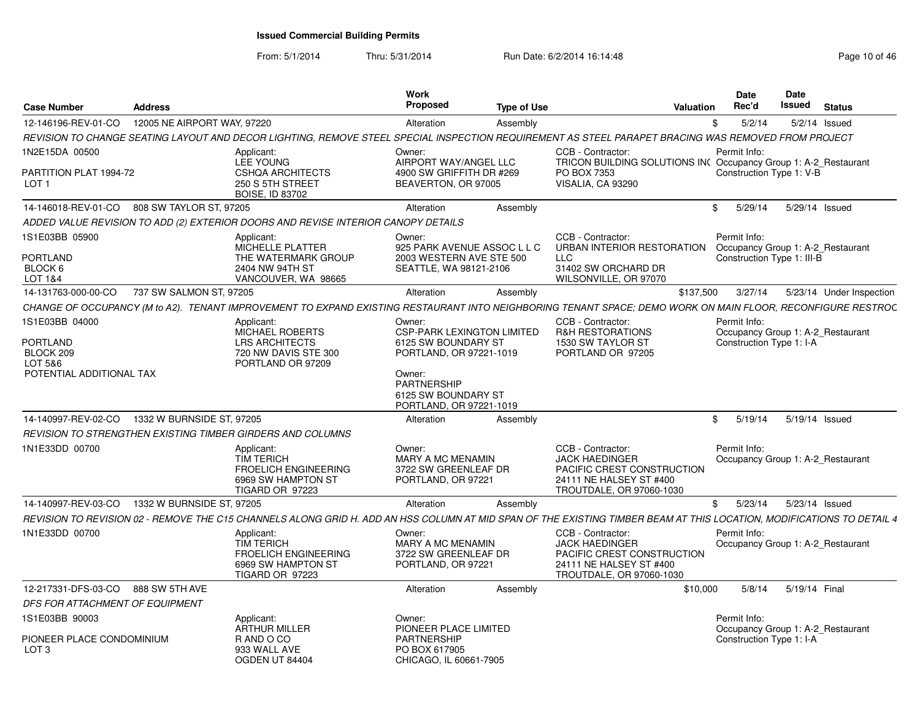# Issued Commercial Building Permits

From: 5/1/2014 Thru: 5/31/2014 Run Date: 6/2/2014 16:14:48

| Case Number | Address | Work Proposed | Type of Use | Valuation | Date Rec'd | Date Issued | Status |
|---|---|---|---|---|---|---|---|
| 12-146196-REV-01-CO | 12005 NE AIRPORT WAY, 97220 | Alteration | Assembly | $ | 5/2/14 | 5/2/14 | Issued |

*REVISION TO CHANGE SEATING LAYOUT AND DECOR LIGHTING, REMOVE STEEL SPECIAL INSPECTION REQUIREMENT AS STEEL PARAPET BRACING WAS REMOVED FROM PROJECT*

1N2E15DA 00500
PARTITION PLAT 1994-72
LOT 1

Applicant: LEE YOUNG, CSHQA ARCHITECTS, 250 S 5TH STREET, BOISE, ID 83702

Owner: AIRPORT WAY/ANGEL LLC, 4900 SW GRIFFITH DR #269, BEAVERTON, OR 97005

CCB - Contractor: TRICON BUILDING SOLUTIONS INC, PO BOX 7353, VISALIA, CA 93290

Permit Info: Occupancy Group 1: A-2_Restaurant; Construction Type 1: V-B

| Case Number | Address | Work Proposed | Type of Use | Valuation | Date Rec'd | Date Issued | Status |
|---|---|---|---|---|---|---|---|
| 14-146018-REV-01-CO | 808 SW TAYLOR ST, 97205 | Alteration | Assembly | $ | 5/29/14 | 5/29/14 | Issued |

*ADDED VALUE REVISION TO ADD (2) EXTERIOR DOORS AND REVISE INTERIOR CANOPY DETAILS*

1S1E03BB 05900
PORTLAND
BLOCK 6
LOT 1&4

Applicant: MICHELLE PLATTER, THE WATERMARK GROUP, 2404 NW 94TH ST, VANCOUVER, WA 98665

Owner: 925 PARK AVENUE ASSOC L L C, 2003 WESTERN AVE STE 500, SEATTLE, WA 98121-2106

CCB - Contractor: URBAN INTERIOR RESTORATION LLC, 31402 SW ORCHARD DR, WILSONVILLE, OR 97070

Permit Info: Occupancy Group 1: A-2_Restaurant; Construction Type 1: III-B

| Case Number | Address | Work Proposed | Type of Use | Valuation | Date Rec'd | Date Issued | Status |
|---|---|---|---|---|---|---|---|
| 14-131763-000-00-CO | 737 SW SALMON ST, 97205 | Alteration | Assembly | $137,500 | 3/27/14 | 5/23/14 | Under Inspection |

*CHANGE OF OCCUPANCY (M to A2). TENANT IMPROVEMENT TO EXPAND EXISTING RESTAURANT INTO NEIGHBORING TENANT SPACE; DEMO WORK ON MAIN FLOOR, RECONFIGURE RESTROC*

1S1E03BB 04000
PORTLAND
BLOCK 209
LOT 5&6
POTENTIAL ADDITIONAL TAX

Applicant: MICHAEL ROBERTS, LRS ARCHITECTS, 720 NW DAVIS STE 300, PORTLAND OR 97209

Owner: CSP-PARK LEXINGTON LIMITED, 6125 SW BOUNDARY ST, PORTLAND, OR 97221-1019

Owner: PARTNERSHIP, 6125 SW BOUNDARY ST, PORTLAND, OR 97221-1019

CCB - Contractor: R&H RESTORATIONS, 1530 SW TAYLOR ST, PORTLAND OR 97205

Permit Info: Occupancy Group 1: A-2_Restaurant; Construction Type 1: I-A

| Case Number | Address | Work Proposed | Type of Use | Valuation | Date Rec'd | Date Issued | Status |
|---|---|---|---|---|---|---|---|
| 14-140997-REV-02-CO | 1332 W BURNSIDE ST, 97205 | Alteration | Assembly | $ | 5/19/14 | 5/19/14 | Issued |

*REVISION TO STRENGTHEN EXISTING TIMBER GIRDERS AND COLUMNS*

1N1E33DD 00700

Applicant: TIM TERICH, FROELICH ENGINEERING, 6969 SW HAMPTON ST, TIGARD OR 97223

Owner: MARY A MC MENAMIN, 3722 SW GREENLEAF DR, PORTLAND, OR 97221

CCB - Contractor: JACK HAEDINGER, PACIFIC CREST CONSTRUCTION, 24111 NE HALSEY ST #400, TROUTDALE, OR 97060-1030

Permit Info: Occupancy Group 1: A-2_Restaurant

| Case Number | Address | Work Proposed | Type of Use | Valuation | Date Rec'd | Date Issued | Status |
|---|---|---|---|---|---|---|---|
| 14-140997-REV-03-CO | 1332 W BURNSIDE ST, 97205 | Alteration | Assembly | $ | 5/23/14 | 5/23/14 | Issued |

*REVISION TO REVISION 02 - REMOVE THE C15 CHANNELS ALONG GRID H. ADD AN HSS COLUMN AT MID SPAN OF THE EXISTING TIMBER BEAM AT THIS LOCATION, MODIFICATIONS TO DETAIL 4*

1N1E33DD 00700

Applicant: TIM TERICH, FROELICH ENGINEERING, 6969 SW HAMPTON ST, TIGARD OR 97223

Owner: MARY A MC MENAMIN, 3722 SW GREENLEAF DR, PORTLAND, OR 97221

CCB - Contractor: JACK HAEDINGER, PACIFIC CREST CONSTRUCTION, 24111 NE HALSEY ST #400, TROUTDALE, OR 97060-1030

Permit Info: Occupancy Group 1: A-2_Restaurant

| Case Number | Address | Work Proposed | Type of Use | Valuation | Date Rec'd | Date Issued | Status |
|---|---|---|---|---|---|---|---|
| 12-217331-DFS-03-CO | 888 SW 5TH AVE | Alteration | Assembly | $10,000 | 5/8/14 | 5/19/14 | Final |

*DFS FOR ATTACHMENT OF EQUIPMENT*

1S1E03BB 90003
PIONEER PLACE CONDOMINIUM
LOT 3

Applicant: ARTHUR MILLER, R AND O CO, 933 WALL AVE, OGDEN UT 84404

Owner: PIONEER PLACE LIMITED PARTNERSHIP, PO BOX 617905, CHICAGO, IL 60661-7905

Permit Info: Occupancy Group 1: A-2_Restaurant; Construction Type 1: I-A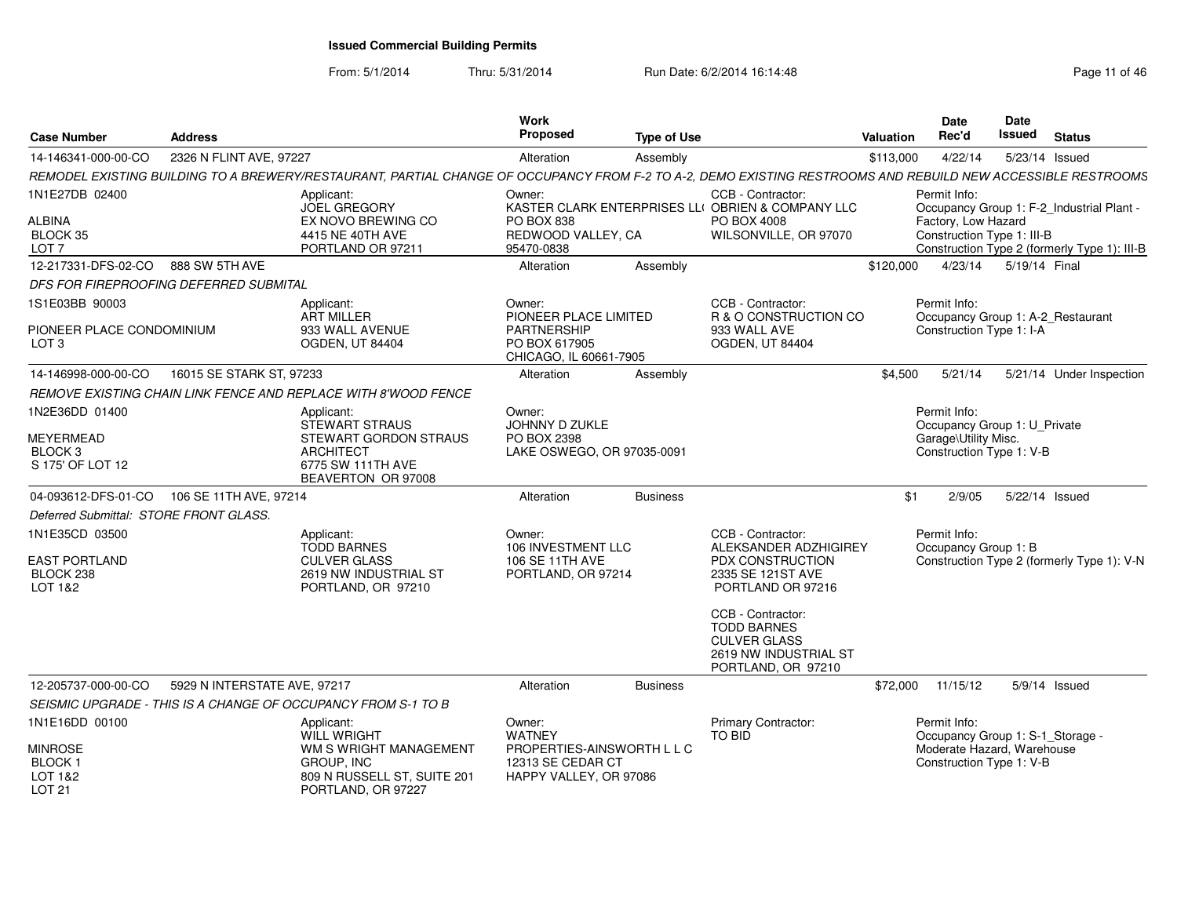**Issued Commercial Building Permits**

From: 5/1/2014 Thru: 5/31/2014 Run Date: 6/2/2014 16:14:48

| Case Number | Address | Work Proposed | Type of Use | Valuation | Date Rec'd | Date Issued | Status |
|---|---|---|---|---|---|---|---|
| 14-146341-000-00-CO | 2326 N FLINT AVE, 97227 | Alteration | Assembly | $113,000 | 4/22/14 | 5/23/14 | Issued |

*REMODEL EXISTING BUILDING TO A BREWERY/RESTAURANT, PARTIAL CHANGE OF OCCUPANCY FROM F-2 TO A-2, DEMO EXISTING RESTROOMS AND REBUILD NEW ACCESSIBLE RESTROOMS*

- 1N1E27DB 02400, ALBINA, BLOCK 35, LOT 7
- Applicant: JOEL GREGORY, EX NOVO BREWING CO, 4415 NE 40TH AVE, PORTLAND OR 97211
- Owner: KASTER CLARK ENTERPRISES LL( PO BOX 838, REDWOOD VALLEY, CA 95470-0838
- CCB - Contractor: OBRIEN & COMPANY LLC, PO BOX 4008, WILSONVILLE, OR 97070
- Permit Info: Occupancy Group 1: F-2_Industrial Plant - Factory, Low Hazard; Construction Type 1: III-B; Construction Type 2 (formerly Type 1): III-B

| Case Number | Address | Work Proposed | Type of Use | Valuation | Date Rec'd | Date Issued | Status |
|---|---|---|---|---|---|---|---|
| 12-217331-DFS-02-CO | 888 SW 5TH AVE | Alteration | Assembly | $120,000 | 4/23/14 | 5/19/14 | Final |

*DFS FOR FIREPROOFING DEFERRED SUBMITAL*

- 1S1E03BB 90003, PIONEER PLACE CONDOMINIUM, LOT 3
- Applicant: ART MILLER, 933 WALL AVENUE, OGDEN, UT 84404
- Owner: PIONEER PLACE LIMITED PARTNERSHIP, PO BOX 617905, CHICAGO, IL 60661-7905
- CCB - Contractor: R & O CONSTRUCTION CO, 933 WALL AVE, OGDEN, UT 84404
- Permit Info: Occupancy Group 1: A-2_Restaurant; Construction Type 1: I-A

| Case Number | Address | Work Proposed | Type of Use | Valuation | Date Rec'd | Date Issued | Status |
|---|---|---|---|---|---|---|---|
| 14-146998-000-00-CO | 16015 SE STARK ST, 97233 | Alteration | Assembly | $4,500 | 5/21/14 | 5/21/14 | Under Inspection |

*REMOVE EXISTING CHAIN LINK FENCE AND REPLACE WITH 8'WOOD FENCE*

- 1N2E36DD 01400, MEYERMEAD, BLOCK 3, S 175' OF LOT 12
- Applicant: STEWART STRAUS, STEWART GORDON STRAUS ARCHITECT, 6775 SW 111TH AVE, BEAVERTON OR 97008
- Owner: JOHNNY D ZUKLE, PO BOX 2398, LAKE OSWEGO, OR 97035-0091
- Permit Info: Occupancy Group 1: U_Private Garage\Utility Misc.; Construction Type 1: V-B

| Case Number | Address | Work Proposed | Type of Use | Valuation | Date Rec'd | Date Issued | Status |
|---|---|---|---|---|---|---|---|
| 04-093612-DFS-01-CO | 106 SE 11TH AVE, 97214 | Alteration | Business | $1 | 2/9/05 | 5/22/14 | Issued |

*Deferred Submittal: STORE FRONT GLASS.*

- 1N1E35CD 03500, EAST PORTLAND, BLOCK 238, LOT 1&2
- Applicant: TODD BARNES, CULVER GLASS, 2619 NW INDUSTRIAL ST, PORTLAND, OR 97210
- Owner: 106 INVESTMENT LLC, 106 SE 11TH AVE, PORTLAND, OR 97214
- CCB - Contractor: ALEKSANDER ADZHIGIREY, PDX CONSTRUCTION, 2335 SE 121ST AVE, PORTLAND OR 97216
- CCB - Contractor: TODD BARNES, CULVER GLASS, 2619 NW INDUSTRIAL ST, PORTLAND, OR 97210
- Permit Info: Occupancy Group 1: B; Construction Type 2 (formerly Type 1): V-N

| Case Number | Address | Work Proposed | Type of Use | Valuation | Date Rec'd | Date Issued | Status |
|---|---|---|---|---|---|---|---|
| 12-205737-000-00-CO | 5929 N INTERSTATE AVE, 97217 | Alteration | Business | $72,000 | 11/15/12 | 5/9/14 | Issued |

*SEISMIC UPGRADE - THIS IS A CHANGE OF OCCUPANCY FROM S-1 TO B*

- 1N1E16DD 00100, MINROSE, BLOCK 1, LOT 1&2, LOT 21
- Applicant: WILL WRIGHT, WM S WRIGHT MANAGEMENT GROUP, INC, 809 N RUSSELL ST, SUITE 201, PORTLAND, OR 97227
- Owner: WATNEY PROPERTIES-AINSWORTH L L C, 12313 SE CEDAR CT, HAPPY VALLEY, OR 97086
- Primary Contractor: TO BID
- Permit Info: Occupancy Group 1: S-1_Storage - Moderate Hazard, Warehouse; Construction Type 1: V-B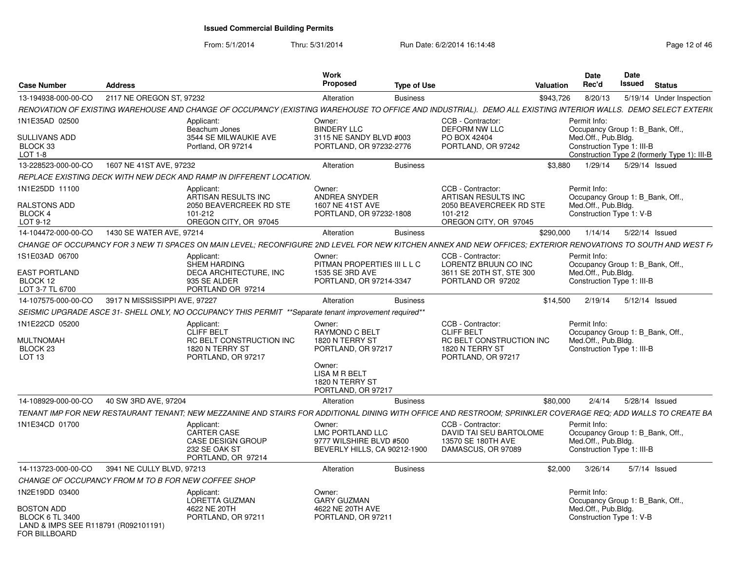# Issued Commercial Building Permits

From: 5/1/2014 Thru: 5/31/2014 Run Date: 6/2/2014 16:14:48

| Case Number | Address | Work Proposed | Type of Use | Valuation | Date Rec'd | Date Issued | Status |
|---|---|---|---|---|---|---|---|
| 13-194938-000-00-CO | 2117 NE OREGON ST, 97232 | Alteration | Business | $943,726 | 8/20/13 | 5/19/14 | Under Inspection |

RENOVATION OF EXISTING WAREHOUSE AND CHANGE OF OCCUPANCY (EXISTING WAREHOUSE TO OFFICE AND INDUSTRIAL). DEMO ALL EXISTING INTERIOR WALLS. DEMO SELECT EXTERI(

1N1E35AD 02500
SULLIVANS ADD
BLOCK 33
LOT 1-8

Applicant: Beachum Jones, 3544 SE MILWAUKIE AVE, Portland, OR 97214

Owner: BINDERY LLC, 3115 NE SANDY BLVD #003, PORTLAND, OR 97232-2776

CCB - Contractor: DEFORM NW LLC, PO BOX 42404, PORTLAND, OR 97242

Permit Info: Occupancy Group 1: B_Bank, Off., Med.Off., Pub.Bldg. Construction Type 1: III-B. Construction Type 2 (formerly Type 1): III-B

| Case Number | Address | Work Proposed | Type of Use | Valuation | Date Rec'd | Date Issued | Status |
|---|---|---|---|---|---|---|---|
| 13-228523-000-00-CO | 1607 NE 41ST AVE, 97232 | Alteration | Business | $3,880 | 1/29/14 | 5/29/14 | Issued |

REPLACE EXISTING DECK WITH NEW DECK AND RAMP IN DIFFERENT LOCATION.

1N1E25DD 11100
RALSTONS ADD
BLOCK 4
LOT 9-12

Applicant: ARTISAN RESULTS INC, 2050 BEAVERCREEK RD STE 101-212, OREGON CITY, OR 97045

Owner: ANDREA SNYDER, 1607 NE 41ST AVE, PORTLAND, OR 97232-1808

CCB - Contractor: ARTISAN RESULTS INC, 2050 BEAVERCREEK RD STE 101-212, OREGON CITY, OR 97045

Permit Info: Occupancy Group 1: B_Bank, Off., Med.Off., Pub.Bldg. Construction Type 1: V-B

| Case Number | Address | Work Proposed | Type of Use | Valuation | Date Rec'd | Date Issued | Status |
|---|---|---|---|---|---|---|---|
| 14-104472-000-00-CO | 1430 SE WATER AVE, 97214 | Alteration | Business | $290,000 | 1/14/14 | 5/22/14 | Issued |

CHANGE OF OCCUPANCY FOR 3 NEW TI SPACES ON MAIN LEVEL; RECONFIGURE 2ND LEVEL FOR NEW KITCHEN ANNEX AND NEW OFFICES; EXTERIOR RENOVATIONS TO SOUTH AND WEST F/

1S1E03AD 06700
EAST PORTLAND
BLOCK 12
LOT 3-7 TL 6700

Applicant: SHEM HARDING, DECA ARCHITECTURE, INC, 935 SE ALDER, PORTLAND OR 97214

Owner: PITMAN PROPERTIES III L L C, 1535 SE 3RD AVE, PORTLAND, OR 97214-3347

CCB - Contractor: LORENTZ BRUUN CO INC, 3611 SE 20TH ST, STE 300, PORTLAND OR 97202

Permit Info: Occupancy Group 1: B_Bank, Off., Med.Off., Pub.Bldg. Construction Type 1: III-B

| Case Number | Address | Work Proposed | Type of Use | Valuation | Date Rec'd | Date Issued | Status |
|---|---|---|---|---|---|---|---|
| 14-107575-000-00-CO | 3917 N MISSISSIPPI AVE, 97227 | Alteration | Business | $14,500 | 2/19/14 | 5/12/14 | Issued |

SEISMIC UPGRADE ASCE 31- SHELL ONLY, NO OCCUPANCY THIS PERMIT **Separate tenant improvement required**

1N1E22CD 05200
MULTNOMAH
BLOCK 23
LOT 13

Applicant: CLIFF BELT, RC BELT CONSTRUCTION INC, 1820 N TERRY ST, PORTLAND, OR 97217

Owner: RAYMOND C BELT, 1820 N TERRY ST, PORTLAND, OR 97217

Owner: LISA M R BELT, 1820 N TERRY ST, PORTLAND, OR 97217

CCB - Contractor: CLIFF BELT, RC BELT CONSTRUCTION INC, 1820 N TERRY ST, PORTLAND, OR 97217

Permit Info: Occupancy Group 1: B_Bank, Off., Med.Off., Pub.Bldg. Construction Type 1: III-B

| Case Number | Address | Work Proposed | Type of Use | Valuation | Date Rec'd | Date Issued | Status |
|---|---|---|---|---|---|---|---|
| 14-108929-000-00-CO | 40 SW 3RD AVE, 97204 | Alteration | Business | $80,000 | 2/4/14 | 5/28/14 | Issued |

TENANT IMP FOR NEW RESTAURANT TENANT; NEW MEZZANINE AND STAIRS FOR ADDITIONAL DINING WITH OFFICE AND RESTROOM; SPRINKLER COVERAGE REQ; ADD WALLS TO CREATE BA

1N1E34CD 01700

Applicant: CARTER CASE, CASE DESIGN GROUP, 232 SE OAK ST, PORTLAND, OR 97214

Owner: LMC PORTLAND LLC, 9777 WILSHIRE BLVD #500, BEVERLY HILLS, CA 90212-1900

CCB - Contractor: DAVID TAI SEU BARTOLOME, 13570 SE 180TH AVE, DAMASCUS, OR 97089

Permit Info: Occupancy Group 1: B_Bank, Off., Med.Off., Pub.Bldg. Construction Type 1: III-B

| Case Number | Address | Work Proposed | Type of Use | Valuation | Date Rec'd | Date Issued | Status |
|---|---|---|---|---|---|---|---|
| 14-113723-000-00-CO | 3941 NE CULLY BLVD, 97213 | Alteration | Business | $2,000 | 3/26/14 | 5/7/14 | Issued |

CHANGE OF OCCUPANCY FROM M TO B FOR NEW COFFEE SHOP

1N2E19DD 03400
BOSTON ADD
BLOCK 6 TL 3400
LAND & IMPS SEE R118791 (R092101191) FOR BILLBOARD

Applicant: LORETTA GUZMAN, 4622 NE 20TH, PORTLAND, OR 97211

Owner: GARY GUZMAN, 4622 NE 20TH AVE, PORTLAND, OR 97211

Permit Info: Occupancy Group 1: B_Bank, Off., Med.Off., Pub.Bldg. Construction Type 1: V-B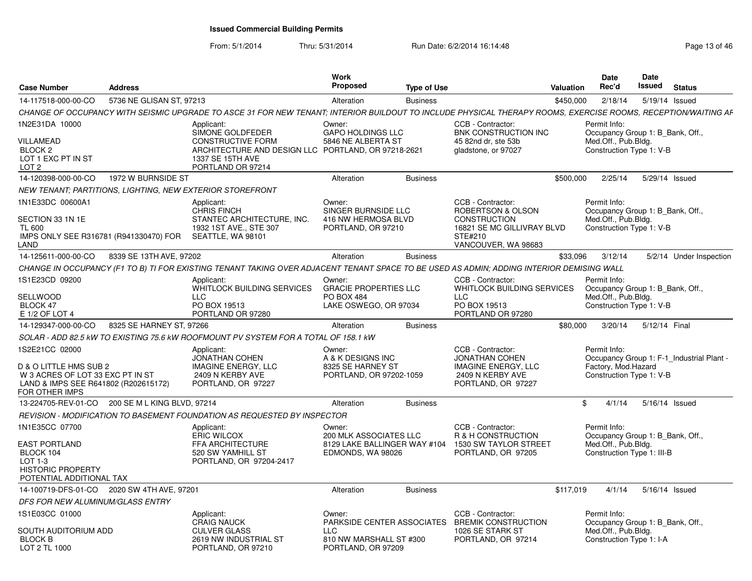# Issued Commercial Building Permits

From: 5/1/2014 Thru: 5/31/2014 Run Date: 6/2/2014 16:14:48

| Case Number | Address | Work Proposed | Type of Use | Valuation | Date Rec'd | Date Issued | Status |
|---|---|---|---|---|---|---|---|
| 14-117518-000-00-CO | 5736 NE GLISAN ST, 97213 | Alteration | Business | $450,000 | 2/18/14 | 5/19/14 | Issued |

CHANGE OF OCCUPANCY WITH SEISMIC UPGRADE TO ASCE 31 FOR NEW TENANT; INTERIOR BUILDOUT TO INCLUDE PHYSICAL THERAPY ROOMS, EXERCISE ROOMS, RECEPTION/WAITING AF

1N2E31DA 10000
VILLAMEAD
BLOCK 2
LOT 1 EXC PT IN ST
LOT 2

Applicant: SIMONE GOLDFEDER, CONSTRUCTIVE FORM ARCHITECTURE AND DESIGN LLC, 1337 SE 15TH AVE, PORTLAND OR 97214

Owner: GAPO HOLDINGS LLC, 5846 NE ALBERTA ST, PORTLAND, OR 97218-2621

CCB - Contractor: BNK CONSTRUCTION INC, 45 82nd dr, ste 53b, gladstone, or 97027

Permit Info: Occupancy Group 1: B_Bank, Off., Med.Off., Pub.Bldg. Construction Type 1: V-B

| Case Number | Address | Work Proposed | Type of Use | Valuation | Date Rec'd | Date Issued | Status |
|---|---|---|---|---|---|---|---|
| 14-120398-000-00-CO | 1972 W BURNSIDE ST | Alteration | Business | $500,000 | 2/25/14 | 5/29/14 | Issued |

NEW TENANT; PARTITIONS, LIGHTING, NEW EXTERIOR STOREFRONT

1N1E33DC 00600A1
SECTION 33 1N 1E
TL 600
IMPS ONLY SEE R316781 (R941330470) FOR LAND

Applicant: CHRIS FINCH, STANTEC ARCHITECTURE, INC., 1932 1ST AVE., STE 307, SEATTLE, WA 98101

Owner: SINGER BURNSIDE LLC, 416 NW HERMOSA BLVD, PORTLAND, OR 97210

CCB - Contractor: ROBERTSON & OLSON CONSTRUCTION, 16821 SE MC GILLIVRAY BLVD STE#210, VANCOUVER, WA 98683

Permit Info: Occupancy Group 1: B_Bank, Off., Med.Off., Pub.Bldg. Construction Type 1: V-B

| Case Number | Address | Work Proposed | Type of Use | Valuation | Date Rec'd | Date Issued | Status |
|---|---|---|---|---|---|---|---|
| 14-125611-000-00-CO | 8339 SE 13TH AVE, 97202 | Alteration | Business | $33,096 | 3/12/14 | 5/2/14 | Under Inspection |

CHANGE IN OCCUPANCY (F1 TO B) TI FOR EXISTING TENANT TAKING OVER ADJACENT TENANT SPACE TO BE USED AS ADMIN; ADDING INTERIOR DEMISING WALL

1S1E23CD 09200
SELLWOOD
BLOCK 47
E 1/2 OF LOT 4

Applicant: WHITLOCK BUILDING SERVICES LLC, PO BOX 19513, PORTLAND OR 97280

Owner: GRACIE PROPERTIES LLC, PO BOX 484, LAKE OSWEGO, OR 97034

CCB - Contractor: WHITLOCK BUILDING SERVICES LLC, PO BOX 19513, PORTLAND OR 97280

Permit Info: Occupancy Group 1: B_Bank, Off., Med.Off., Pub.Bldg. Construction Type 1: V-B

| Case Number | Address | Work Proposed | Type of Use | Valuation | Date Rec'd | Date Issued | Status |
|---|---|---|---|---|---|---|---|
| 14-129347-000-00-CO | 8325 SE HARNEY ST, 97266 | Alteration | Business | $80,000 | 3/20/14 | 5/12/14 | Final |

SOLAR - ADD 82.5 kW TO EXISTING 75.6 kW ROOFMOUNT PV SYSTEM FOR A TOTAL OF 158.1 kW

1S2E21CC 02000
D & O LITTLE HMS SUB 2
W 3 ACRES OF LOT 33 EXC PT IN ST
LAND & IMPS SEE R641802 (R202615172) FOR OTHER IMPS

Applicant: JONATHAN COHEN, IMAGINE ENERGY, LLC, 2409 N KERBY AVE, PORTLAND, OR 97227

Owner: A & K DESIGNS INC, 8325 SE HARNEY ST, PORTLAND, OR 97202-1059

CCB - Contractor: JONATHAN COHEN, IMAGINE ENERGY, LLC, 2409 N KERBY AVE, PORTLAND, OR 97227

Permit Info: Occupancy Group 1: F-1_Industrial Plant - Factory, Mod.Hazard. Construction Type 1: V-B

| Case Number | Address | Work Proposed | Type of Use | Valuation | Date Rec'd | Date Issued | Status |
|---|---|---|---|---|---|---|---|
| 13-224705-REV-01-CO | 200 SE M L KING BLVD, 97214 | Alteration | Business | $ | 4/1/14 | 5/16/14 | Issued |

REVISION - MODIFICATION TO BASEMENT FOUNDATION AS REQUESTED BY INSPECTOR

1N1E35CC 07700
EAST PORTLAND
BLOCK 104
LOT 1-3
HISTORIC PROPERTY
POTENTIAL ADDITIONAL TAX

Applicant: ERIC WILCOX, FFA ARCHITECTURE, 520 SW YAMHILL ST, PORTLAND, OR 97204-2417

Owner: 200 MLK ASSOCIATES LLC, 8129 LAKE BALLINGER WAY #104, EDMONDS, WA 98026

CCB - Contractor: R & H CONSTRUCTION, 1530 SW TAYLOR STREET, PORTLAND, OR 97205

Permit Info: Occupancy Group 1: B_Bank, Off., Med.Off., Pub.Bldg. Construction Type 1: III-B

| Case Number | Address | Work Proposed | Type of Use | Valuation | Date Rec'd | Date Issued | Status |
|---|---|---|---|---|---|---|---|
| 14-100719-DFS-01-CO | 2020 SW 4TH AVE, 97201 | Alteration | Business | $117,019 | 4/1/14 | 5/16/14 | Issued |

DFS FOR NEW ALUMINUM/GLASS ENTRY

1S1E03CC 01000
SOUTH AUDITORIUM ADD
BLOCK B
LOT 2 TL 1000

Applicant: CRAIG NAUCK, CULVER GLASS, 2619 NW INDUSTRIAL ST, PORTLAND, OR 97210

Owner: PARKSIDE CENTER ASSOCIATES LLC, 810 NW MARSHALL ST #300, PORTLAND, OR 97209

CCB - Contractor: BREMIK CONSTRUCTION, 1026 SE STARK ST, PORTLAND, OR 97214

Permit Info: Occupancy Group 1: B_Bank, Off., Med.Off., Pub.Bldg. Construction Type 1: I-A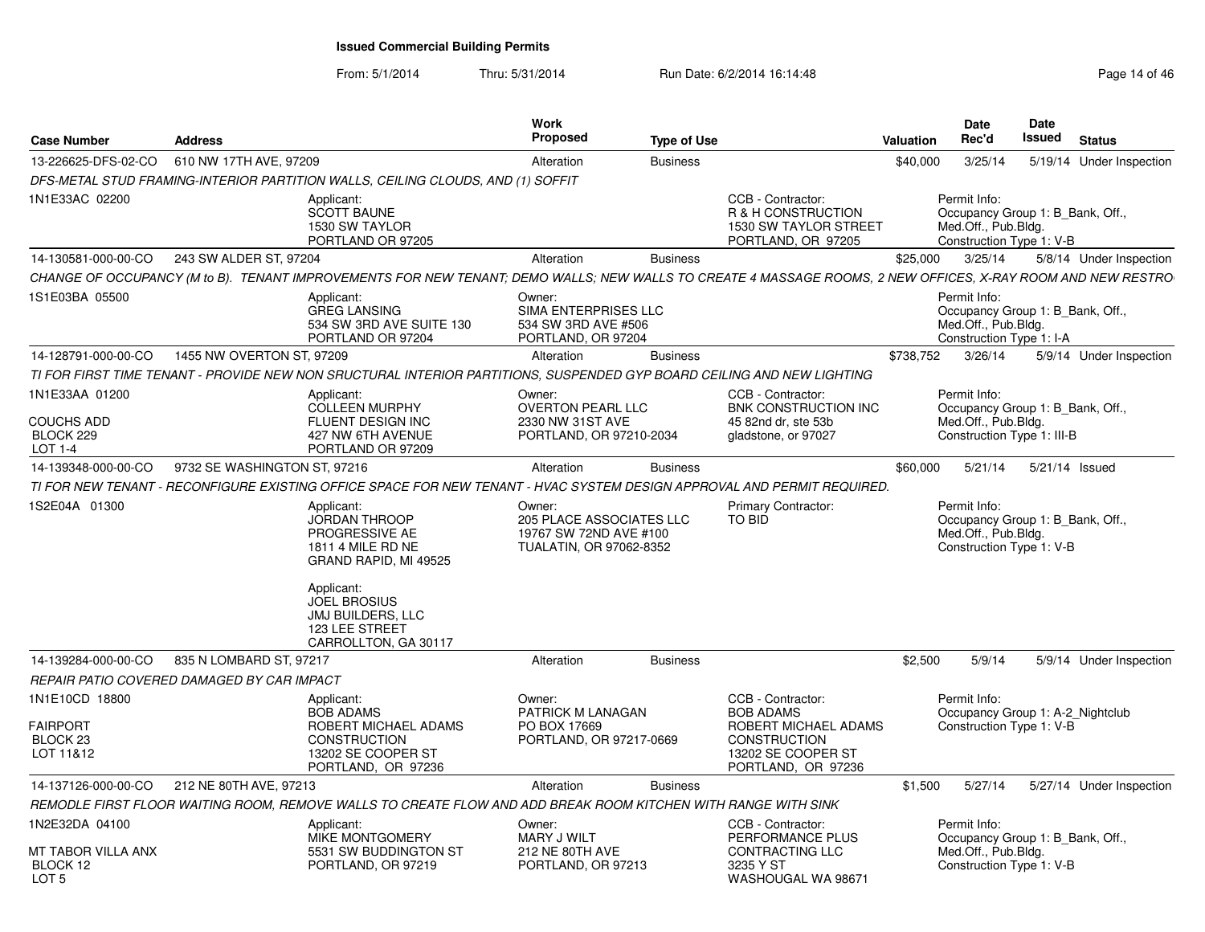# Issued Commercial Building Permits

From: 5/1/2014 Thru: 5/31/2014 Run Date: 6/2/2014 16:14:48

| Case Number | Address | Work Proposed | Type of Use | Valuation | Date Rec'd | Date Issued | Status |
|---|---|---|---|---|---|---|---|
| 13-226625-DFS-02-CO | 610 NW 17TH AVE, 97209 | Alteration | Business | $40,000 | 3/25/14 | 5/19/14 | Under Inspection |

DFS-METAL STUD FRAMING-INTERIOR PARTITION WALLS, CEILING CLOUDS, AND (1) SOFFIT

- 1N1E33AC 02200
- Applicant: SCOTT BAUNE, 1530 SW TAYLOR, PORTLAND OR 97205
- CCB - Contractor: R & H CONSTRUCTION, 1530 SW TAYLOR STREET, PORTLAND, OR 97205
- Permit Info: Occupancy Group 1: B_Bank, Off., Med.Off., Pub.Bldg. Construction Type 1: V-B

| Case Number | Address | Work Proposed | Type of Use | Valuation | Date Rec'd | Date Issued | Status |
|---|---|---|---|---|---|---|---|
| 14-130581-000-00-CO | 243 SW ALDER ST, 97204 | Alteration | Business | $25,000 | 3/25/14 | 5/8/14 | Under Inspection |

CHANGE OF OCCUPANCY (M to B). TENANT IMPROVEMENTS FOR NEW TENANT; DEMO WALLS; NEW WALLS TO CREATE 4 MASSAGE ROOMS, 2 NEW OFFICES, X-RAY ROOM AND NEW RESTRO

- 1S1E03BA 05500
- Applicant: GREG LANSING, 534 SW 3RD AVE SUITE 130, PORTLAND OR 97204
- Owner: SIMA ENTERPRISES LLC, 534 SW 3RD AVE #506, PORTLAND, OR 97204
- Permit Info: Occupancy Group 1: B_Bank, Off., Med.Off., Pub.Bldg. Construction Type 1: I-A

| Case Number | Address | Work Proposed | Type of Use | Valuation | Date Rec'd | Date Issued | Status |
|---|---|---|---|---|---|---|---|
| 14-128791-000-00-CO | 1455 NW OVERTON ST, 97209 | Alteration | Business | $738,752 | 3/26/14 | 5/9/14 | Under Inspection |

TI FOR FIRST TIME TENANT - PROVIDE NEW NON SRUCTURAL INTERIOR PARTITIONS, SUSPENDED GYP BOARD CEILING AND NEW LIGHTING

- 1N1E33AA 01200, COUCHS ADD, BLOCK 229, LOT 1-4
- Applicant: COLLEEN MURPHY, FLUENT DESIGN INC, 427 NW 6TH AVENUE, PORTLAND OR 97209
- Owner: OVERTON PEARL LLC, 2330 NW 31ST AVE, PORTLAND, OR 97210-2034
- CCB - Contractor: BNK CONSTRUCTION INC, 45 82nd dr, ste 53b, gladstone, or 97027
- Permit Info: Occupancy Group 1: B_Bank, Off., Med.Off., Pub.Bldg. Construction Type 1: III-B

| Case Number | Address | Work Proposed | Type of Use | Valuation | Date Rec'd | Date Issued | Status |
|---|---|---|---|---|---|---|---|
| 14-139348-000-00-CO | 9732 SE WASHINGTON ST, 97216 | Alteration | Business | $60,000 | 5/21/14 | 5/21/14 | Issued |

TI FOR NEW TENANT - RECONFIGURE EXISTING OFFICE SPACE FOR NEW TENANT - HVAC SYSTEM DESIGN APPROVAL AND PERMIT REQUIRED.

- 1S2E04A 01300
- Applicant: JORDAN THROOP, PROGRESSIVE AE, 1811 4 MILE RD NE, GRAND RAPID, MI 49525
- Applicant: JOEL BROSIUS, JMJ BUILDERS, LLC, 123 LEE STREET, CARROLLTON, GA 30117
- Owner: 205 PLACE ASSOCIATES LLC, 19767 SW 72ND AVE #100, TUALATIN, OR 97062-8352
- Primary Contractor: TO BID
- Permit Info: Occupancy Group 1: B_Bank, Off., Med.Off., Pub.Bldg. Construction Type 1: V-B

| Case Number | Address | Work Proposed | Type of Use | Valuation | Date Rec'd | Date Issued | Status |
|---|---|---|---|---|---|---|---|
| 14-139284-000-00-CO | 835 N LOMBARD ST, 97217 | Alteration | Business | $2,500 | 5/9/14 | 5/9/14 | Under Inspection |

REPAIR PATIO COVERED DAMAGED BY CAR IMPACT

- 1N1E10CD 18800, FAIRPORT, BLOCK 23, LOT 11&12
- Applicant: BOB ADAMS, ROBERT MICHAEL ADAMS CONSTRUCTION, 13202 SE COOPER ST, PORTLAND, OR 97236
- Owner: PATRICK M LANAGAN, PO BOX 17669, PORTLAND, OR 97217-0669
- CCB - Contractor: BOB ADAMS, ROBERT MICHAEL ADAMS CONSTRUCTION, 13202 SE COOPER ST, PORTLAND, OR 97236
- Permit Info: Occupancy Group 1: A-2_Nightclub Construction Type 1: V-B

| Case Number | Address | Work Proposed | Type of Use | Valuation | Date Rec'd | Date Issued | Status |
|---|---|---|---|---|---|---|---|
| 14-137126-000-00-CO | 212 NE 80TH AVE, 97213 | Alteration | Business | $1,500 | 5/27/14 | 5/27/14 | Under Inspection |

REMODLE FIRST FLOOR WAITING ROOM, REMOVE WALLS TO CREATE FLOW AND ADD BREAK ROOM KITCHEN WITH RANGE WITH SINK

- 1N2E32DA 04100, MT TABOR VILLA ANX, BLOCK 12, LOT 5
- Applicant: MIKE MONTGOMERY, 5531 SW BUDDINGTON ST, PORTLAND, OR 97219
- Owner: MARY J WILT, 212 NE 80TH AVE, PORTLAND, OR 97213
- CCB - Contractor: PERFORMANCE PLUS CONTRACTING LLC, 3235 Y ST, WASHOUGAL WA 98671
- Permit Info: Occupancy Group 1: B_Bank, Off., Med.Off., Pub.Bldg. Construction Type 1: V-B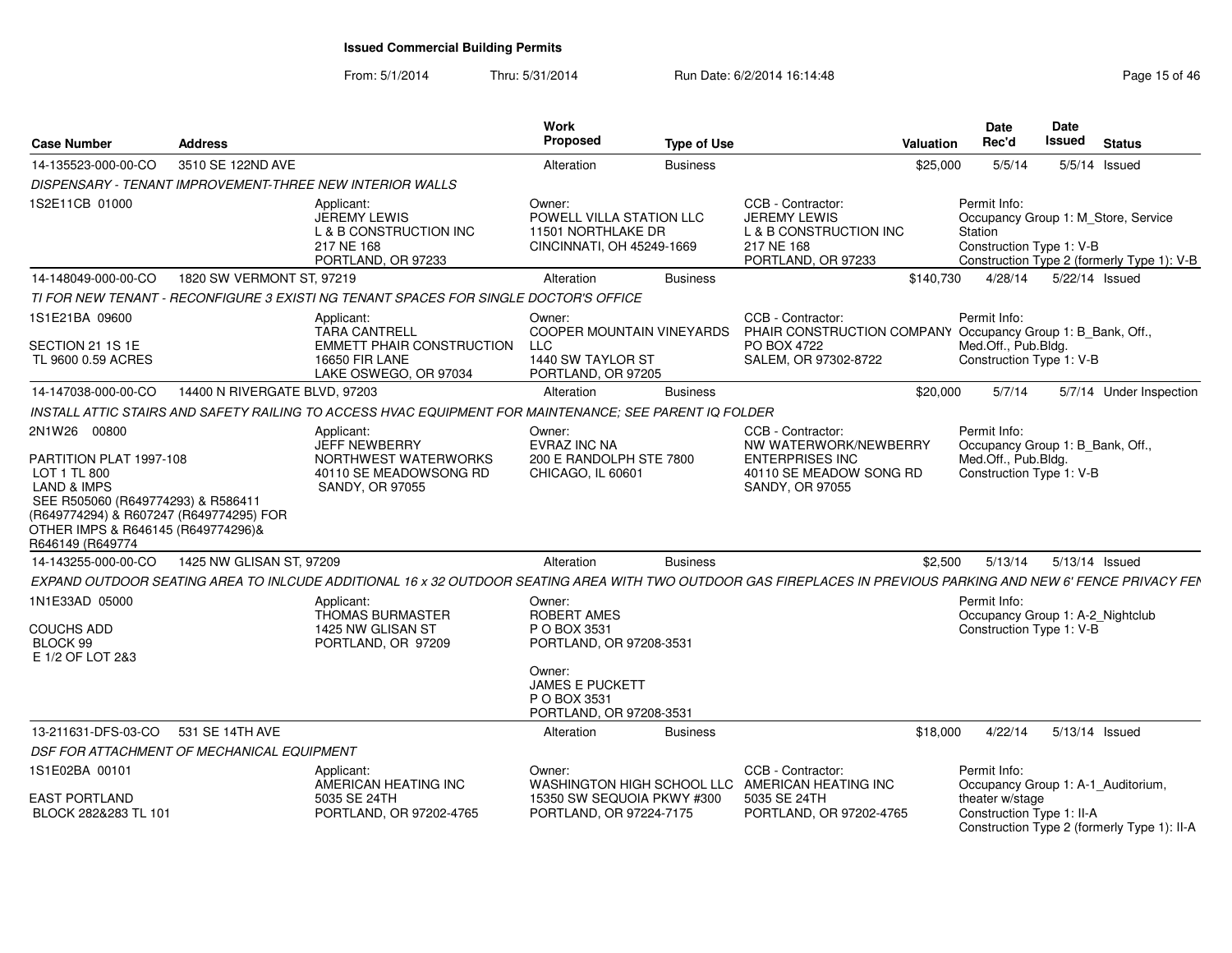# Issued Commercial Building Permits

From: 5/1/2014 Thru: 5/31/2014 Run Date: 6/2/2014 16:14:48

| Case Number | Address | Work Proposed | Type of Use | Valuation | Date Rec'd | Date Issued | Status |
|---|---|---|---|---|---|---|---|
| 14-135523-000-00-CO | 3510 SE 122ND AVE | Alteration | Business | $25,000 | 5/5/14 | 5/5/14 | Issued |

*DISPENSARY - TENANT IMPROVEMENT-THREE NEW INTERIOR WALLS*

1S2E11CB 01000

Applicant: JEREMY LEWIS, L & B CONSTRUCTION INC, 217 NE 168, PORTLAND, OR 97233

Owner: POWELL VILLA STATION LLC, 11501 NORTHLAKE DR, CINCINNATI, OH 45249-1669

CCB - Contractor: JEREMY LEWIS, L & B CONSTRUCTION INC, 217 NE 168, PORTLAND, OR 97233

Permit Info: Occupancy Group 1: M_Store, Service Station; Construction Type 1: V-B; Construction Type 2 (formerly Type 1): V-B

| Case Number | Address | Work Proposed | Type of Use | Valuation | Date Rec'd | Date Issued | Status |
|---|---|---|---|---|---|---|---|
| 14-148049-000-00-CO | 1820 SW VERMONT ST, 97219 | Alteration | Business | $140,730 | 4/28/14 | 5/22/14 | Issued |

*TI FOR NEW TENANT - RECONFIGURE 3 EXISTI NG TENANT SPACES FOR SINGLE DOCTOR'S OFFICE*

1S1E21BA 09600

SECTION 21 1S 1E
TL 9600 0.59 ACRES

Applicant: TARA CANTRELL, EMMETT PHAIR CONSTRUCTION, 16650 FIR LANE, LAKE OSWEGO, OR 97034

Owner: COOPER MOUNTAIN VINEYARDS LLC, 1440 SW TAYLOR ST, PORTLAND, OR 97205

CCB - Contractor: PHAIR CONSTRUCTION COMPANY, PO BOX 4722, SALEM, OR 97302-8722

Permit Info: Occupancy Group 1: B_Bank, Off., Med.Off., Pub.Bldg.; Construction Type 1: V-B

| Case Number | Address | Work Proposed | Type of Use | Valuation | Date Rec'd | Date Issued | Status |
|---|---|---|---|---|---|---|---|
| 14-147038-000-00-CO | 14400 N RIVERGATE BLVD, 97203 | Alteration | Business | $20,000 | 5/7/14 | 5/7/14 | Under Inspection |

*INSTALL ATTIC STAIRS AND SAFETY RAILING TO ACCESS HVAC EQUIPMENT FOR MAINTENANCE; SEE PARENT IQ FOLDER*

2N1W26 00800

PARTITION PLAT 1997-108
LOT 1 TL 800
LAND & IMPS
SEE R505060 (R649774293) & R586411 (R649774294) & R607247 (R649774295) FOR OTHER IMPS & R646145 (R649774296)& R646149 (R649774

Applicant: JEFF NEWBERRY, NORTHWEST WATERWORKS, 40110 SE MEADOWSONG RD, SANDY, OR 97055

Owner: EVRAZ INC NA, 200 E RANDOLPH STE 7800, CHICAGO, IL 60601

CCB - Contractor: NW WATERWORK/NEWBERRY ENTERPRISES INC, 40110 SE MEADOW SONG RD, SANDY, OR 97055

Permit Info: Occupancy Group 1: B_Bank, Off., Med.Off., Pub.Bldg.; Construction Type 1: V-B

| Case Number | Address | Work Proposed | Type of Use | Valuation | Date Rec'd | Date Issued | Status |
|---|---|---|---|---|---|---|---|
| 14-143255-000-00-CO | 1425 NW GLISAN ST, 97209 | Alteration | Business | $2,500 | 5/13/14 | 5/13/14 | Issued |

*EXPAND OUTDOOR SEATING AREA TO INLCUDE ADDITIONAL 16 x 32 OUTDOOR SEATING AREA WITH TWO OUTDOOR GAS FIREPLACES IN PREVIOUS PARKING AND NEW 6' FENCE PRIVACY FEN*

1N1E33AD 05000

COUCHS ADD
BLOCK 99
E 1/2 OF LOT 2&3

Applicant: THOMAS BURMASTER, 1425 NW GLISAN ST, PORTLAND, OR 97209

Owner: ROBERT AMES, P O BOX 3531, PORTLAND, OR 97208-3531

Owner: JAMES E PUCKETT, P O BOX 3531, PORTLAND, OR 97208-3531

Permit Info: Occupancy Group 1: A-2_Nightclub; Construction Type 1: V-B

| Case Number | Address | Work Proposed | Type of Use | Valuation | Date Rec'd | Date Issued | Status |
|---|---|---|---|---|---|---|---|
| 13-211631-DFS-03-CO | 531 SE 14TH AVE | Alteration | Business | $18,000 | 4/22/14 | 5/13/14 | Issued |

*DSF FOR ATTACHMENT OF MECHANICAL EQUIPMENT*

1S1E02BA 00101

EAST PORTLAND
BLOCK 282&283 TL 101

Applicant: AMERICAN HEATING INC, 5035 SE 24TH, PORTLAND, OR 97202-4765

Owner: WASHINGTON HIGH SCHOOL LLC, 15350 SW SEQUOIA PKWY #300, PORTLAND, OR 97224-7175

CCB - Contractor: AMERICAN HEATING INC, 5035 SE 24TH, PORTLAND, OR 97202-4765

Permit Info: Occupancy Group 1: A-1_Auditorium, theater w/stage; Construction Type 1: II-A; Construction Type 2 (formerly Type 1): II-A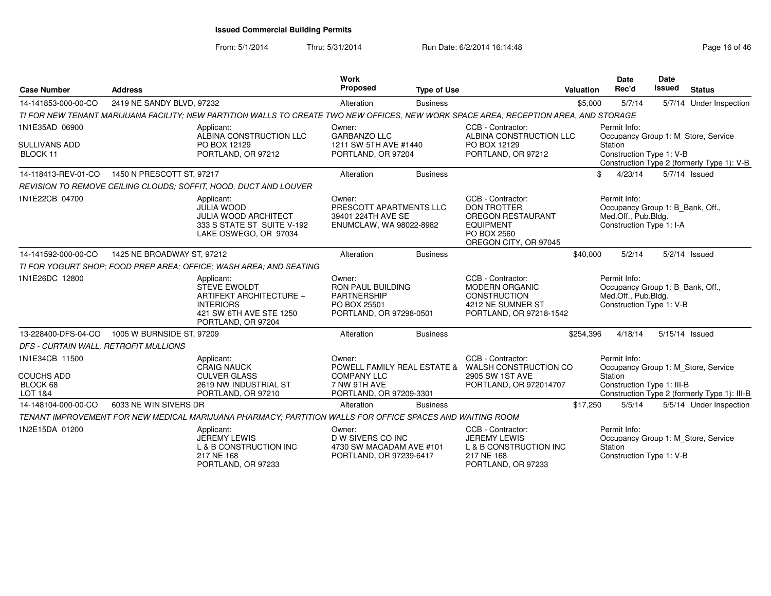**Issued Commercial Building Permits**

From: 5/1/2014 Thru: 5/31/2014 Run Date: 6/2/2014 16:14:48

| Case Number | Address | Work Proposed | Type of Use | Valuation | Date Rec'd | Date Issued | Status |
|---|---|---|---|---|---|---|---|
| 14-141853-000-00-CO | 2419 NE SANDY BLVD, 97232 | Alteration | Business | $5,000 | 5/7/14 | 5/7/14 | Under Inspection |

TI FOR NEW TENANT MARIJUANA FACILITY; NEW PARTITION WALLS TO CREATE TWO NEW OFFICES, NEW WORK SPACE AREA, RECEPTION AREA, AND STORAGE

1N1E35AD 06900
SULLIVANS ADD
BLOCK 11

Applicant: ALBINA CONSTRUCTION LLC, PO BOX 12129, PORTLAND, OR 97212

Owner: GARBANZO LLC, 1211 SW 5TH AVE #1440, PORTLAND, OR 97204

CCB - Contractor: ALBINA CONSTRUCTION LLC, PO BOX 12129, PORTLAND, OR 97212

Permit Info: Occupancy Group 1: M_Store, Service Station; Construction Type 1: V-B; Construction Type 2 (formerly Type 1): V-B

| Case Number | Address | Work Proposed | Type of Use | Valuation | Date Rec'd | Date Issued | Status |
|---|---|---|---|---|---|---|---|
| 14-118413-REV-01-CO | 1450 N PRESCOTT ST, 97217 | Alteration | Business | $ | 4/23/14 | 5/7/14 | Issued |

REVISION TO REMOVE CEILING CLOUDS; SOFFIT, HOOD, DUCT AND LOUVER

1N1E22CB 04700

Applicant: JULIA WOOD, JULIA WOOD ARCHITECT, 333 S STATE ST SUITE V-192, LAKE OSWEGO, OR 97034

Owner: PRESCOTT APARTMENTS LLC, 39401 224TH AVE SE, ENUMCLAW, WA 98022-8982

CCB - Contractor: DON TROTTER, OREGON RESTAURANT EQUIPMENT, PO BOX 2560, OREGON CITY, OR 97045

Permit Info: Occupancy Group 1: B_Bank, Off., Med.Off., Pub.Bldg.; Construction Type 1: I-A

| Case Number | Address | Work Proposed | Type of Use | Valuation | Date Rec'd | Date Issued | Status |
|---|---|---|---|---|---|---|---|
| 14-141592-000-00-CO | 1425 NE BROADWAY ST, 97212 | Alteration | Business | $40,000 | 5/2/14 | 5/2/14 | Issued |

TI FOR YOGURT SHOP; FOOD PREP AREA; OFFICE; WASH AREA; AND SEATING

1N1E26DC 12800

Applicant: STEVE EWOLDT, ARTIFEKT ARCHITECTURE + INTERIORS, 421 SW 6TH AVE STE 1250, PORTLAND, OR 97204

Owner: RON PAUL BUILDING PARTNERSHIP, PO BOX 25501, PORTLAND, OR 97298-0501

CCB - Contractor: MODERN ORGANIC CONSTRUCTION, 4212 NE SUMNER ST, PORTLAND, OR 97218-1542

Permit Info: Occupancy Group 1: B_Bank, Off., Med.Off., Pub.Bldg.; Construction Type 1: V-B

| Case Number | Address | Work Proposed | Type of Use | Valuation | Date Rec'd | Date Issued | Status |
|---|---|---|---|---|---|---|---|
| 13-228400-DFS-04-CO | 1005 W BURNSIDE ST, 97209 | Alteration | Business | $254,396 | 4/18/14 | 5/15/14 | Issued |

DFS - CURTAIN WALL, RETROFIT MULLIONS

1N1E34CB 11500
COUCHS ADD
BLOCK 68
LOT 1&4

Applicant: CRAIG NAUCK, CULVER GLASS, 2619 NW INDUSTRIAL ST, PORTLAND, OR 97210

Owner: POWELL FAMILY REAL ESTATE & COMPANY LLC, 7 NW 9TH AVE, PORTLAND, OR 97209-3301

CCB - Contractor: WALSH CONSTRUCTION CO, 2905 SW 1ST AVE, PORTLAND, OR 972014707

Permit Info: Occupancy Group 1: M_Store, Service Station; Construction Type 1: III-B; Construction Type 2 (formerly Type 1): III-B

| Case Number | Address | Work Proposed | Type of Use | Valuation | Date Rec'd | Date Issued | Status |
|---|---|---|---|---|---|---|---|
| 14-148104-000-00-CO | 6033 NE WIN SIVERS DR | Alteration | Business | $17,250 | 5/5/14 | 5/5/14 | Under Inspection |

TENANT IMPROVEMENT FOR NEW MEDICAL MARIJUANA PHARMACY; PARTITION WALLS FOR OFFICE SPACES AND WAITING ROOM

1N2E15DA 01200

Applicant: JEREMY LEWIS, L & B CONSTRUCTION INC, 217 NE 168, PORTLAND, OR 97233

Owner: D W SIVERS CO INC, 4730 SW MACADAM AVE #101, PORTLAND, OR 97239-6417

CCB - Contractor: JEREMY LEWIS, L & B CONSTRUCTION INC, 217 NE 168, PORTLAND, OR 97233

Permit Info: Occupancy Group 1: M_Store, Service Station; Construction Type 1: V-B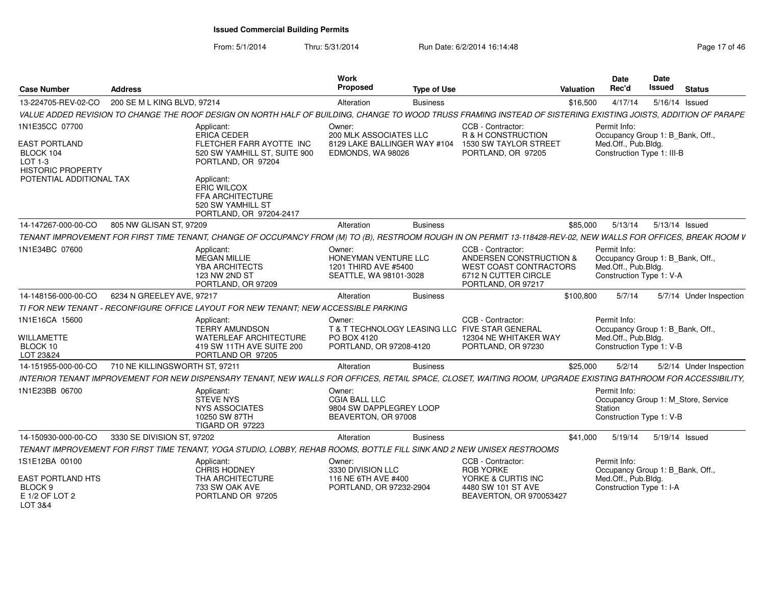**Issued Commercial Building Permits**

From: 5/1/2014 Thru: 5/31/2014 Run Date: 6/2/2014 16:14:48

| Case Number | Address | Work Proposed | Type of Use | Valuation | Date Rec'd | Date Issued | Status |
|---|---|---|---|---|---|---|---|
| 13-224705-REV-02-CO | 200 SE M L KING BLVD, 97214 | Alteration | Business | $16,500 | 4/17/14 | 5/16/14 | Issued |

*VALUE ADDED REVISION TO CHANGE THE ROOF DESIGN ON NORTH HALF OF BUILDING, CHANGE TO WOOD TRUSS FRAMING INSTEAD OF SISTERING EXISTING JOISTS, ADDITION OF PARAPE*

1N1E35CC 07700
EAST PORTLAND
BLOCK 104
LOT 1-3
HISTORIC PROPERTY
POTENTIAL ADDITIONAL TAX

Applicant: ERICA CEDER, FLETCHER FARR AYOTTE INC, 520 SW YAMHILL ST, SUITE 900, PORTLAND, OR 97204

Applicant: ERIC WILCOX, FFA ARCHITECTURE, 520 SW YAMHILL ST, PORTLAND, OR 97204-2417

Owner: 200 MLK ASSOCIATES LLC, 8129 LAKE BALLINGER WAY #104, EDMONDS, WA 98026

CCB - Contractor: R & H CONSTRUCTION, 1530 SW TAYLOR STREET, PORTLAND, OR 97205

Permit Info: Occupancy Group 1: B_Bank, Off., Med.Off., Pub.Bldg. Construction Type 1: III-B

| Case Number | Address | Work Proposed | Type of Use | Valuation | Date Rec'd | Date Issued | Status |
|---|---|---|---|---|---|---|---|
| 14-147267-000-00-CO | 805 NW GLISAN ST, 97209 | Alteration | Business | $85,000 | 5/13/14 | 5/13/14 | Issued |

*TENANT IMPROVEMENT FOR FIRST TIME TENANT, CHANGE OF OCCUPANCY FROM (M) TO (B), RESTROOM ROUGH IN ON PERMIT 13-118428-REV-02, NEW WALLS FOR OFFICES, BREAK ROOM V*

1N1E34BC 07600

Applicant: MEGAN MILLIE, YBA ARCHITECTS, 123 NW 2ND ST, PORTLAND, OR 97209

Owner: HONEYMAN VENTURE LLC, 1201 THIRD AVE #5400, SEATTLE, WA 98101-3028

CCB - Contractor: ANDERSEN CONSTRUCTION & WEST COAST CONTRACTORS, 6712 N CUTTER CIRCLE, PORTLAND, OR 97217

Permit Info: Occupancy Group 1: B_Bank, Off., Med.Off., Pub.Bldg. Construction Type 1: V-A

| Case Number | Address | Work Proposed | Type of Use | Valuation | Date Rec'd | Date Issued | Status |
|---|---|---|---|---|---|---|---|
| 14-148156-000-00-CO | 6234 N GREELEY AVE, 97217 | Alteration | Business | $100,800 | 5/7/14 | 5/7/14 | Under Inspection |

*TI FOR NEW TENANT - RECONFIGURE OFFICE LAYOUT FOR NEW TENANT; NEW ACCESSIBLE PARKING*

1N1E16CA 15600
WILLAMETTE
BLOCK 10
LOT 23&24

Applicant: TERRY AMUNDSON, WATERLEAF ARCHITECTURE, 419 SW 11TH AVE SUITE 200, PORTLAND OR 97205

Owner: T & T TECHNOLOGY LEASING LLC, PO BOX 4120, PORTLAND, OR 97208-4120

CCB - Contractor: FIVE STAR GENERAL, 12304 NE WHITAKER WAY, PORTLAND, OR 97230

Permit Info: Occupancy Group 1: B_Bank, Off., Med.Off., Pub.Bldg. Construction Type 1: V-B

| Case Number | Address | Work Proposed | Type of Use | Valuation | Date Rec'd | Date Issued | Status |
|---|---|---|---|---|---|---|---|
| 14-151955-000-00-CO | 710 NE KILLINGSWORTH ST, 97211 | Alteration | Business | $25,000 | 5/2/14 | 5/2/14 | Under Inspection |

*INTERIOR TENANT IMPROVEMENT FOR NEW DISPENSARY TENANT, NEW WALLS FOR OFFICES, RETAIL SPACE, CLOSET, WAITING ROOM, UPGRADE EXISTING BATHROOM FOR ACCESSIBILITY,*

1N1E23BB 06700

Applicant: STEVE NYS, NYS ASSOCIATES, 10250 SW 87TH, TIGARD OR 97223

Owner: CGIA BALL LLC, 9804 SW DAPPLEGREY LOOP, BEAVERTON, OR 97008

Permit Info: Occupancy Group 1: M_Store, Service Station. Construction Type 1: V-B

| Case Number | Address | Work Proposed | Type of Use | Valuation | Date Rec'd | Date Issued | Status |
|---|---|---|---|---|---|---|---|
| 14-150930-000-00-CO | 3330 SE DIVISION ST, 97202 | Alteration | Business | $41,000 | 5/19/14 | 5/19/14 | Issued |

*TENANT IMPROVEMENT FOR FIRST TIME TENANT, YOGA STUDIO, LOBBY, REHAB ROOMS, BOTTLE FILL SINK AND 2 NEW UNISEX RESTROOMS*

1S1E12BA 00100
EAST PORTLAND HTS
BLOCK 9
E 1/2 OF LOT 2
LOT 3&4

Applicant: CHRIS HODNEY, THA ARCHITECTURE, 733 SW OAK AVE, PORTLAND OR 97205

Owner: 3330 DIVISION LLC, 116 NE 6TH AVE #400, PORTLAND, OR 97232-2904

CCB - Contractor: ROB YORKE, YORKE & CURTIS INC, 4480 SW 101 ST AVE, BEAVERTON, OR 970053427

Permit Info: Occupancy Group 1: B_Bank, Off., Med.Off., Pub.Bldg. Construction Type 1: I-A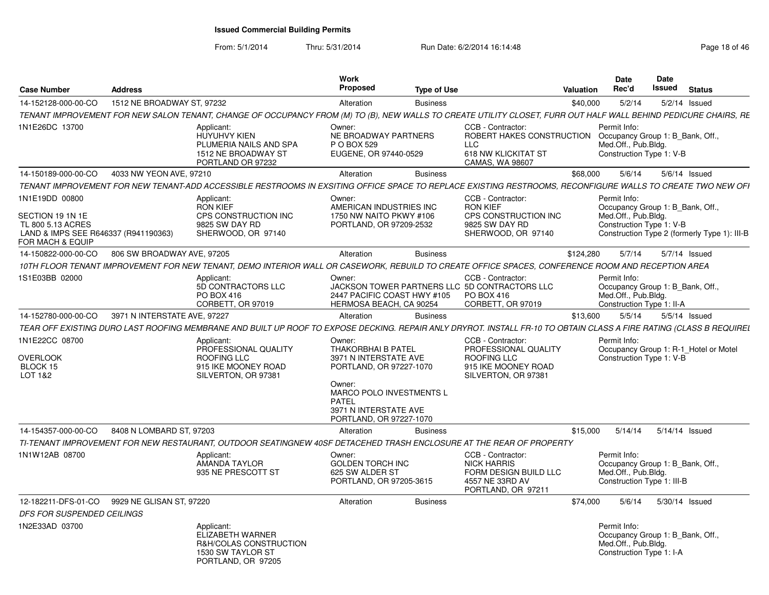**Issued Commercial Building Permits**

From: 5/1/2014 Thru: 5/31/2014 Run Date: 6/2/2014 16:14:48

| Case Number | Address | Work Proposed | Type of Use | Valuation | Date Rec'd | Date Issued | Status |
|---|---|---|---|---|---|---|---|
| 14-152128-000-00-CO | 1512 NE BROADWAY ST, 97232 | Alteration | Business | $40,000 | 5/2/14 | 5/2/14 | Issued |

*TENANT IMPROVEMENT FOR NEW SALON TENANT, CHANGE OF OCCUPANCY FROM (M) TO (B), NEW WALLS TO CREATE UTILITY CLOSET, FURR OUT HALF WALL BEHIND PEDICURE CHAIRS, RE*

1N1E26DC 13700

Applicant: HUYUHVY KIEN, PLUMERIA NAILS AND SPA, 1512 NE BROADWAY ST, PORTLAND OR 97232

Owner: NE BROADWAY PARTNERS, P O BOX 529, EUGENE, OR 97440-0529

CCB - Contractor: ROBERT HAKES CONSTRUCTION LLC, 618 NW KLICKITAT ST, CAMAS, WA 98607

Permit Info: Occupancy Group 1: B_Bank, Off., Med.Off., Pub.Bldg. Construction Type 1: V-B

| Case Number | Address | Work Proposed | Type of Use | Valuation | Date Rec'd | Date Issued | Status |
|---|---|---|---|---|---|---|---|
| 14-150189-000-00-CO | 4033 NW YEON AVE, 97210 | Alteration | Business | $68,000 | 5/6/14 | 5/6/14 | Issued |

*TENANT IMPROVEMENT FOR NEW TENANT-ADD ACCESSIBLE RESTROOMS IN EXSITING OFFICE SPACE TO REPLACE EXISTING RESTROOMS, RECONFIGURE WALLS TO CREATE TWO NEW OFI*

1N1E19DD 00800
SECTION 19 1N 1E
TL 800 5.13 ACRES
LAND & IMPS SEE R646337 (R941190363) FOR MACH & EQUIP

Applicant: RON KIEF, CPS CONSTRUCTION INC, 9825 SW DAY RD, SHERWOOD, OR 97140

Owner: AMERICAN INDUSTRIES INC, 1750 NW NAITO PKWY #106, PORTLAND, OR 97209-2532

CCB - Contractor: RON KIEF, CPS CONSTRUCTION INC, 9825 SW DAY RD, SHERWOOD, OR 97140

Permit Info: Occupancy Group 1: B_Bank, Off., Med.Off., Pub.Bldg. Construction Type 1: V-B Construction Type 2 (formerly Type 1): III-B

| Case Number | Address | Work Proposed | Type of Use | Valuation | Date Rec'd | Date Issued | Status |
|---|---|---|---|---|---|---|---|
| 14-150822-000-00-CO | 806 SW BROADWAY AVE, 97205 | Alteration | Business | $124,280 | 5/7/14 | 5/7/14 | Issued |

*10TH FLOOR TENANT IMPROVEMENT FOR NEW TENANT, DEMO INTERIOR WALL OR CASEWORK, REBUILD TO CREATE OFFICE SPACES, CONFERENCE ROOM AND RECEPTION AREA*

1S1E03BB 02000

Applicant: 5D CONTRACTORS LLC, PO BOX 416, CORBETT, OR 97019

Owner: JACKSON TOWER PARTNERS LLC, 2447 PACIFIC COAST HWY #105, HERMOSA BEACH, CA 90254

CCB - Contractor: 5D CONTRACTORS LLC, PO BOX 416, CORBETT, OR 97019

Permit Info: Occupancy Group 1: B_Bank, Off., Med.Off., Pub.Bldg. Construction Type 1: II-A

| Case Number | Address | Work Proposed | Type of Use | Valuation | Date Rec'd | Date Issued | Status |
|---|---|---|---|---|---|---|---|
| 14-152780-000-00-CO | 3971 N INTERSTATE AVE, 97227 | Alteration | Business | $13,600 | 5/5/14 | 5/5/14 | Issued |

*TEAR OFF EXISTING DURO LAST ROOFING MEMBRANE AND BUILT UP ROOF TO EXPOSE DECKING. REPAIR ANLY DRYROT. INSTALL FR-10 TO OBTAIN CLASS A FIRE RATING (CLASS B REQUIREI*

1N1E22CC 08700
OVERLOOK
BLOCK 15
LOT 1&2

Applicant: PROFESSIONAL QUALITY ROOFING LLC, 915 IKE MOONEY ROAD, SILVERTON, OR 97381

Owner: THAKORBHAI B PATEL, 3971 N INTERSTATE AVE, PORTLAND, OR 97227-1070

Owner: MARCO POLO INVESTMENTS L PATEL, 3971 N INTERSTATE AVE, PORTLAND, OR 97227-1070

CCB - Contractor: PROFESSIONAL QUALITY ROOFING LLC, 915 IKE MOONEY ROAD, SILVERTON, OR 97381

Permit Info: Occupancy Group 1: R-1_Hotel or Motel Construction Type 1: V-B

| Case Number | Address | Work Proposed | Type of Use | Valuation | Date Rec'd | Date Issued | Status |
|---|---|---|---|---|---|---|---|
| 14-154357-000-00-CO | 8408 N LOMBARD ST, 97203 | Alteration | Business | $15,000 | 5/14/14 | 5/14/14 | Issued |

*TI-TENANT IMPROVEMENT FOR NEW RESTAURANT, OUTDOOR SEATINGNEW 40SF DETACEHED TRASH ENCLOSURE AT THE REAR OF PROPERTY*

1N1W12AB 08700

Applicant: AMANDA TAYLOR, 935 NE PRESCOTT ST

Owner: GOLDEN TORCH INC, 625 SW ALDER ST, PORTLAND, OR 97205-3615

CCB - Contractor: NICK HARRIS, FORM DESIGN BUILD LLC, 4557 NE 33RD AV, PORTLAND, OR 97211

Permit Info: Occupancy Group 1: B_Bank, Off., Med.Off., Pub.Bldg. Construction Type 1: III-B

| Case Number | Address | Work Proposed | Type of Use | Valuation | Date Rec'd | Date Issued | Status |
|---|---|---|---|---|---|---|---|
| 12-182211-DFS-01-CO | 9929 NE GLISAN ST, 97220 | Alteration | Business | $74,000 | 5/6/14 | 5/30/14 | Issued |

*DFS FOR SUSPENDED CEILINGS*

1N2E33AD 03700

Applicant: ELIZABETH WARNER, R&H/COLAS CONSTRUCTION, 1530 SW TAYLOR ST, PORTLAND, OR 97205

Permit Info: Occupancy Group 1: B_Bank, Off., Med.Off., Pub.Bldg. Construction Type 1: I-A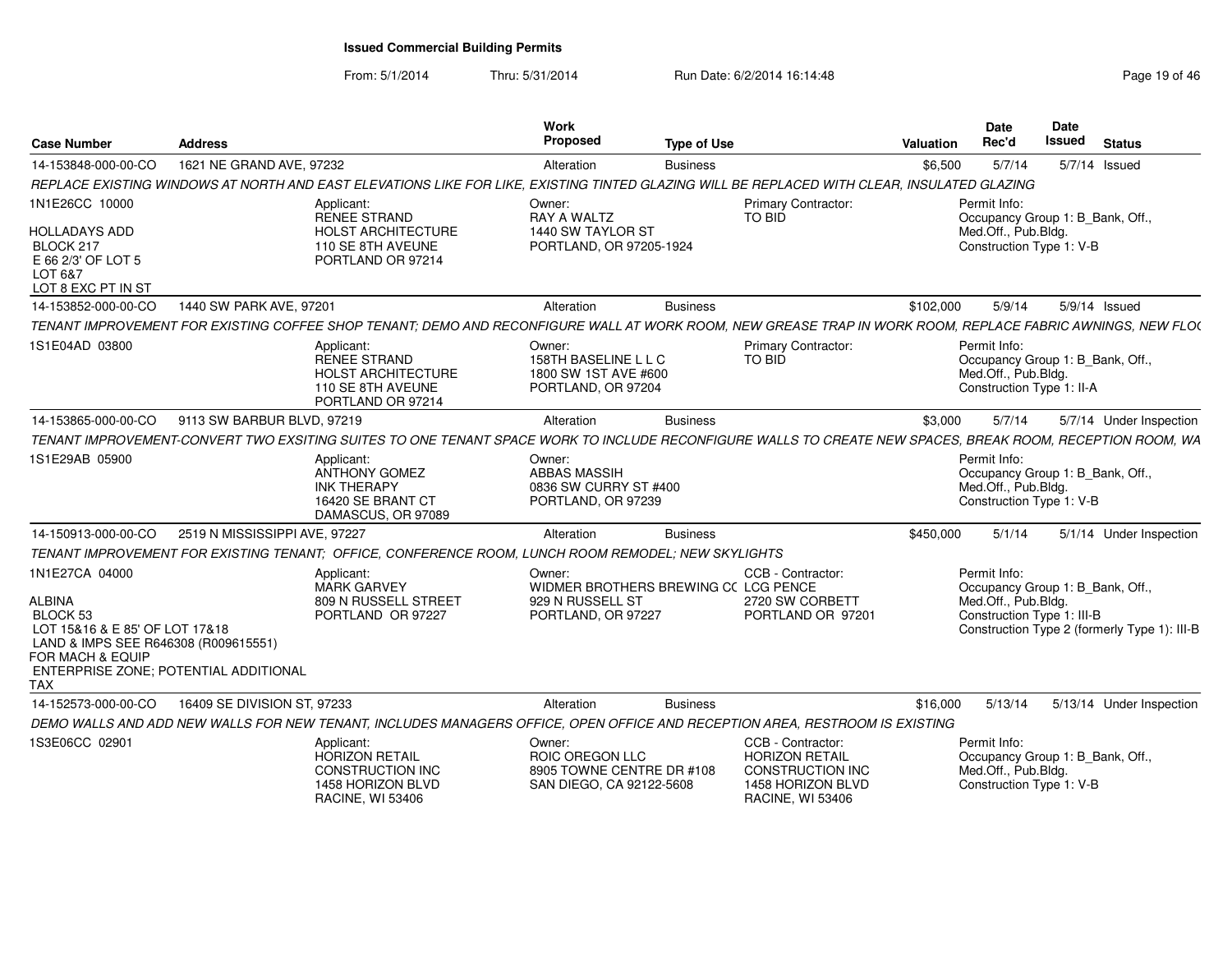# Issued Commercial Building Permits

From: 5/1/2014 Thru: 5/31/2014 Run Date: 6/2/2014 16:14:48

| Case Number | Address | Work Proposed | Type of Use | Valuation | Date Rec'd | Date Issued | Status |
|---|---|---|---|---|---|---|---|
| 14-153848-000-00-CO | 1621 NE GRAND AVE, 97232 | Alteration | Business | $6,500 | 5/7/14 | 5/7/14 | Issued |

*REPLACE EXISTING WINDOWS AT NORTH AND EAST ELEVATIONS LIKE FOR LIKE, EXISTING TINTED GLAZING WILL BE REPLACED WITH CLEAR, INSULATED GLAZING*

1N1E26CC 10000
HOLLADAYS ADD
BLOCK 217
E 66 2/3' OF LOT 5
LOT 6&7
LOT 8 EXC PT IN ST

Applicant: RENEE STRAND, HOLST ARCHITECTURE, 110 SE 8TH AVEUNE, PORTLAND OR 97214

Owner: RAY A WALTZ, 1440 SW TAYLOR ST, PORTLAND, OR 97205-1924

Primary Contractor: TO BID

Permit Info: Occupancy Group 1: B_Bank, Off., Med.Off., Pub.Bldg. Construction Type 1: V-B

---

| Case Number | Address | Work Proposed | Type of Use | Valuation | Date Rec'd | Date Issued | Status |
|---|---|---|---|---|---|---|---|
| 14-153852-000-00-CO | 1440 SW PARK AVE, 97201 | Alteration | Business | $102,000 | 5/9/14 | 5/9/14 | Issued |

*TENANT IMPROVEMENT FOR EXISTING COFFEE SHOP TENANT; DEMO AND RECONFIGURE WALL AT WORK ROOM, NEW GREASE TRAP IN WORK ROOM, REPLACE FABRIC AWNINGS, NEW FLO(*

1S1E04AD 03800

Applicant: RENEE STRAND, HOLST ARCHITECTURE, 110 SE 8TH AVEUNE, PORTLAND OR 97214

Owner: 158TH BASELINE L L C, 1800 SW 1ST AVE #600, PORTLAND, OR 97204

Primary Contractor: TO BID

Permit Info: Occupancy Group 1: B_Bank, Off., Med.Off., Pub.Bldg. Construction Type 1: II-A

---

| Case Number | Address | Work Proposed | Type of Use | Valuation | Date Rec'd | Date Issued | Status |
|---|---|---|---|---|---|---|---|
| 14-153865-000-00-CO | 9113 SW BARBUR BLVD, 97219 | Alteration | Business | $3,000 | 5/7/14 | 5/7/14 | Under Inspection |

*TENANT IMPROVEMENT-CONVERT TWO EXSITING SUITES TO ONE TENANT SPACE WORK TO INCLUDE RECONFIGURE WALLS TO CREATE NEW SPACES, BREAK ROOM, RECEPTION ROOM, WA*

1S1E29AB 05900

Applicant: ANTHONY GOMEZ, INK THERAPY, 16420 SE BRANT CT, DAMASCUS, OR 97089

Owner: ABBAS MASSIH, 0836 SW CURRY ST #400, PORTLAND, OR 97239

Permit Info: Occupancy Group 1: B_Bank, Off., Med.Off., Pub.Bldg. Construction Type 1: V-B

---

| Case Number | Address | Work Proposed | Type of Use | Valuation | Date Rec'd | Date Issued | Status |
|---|---|---|---|---|---|---|---|
| 14-150913-000-00-CO | 2519 N MISSISSIPPI AVE, 97227 | Alteration | Business | $450,000 | 5/1/14 | 5/1/14 | Under Inspection |

*TENANT IMPROVEMENT FOR EXISTING TENANT; OFFICE, CONFERENCE ROOM, LUNCH ROOM REMODEL; NEW SKYLIGHTS*

1N1E27CA 04000
ALBINA
BLOCK 53
LOT 15&16 & E 85' OF LOT 17&18
LAND & IMPS SEE R646308 (R009615551)
FOR MACH & EQUIP
ENTERPRISE ZONE; POTENTIAL ADDITIONAL TAX

Applicant: MARK GARVEY, 809 N RUSSELL STREET, PORTLAND OR 97227

Owner: WIDMER BROTHERS BREWING C( 929 N RUSSELL ST, PORTLAND, OR 97227

CCB - Contractor: LCG PENCE, 2720 SW CORBETT, PORTLAND OR 97201

Permit Info: Occupancy Group 1: B_Bank, Off., Med.Off., Pub.Bldg. Construction Type 1: III-B Construction Type 2 (formerly Type 1): III-B

---

| Case Number | Address | Work Proposed | Type of Use | Valuation | Date Rec'd | Date Issued | Status |
|---|---|---|---|---|---|---|---|
| 14-152573-000-00-CO | 16409 SE DIVISION ST, 97233 | Alteration | Business | $16,000 | 5/13/14 | 5/13/14 | Under Inspection |

*DEMO WALLS AND ADD NEW WALLS FOR NEW TENANT, INCLUDES MANAGERS OFFICE, OPEN OFFICE AND RECEPTION AREA, RESTROOM IS EXISTING*

1S3E06CC 02901

Applicant: HORIZON RETAIL CONSTRUCTION INC, 1458 HORIZON BLVD, RACINE, WI 53406

Owner: ROIC OREGON LLC, 8905 TOWNE CENTRE DR #108, SAN DIEGO, CA 92122-5608

CCB - Contractor: HORIZON RETAIL CONSTRUCTION INC, 1458 HORIZON BLVD, RACINE, WI 53406

Permit Info: Occupancy Group 1: B_Bank, Off., Med.Off., Pub.Bldg. Construction Type 1: V-B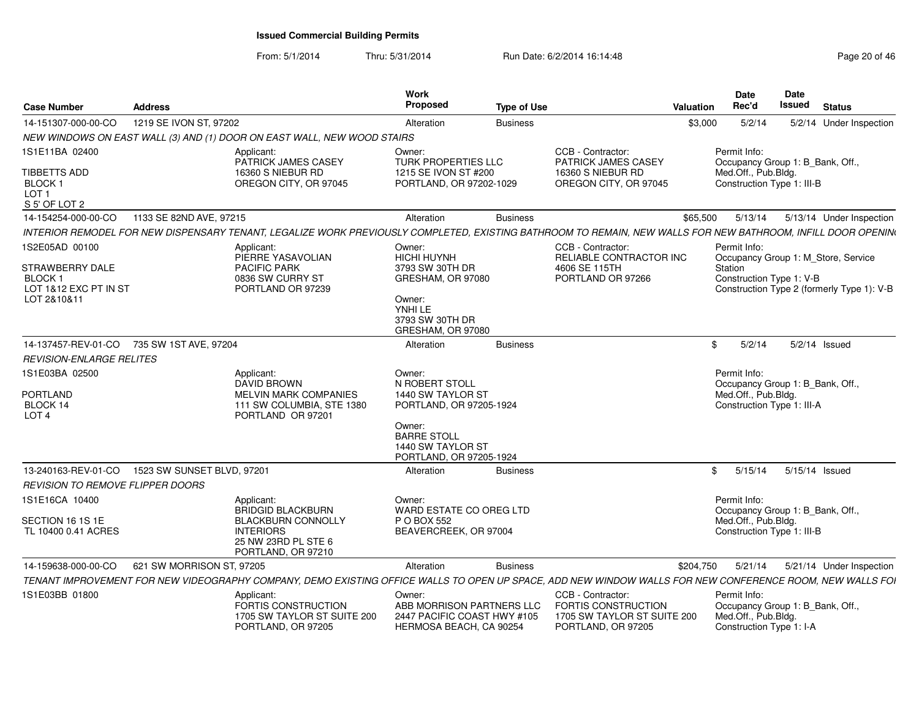# Issued Commercial Building Permits

From: 5/1/2014 Thru: 5/31/2014 Run Date: 6/2/2014 16:14:48

| Case Number | Address | Work Proposed | Type of Use | Valuation | Date Rec'd | Date Issued | Status |
|---|---|---|---|---|---|---|---|
| 14-151307-000-00-CO | 1219 SE IVON ST, 97202 | Alteration | Business | $3,000 | 5/2/14 | 5/2/14 | Under Inspection |

*NEW WINDOWS ON EAST WALL (3) AND (1) DOOR ON EAST WALL, NEW WOOD STAIRS*

1S1E11BA 02400
TIBBETTS ADD
BLOCK 1
LOT 1
S 5' OF LOT 2

Applicant: PATRICK JAMES CASEY, 16360 S NIEBUR RD, OREGON CITY, OR 97045

Owner: TURK PROPERTIES LLC, 1215 SE IVON ST #200, PORTLAND, OR 97202-1029

CCB - Contractor: PATRICK JAMES CASEY, 16360 S NIEBUR RD, OREGON CITY, OR 97045

Permit Info: Occupancy Group 1: B_Bank, Off., Med.Off., Pub.Bldg.; Construction Type 1: III-B

---

| Case Number | Address | Work Proposed | Type of Use | Valuation | Date Rec'd | Date Issued | Status |
|---|---|---|---|---|---|---|---|
| 14-154254-000-00-CO | 1133 SE 82ND AVE, 97215 | Alteration | Business | $65,500 | 5/13/14 | 5/13/14 | Under Inspection |

*INTERIOR REMODEL FOR NEW DISPENSARY TENANT, LEGALIZE WORK PREVIOUSLY COMPLETED, EXISTING BATHROOM TO REMAIN, NEW WALLS FOR NEW BATHROOM, INFILL DOOR OPENIN*

1S2E05AD 00100
STRAWBERRY DALE
BLOCK 1
LOT 1&12 EXC PT IN ST
LOT 2&10&11

Applicant: PIERRE YASAVOLIAN, PACIFIC PARK, 0836 SW CURRY ST, PORTLAND OR 97239

Owner: HICHI HUYNH, 3793 SW 30TH DR, GRESHAM, OR 97080

Owner: YNHI LE, 3793 SW 30TH DR, GRESHAM, OR 97080

CCB - Contractor: RELIABLE CONTRACTOR INC, 4606 SE 115TH, PORTLAND OR 97266

Permit Info: Occupancy Group 1: M_Store, Service Station; Construction Type 1: V-B; Construction Type 2 (formerly Type 1): V-B

---

| Case Number | Address | Work Proposed | Type of Use | Valuation | Date Rec'd | Date Issued | Status |
|---|---|---|---|---|---|---|---|
| 14-137457-REV-01-CO | 735 SW 1ST AVE, 97204 | Alteration | Business | $ | 5/2/14 | 5/2/14 | Issued |

*REVISION-ENLARGE RELITES*

1S1E03BA 02500
PORTLAND
BLOCK 14
LOT 4

Applicant: DAVID BROWN, MELVIN MARK COMPANIES, 111 SW COLUMBIA, STE 1380, PORTLAND OR 97201

Owner: N ROBERT STOLL, 1440 SW TAYLOR ST, PORTLAND, OR 97205-1924

Owner: BARRE STOLL, 1440 SW TAYLOR ST, PORTLAND, OR 97205-1924

Permit Info: Occupancy Group 1: B_Bank, Off., Med.Off., Pub.Bldg.; Construction Type 1: III-A

---

| Case Number | Address | Work Proposed | Type of Use | Valuation | Date Rec'd | Date Issued | Status |
|---|---|---|---|---|---|---|---|
| 13-240163-REV-01-CO | 1523 SW SUNSET BLVD, 97201 | Alteration | Business | $ | 5/15/14 | 5/15/14 | Issued |

*REVISION TO REMOVE FLIPPER DOORS*

1S1E16CA 10400
SECTION 16 1S 1E
TL 10400 0.41 ACRES

Applicant: BRIDGID BLACKBURN, BLACKBURN CONNOLLY INTERIORS, 25 NW 23RD PL STE 6, PORTLAND, OR 97210

Owner: WARD ESTATE CO OREG LTD, P O BOX 552, BEAVERCREEK, OR 97004

Permit Info: Occupancy Group 1: B_Bank, Off., Med.Off., Pub.Bldg.; Construction Type 1: III-B

---

| Case Number | Address | Work Proposed | Type of Use | Valuation | Date Rec'd | Date Issued | Status |
|---|---|---|---|---|---|---|---|
| 14-159638-000-00-CO | 621 SW MORRISON ST, 97205 | Alteration | Business | $204,750 | 5/21/14 | 5/21/14 | Under Inspection |

*TENANT IMPROVEMENT FOR NEW VIDEOGRAPHY COMPANY, DEMO EXISTING OFFICE WALLS TO OPEN UP SPACE, ADD NEW WINDOW WALLS FOR NEW CONFERENCE ROOM, NEW WALLS FO*

1S1E03BB 01800

Applicant: FORTIS CONSTRUCTION, 1705 SW TAYLOR ST SUITE 200, PORTLAND, OR 97205

Owner: ABB MORRISON PARTNERS LLC, 2447 PACIFIC COAST HWY #105, HERMOSA BEACH, CA 90254

CCB - Contractor: FORTIS CONSTRUCTION, 1705 SW TAYLOR ST SUITE 200, PORTLAND, OR 97205

Permit Info: Occupancy Group 1: B_Bank, Off., Med.Off., Pub.Bldg.; Construction Type 1: I-A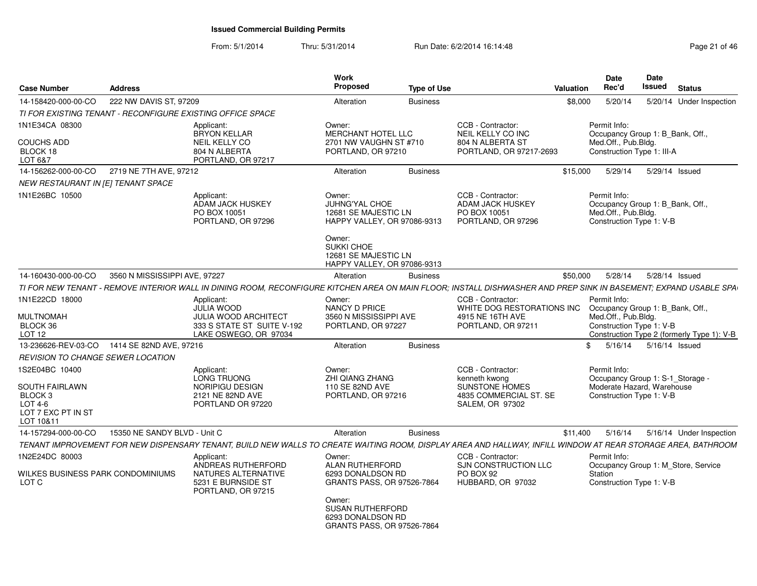# Issued Commercial Building Permits

From: 5/1/2014 Thru: 5/31/2014 Run Date: 6/2/2014 16:14:48

| Case Number | Address | Work Proposed | Type of Use | Valuation | Date Rec'd | Date Issued | Status |
|---|---|---|---|---|---|---|---|
| 14-158420-000-00-CO | 222 NW DAVIS ST, 97209 | Alteration | Business | $8,000 | 5/20/14 | 5/20/14 | Under Inspection |

*TI FOR EXISTING TENANT - RECONFIGURE EXISTING OFFICE SPACE*

1N1E34CA 08300
COUCHS ADD
BLOCK 18
LOT 6&7

Applicant: BRYON KELLAR, NEIL KELLY CO, 804 N ALBERTA, PORTLAND, OR 97217

Owner: MERCHANT HOTEL LLC, 2701 NW VAUGHN ST #710, PORTLAND, OR 97210

CCB - Contractor: NEIL KELLY CO INC, 804 N ALBERTA ST, PORTLAND, OR 97217-2693

Permit Info: Occupancy Group 1: B_Bank, Off., Med.Off., Pub.Bldg. Construction Type 1: III-A

---

| Case Number | Address | Work Proposed | Type of Use | Valuation | Date Rec'd | Date Issued | Status |
|---|---|---|---|---|---|---|---|
| 14-156262-000-00-CO | 2719 NE 7TH AVE, 97212 | Alteration | Business | $15,000 | 5/29/14 | 5/29/14 | Issued |

*NEW RESTAURANT IN [E] TENANT SPACE*

1N1E26BC 10500

Applicant: ADAM JACK HUSKEY, PO BOX 10051, PORTLAND, OR 97296

Owner: JUHNG'YAL CHOE, 12681 SE MAJESTIC LN, HAPPY VALLEY, OR 97086-9313

Owner: SUKKI CHOE, 12681 SE MAJESTIC LN, HAPPY VALLEY, OR 97086-9313

CCB - Contractor: ADAM JACK HUSKEY, PO BOX 10051, PORTLAND, OR 97296

Permit Info: Occupancy Group 1: B_Bank, Off., Med.Off., Pub.Bldg. Construction Type 1: V-B

---

| Case Number | Address | Work Proposed | Type of Use | Valuation | Date Rec'd | Date Issued | Status |
|---|---|---|---|---|---|---|---|
| 14-160430-000-00-CO | 3560 N MISSISSIPPI AVE, 97227 | Alteration | Business | $50,000 | 5/28/14 | 5/28/14 | Issued |

*TI FOR NEW TENANT - REMOVE INTERIOR WALL IN DINING ROOM, RECONFIGURE KITCHEN AREA ON MAIN FLOOR; INSTALL DISHWASHER AND PREP SINK IN BASEMENT; EXPAND USABLE SPA*

1N1E22CD 18000
MULTNOMAH
BLOCK 36
LOT 12

Applicant: JULIA WOOD, JULIA WOOD ARCHITECT, 333 S STATE ST SUITE V-192, LAKE OSWEGO, OR 97034

Owner: NANCY D PRICE, 3560 N MISSISSIPPI AVE, PORTLAND, OR 97227

CCB - Contractor: WHITE DOG RESTORATIONS INC, 4915 NE 16TH AVE, PORTLAND, OR 97211

Permit Info: Occupancy Group 1: B_Bank, Off., Med.Off., Pub.Bldg. Construction Type 1: V-B Construction Type 2 (formerly Type 1): V-B

---

| Case Number | Address | Work Proposed | Type of Use | Valuation | Date Rec'd | Date Issued | Status |
|---|---|---|---|---|---|---|---|
| 13-236626-REV-03-CO | 1414 SE 82ND AVE, 97216 | Alteration | Business | $ | 5/16/14 | 5/16/14 | Issued |

*REVISION TO CHANGE SEWER LOCATION*

1S2E04BC 10400
SOUTH FAIRLAWN
BLOCK 3
LOT 4-6
LOT 7 EXC PT IN ST
LOT 10&11

Applicant: LONG TRUONG, NORIPIGU DESIGN, 2121 NE 82ND AVE, PORTLAND OR 97220

Owner: ZHI QIANG ZHANG, 110 SE 82ND AVE, PORTLAND, OR 97216

CCB - Contractor: kenneth kwong, SUNSTONE HOMES, 4835 COMMERCIAL ST. SE, SALEM, OR 97302

Permit Info: Occupancy Group 1: S-1_Storage - Moderate Hazard, Warehouse Construction Type 1: V-B

---

| Case Number | Address | Work Proposed | Type of Use | Valuation | Date Rec'd | Date Issued | Status |
|---|---|---|---|---|---|---|---|
| 14-157294-000-00-CO | 15350 NE SANDY BLVD - Unit C | Alteration | Business | $11,400 | 5/16/14 | 5/16/14 | Under Inspection |

*TENANT IMPROVEMENT FOR NEW DISPENSARY TENANT, BUILD NEW WALLS TO CREATE WAITING ROOM, DISPLAY AREA AND HALLWAY, INFILL WINDOW AT REAR STORAGE AREA, BATHROOM*

1N2E24DC 80003
WILKES BUSINESS PARK CONDOMINIUMS
LOT C

Applicant: ANDREAS RUTHERFORD, NATURES ALTERNATIVE, 5231 E BURNSIDE ST, PORTLAND, OR 97215

Owner: ALAN RUTHERFORD, 6293 DONALDSON RD, GRANTS PASS, OR 97526-7864

Owner: SUSAN RUTHERFORD, 6293 DONALDSON RD, GRANTS PASS, OR 97526-7864

CCB - Contractor: SJN CONSTRUCTION LLC, PO BOX 92, HUBBARD, OR 97032

Permit Info: Occupancy Group 1: M_Store, Service Station Construction Type 1: V-B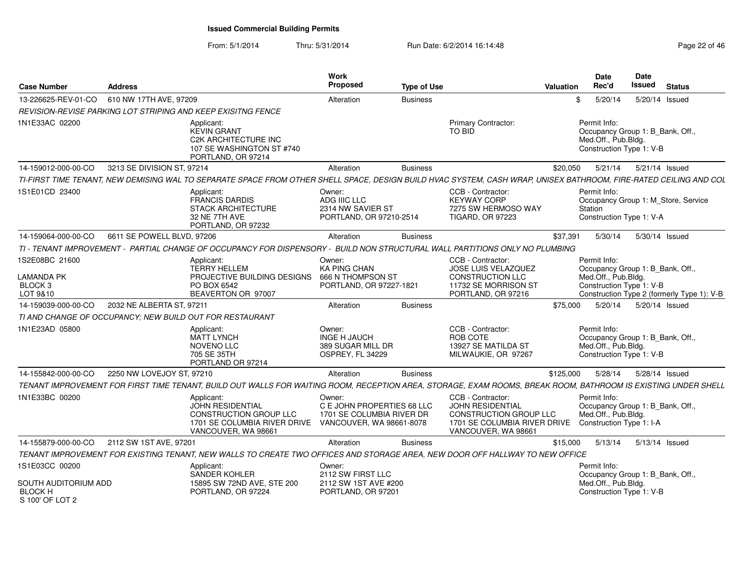# Issued Commercial Building Permits

From: 5/1/2014 Thru: 5/31/2014 Run Date: 6/2/2014 16:14:48

| Case Number | Address | Work Proposed | Type of Use | Valuation | Date Rec'd | Date Issued | Status |
|---|---|---|---|---|---|---|---|
| 13-226625-REV-01-CO | 610 NW 17TH AVE, 97209 | Alteration | Business | $ | 5/20/14 | 5/20/14 | Issued |

REVISION-REVISE PARKING LOT STRIPING AND KEEP EXISITNG FENCE

1N1E33AC 02200

Applicant: KEVIN GRANT, C2K ARCHITECTURE INC, 107 SE WASHINGTON ST #740, PORTLAND, OR 97214

Primary Contractor: TO BID

Permit Info: Occupancy Group 1: B_Bank, Off., Med.Off., Pub.Bldg. Construction Type 1: V-B

| Case Number | Address | Work Proposed | Type of Use | Valuation | Date Rec'd | Date Issued | Status |
|---|---|---|---|---|---|---|---|
| 14-159012-000-00-CO | 3213 SE DIVISION ST, 97214 | Alteration | Business | $20,050 | 5/21/14 | 5/21/14 | Issued |

TI-FIRST TIME TENANT, NEW DEMISING WAL TO SEPARATE SPACE FROM OTHER SHELL SPACE, DESIGN BUILD HVAC SYSTEM, CASH WRAP, UNISEX BATHROOM, FIRE-RATED CEILING AND COL

1S1E01CD 23400

Applicant: FRANCIS DARDIS, STACK ARCHITECTURE, 32 NE 7TH AVE, PORTLAND, OR 97232

Owner: ADG IIIC LLC, 2314 NW SAVIER ST, PORTLAND, OR 97210-2514

CCB - Contractor: KEYWAY CORP, 7275 SW HERMOSO WAY, TIGARD, OR 97223

Permit Info: Occupancy Group 1: M_Store, Service Station. Construction Type 1: V-A

| Case Number | Address | Work Proposed | Type of Use | Valuation | Date Rec'd | Date Issued | Status |
|---|---|---|---|---|---|---|---|
| 14-159064-000-00-CO | 6611 SE POWELL BLVD, 97206 | Alteration | Business | $37,391 | 5/30/14 | 5/30/14 | Issued |

TI - TENANT IMPROVEMENT - PARTIAL CHANGE OF OCCUPANCY FOR DISPENSORY - BUILD NON STRUCTURAL WALL PARTITIONS ONLY NO PLUMBING

1S2E08BC 21600
LAMANDA PK
BLOCK 3
LOT 9&10

Applicant: TERRY HELLEM, PROJECTIVE BUILDING DESIGNS, PO BOX 6542, BEAVERTON OR 97007

Owner: KA PING CHAN, 666 N THOMPSON ST, PORTLAND, OR 97227-1821

CCB - Contractor: JOSE LUIS VELAZQUEZ, CONSTRUCTION LLC, 11732 SE MORRISON ST, PORTLAND, OR 97216

Permit Info: Occupancy Group 1: B_Bank, Off., Med.Off., Pub.Bldg. Construction Type 1: V-B. Construction Type 2 (formerly Type 1): V-B

| Case Number | Address | Work Proposed | Type of Use | Valuation | Date Rec'd | Date Issued | Status |
|---|---|---|---|---|---|---|---|
| 14-159039-000-00-CO | 2032 NE ALBERTA ST, 97211 | Alteration | Business | $75,000 | 5/20/14 | 5/20/14 | Issued |

TI AND CHANGE OF OCCUPANCY; NEW BUILD OUT FOR RESTAURANT

1N1E23AD 05800

Applicant: MATT LYNCH, NOVENO LLC, 705 SE 35TH, PORTLAND OR 97214

Owner: INGE H JAUCH, 389 SUGAR MILL DR, OSPREY, FL 34229

CCB - Contractor: ROB COTE, 13927 SE MATILDA ST, MILWAUKIE, OR 97267

Permit Info: Occupancy Group 1: B_Bank, Off., Med.Off., Pub.Bldg. Construction Type 1: V-B

| Case Number | Address | Work Proposed | Type of Use | Valuation | Date Rec'd | Date Issued | Status |
|---|---|---|---|---|---|---|---|
| 14-155842-000-00-CO | 2250 NW LOVEJOY ST, 97210 | Alteration | Business | $125,000 | 5/28/14 | 5/28/14 | Issued |

TENANT IMPROVEMENT FOR FIRST TIME TENANT, BUILD OUT WALLS FOR WAITING ROOM, RECEPTION AREA, STORAGE, EXAM ROOMS, BREAK ROOM, BATHROOM IS EXISTING UNDER SHELL

1N1E33BC 00200

Applicant: JOHN RESIDENTIAL, CONSTRUCTION GROUP LLC, 1701 SE COLUMBIA RIVER DRIVE, VANCOUVER, WA 98661

Owner: C E JOHN PROPERTIES 68 LLC, 1701 SE COLUMBIA RIVER DR, VANCOUVER, WA 98661-8078

CCB - Contractor: JOHN RESIDENTIAL, CONSTRUCTION GROUP LLC, 1701 SE COLUMBIA RIVER DRIVE, VANCOUVER, WA 98661

Permit Info: Occupancy Group 1: B_Bank, Off., Med.Off., Pub.Bldg. Construction Type 1: I-A

| Case Number | Address | Work Proposed | Type of Use | Valuation | Date Rec'd | Date Issued | Status |
|---|---|---|---|---|---|---|---|
| 14-155879-000-00-CO | 2112 SW 1ST AVE, 97201 | Alteration | Business | $15,000 | 5/13/14 | 5/13/14 | Issued |

TENANT IMPROVEMENT FOR EXISTING TENANT, NEW WALLS TO CREATE TWO OFFICES AND STORAGE AREA, NEW DOOR OFF HALLWAY TO NEW OFFICE

1S1E03CC 00200
SOUTH AUDITORIUM ADD
BLOCK H
S 100' OF LOT 2

Applicant: SANDER KOHLER, 15895 SW 72ND AVE, STE 200, PORTLAND, OR 97224

Owner: 2112 SW FIRST LLC, 2112 SW 1ST AVE #200, PORTLAND, OR 97201

Permit Info: Occupancy Group 1: B_Bank, Off., Med.Off., Pub.Bldg. Construction Type 1: V-B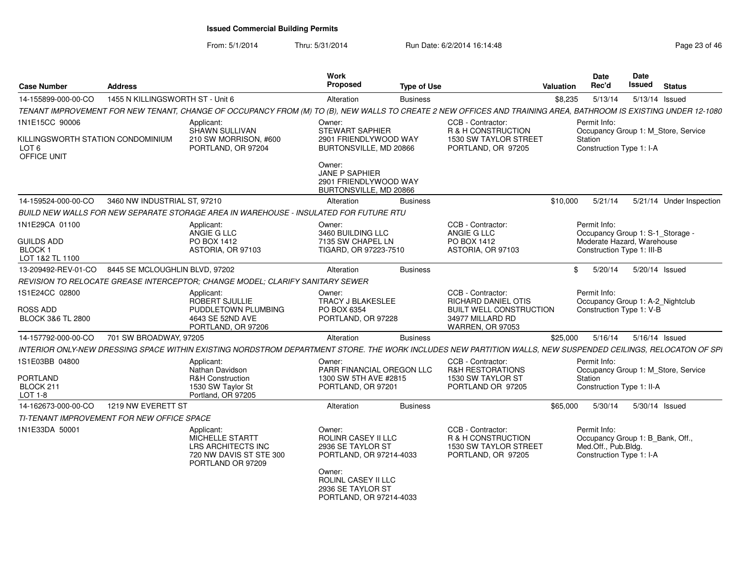## Issued Commercial Building Permits

From: 5/1/2014 Thru: 5/31/2014 Run Date: 6/2/2014 16:14:48

| Case Number | Address | Work Proposed | Type of Use | Valuation | Date Rec'd | Date Issued | Status |
|---|---|---|---|---|---|---|---|
| 14-155899-000-00-CO | 1455 N KILLINGSWORTH ST - Unit 6 | Alteration | Business | $8,235 | 5/13/14 | 5/13/14 | Issued |

TENANT IMPROVEMENT FOR NEW TENANT, CHANGE OF OCCUPANCY FROM (M) TO (B), NEW WALLS TO CREATE 2 NEW OFFICES AND TRAINING AREA, BATHROOM IS EXISTING UNDER 12-1080

1N1E15CC 90006
KILLINGSWORTH STATION CONDOMINIUM
LOT 6
OFFICE UNIT

Applicant: SHAWN SULLIVAN, 210 SW MORRISON, #600, PORTLAND, OR 97204

Owner: STEWART SAPHIER, 2901 FRIENDLYWOOD WAY, BURTONSVILLE, MD 20866

Owner: JANE P SAPHIER, 2901 FRIENDLYWOOD WAY, BURTONSVILLE, MD 20866

CCB - Contractor: R & H CONSTRUCTION, 1530 SW TAYLOR STREET, PORTLAND, OR 97205

Permit Info: Occupancy Group 1: M_Store, Service Station; Construction Type 1: I-A

---

| Case Number | Address | Work Proposed | Type of Use | Valuation | Date Rec'd | Date Issued | Status |
|---|---|---|---|---|---|---|---|
| 14-159524-000-00-CO | 3460 NW INDUSTRIAL ST, 97210 | Alteration | Business | $10,000 | 5/21/14 | 5/21/14 | Under Inspection |

BUILD NEW WALLS FOR NEW SEPARATE STORAGE AREA IN WAREHOUSE - INSULATED FOR FUTURE RTU

1N1E29CA 01100
GUILDS ADD
BLOCK 1
LOT 1&2 TL 1100

Applicant: ANGIE G LLC, PO BOX 1412, ASTORIA, OR 97103

Owner: 3460 BUILDING LLC, 7135 SW CHAPEL LN, TIGARD, OR 97223-7510

CCB - Contractor: ANGIE G LLC, PO BOX 1412, ASTORIA, OR 97103

Permit Info: Occupancy Group 1: S-1_Storage - Moderate Hazard, Warehouse; Construction Type 1: III-B

---

| Case Number | Address | Work Proposed | Type of Use | Valuation | Date Rec'd | Date Issued | Status |
|---|---|---|---|---|---|---|---|
| 13-209492-REV-01-CO | 8445 SE MCLOUGHLIN BLVD, 97202 | Alteration | Business | $ | 5/20/14 | 5/20/14 | Issued |

REVISION TO RELOCATE GREASE INTERCEPTOR; CHANGE MODEL; CLARIFY SANITARY SEWER

1S1E24CC 02800
ROSS ADD
BLOCK 3&6 TL 2800

Applicant: ROBERT SJULLIE, PUDDLETOWN PLUMBING, 4643 SE 52ND AVE, PORTLAND, OR 97206

Owner: TRACY J BLAKESLEE, PO BOX 6354, PORTLAND, OR 97228

CCB - Contractor: RICHARD DANIEL OTIS, BUILT WELL CONSTRUCTION, 34977 MILLARD RD, WARREN, OR 97053

Permit Info: Occupancy Group 1: A-2_Nightclub; Construction Type 1: V-B

---

| Case Number | Address | Work Proposed | Type of Use | Valuation | Date Rec'd | Date Issued | Status |
|---|---|---|---|---|---|---|---|
| 14-157792-000-00-CO | 701 SW BROADWAY, 97205 | Alteration | Business | $25,000 | 5/16/14 | 5/16/14 | Issued |

INTERIOR ONLY-NEW DRESSING SPACE WITHIN EXISTING NORDSTROM DEPARTMENT STORE. THE WORK INCLUDES NEW PARTITION WALLS, NEW SUSPENDED CEILINGS, RELOCATON OF SPI

1S1E03BB 04800
PORTLAND
BLOCK 211
LOT 1-8

Applicant: Nathan Davidson, R&H Construction, 1530 SW Taylor St, Portland, OR 97205

Owner: PARR FINANCIAL OREGON LLC, 1300 SW 5TH AVE #2815, PORTLAND, OR 97201

CCB - Contractor: R&H RESTORATIONS, 1530 SW TAYLOR ST, PORTLAND OR 97205

Permit Info: Occupancy Group 1: M_Store, Service Station; Construction Type 1: II-A

---

| Case Number | Address | Work Proposed | Type of Use | Valuation | Date Rec'd | Date Issued | Status |
|---|---|---|---|---|---|---|---|
| 14-162673-000-00-CO | 1219 NW EVERETT ST | Alteration | Business | $65,000 | 5/30/14 | 5/30/14 | Issued |

TI-TENANT IMPROVEMENT FOR NEW OFFICE SPACE

1N1E33DA 50001

Applicant: MICHELLE STARTT, LRS ARCHITECTS INC, 720 NW DAVIS ST STE 300, PORTLAND OR 97209

Owner: ROLINR CASEY II LLC, 2936 SE TAYLOR ST, PORTLAND, OR 97214-4033

Owner: ROLINL CASEY II LLC, 2936 SE TAYLOR ST, PORTLAND, OR 97214-4033

CCB - Contractor: R & H CONSTRUCTION, 1530 SW TAYLOR STREET, PORTLAND, OR 97205

Permit Info: Occupancy Group 1: B_Bank, Off., Med.Off., Pub.Bldg.; Construction Type 1: I-A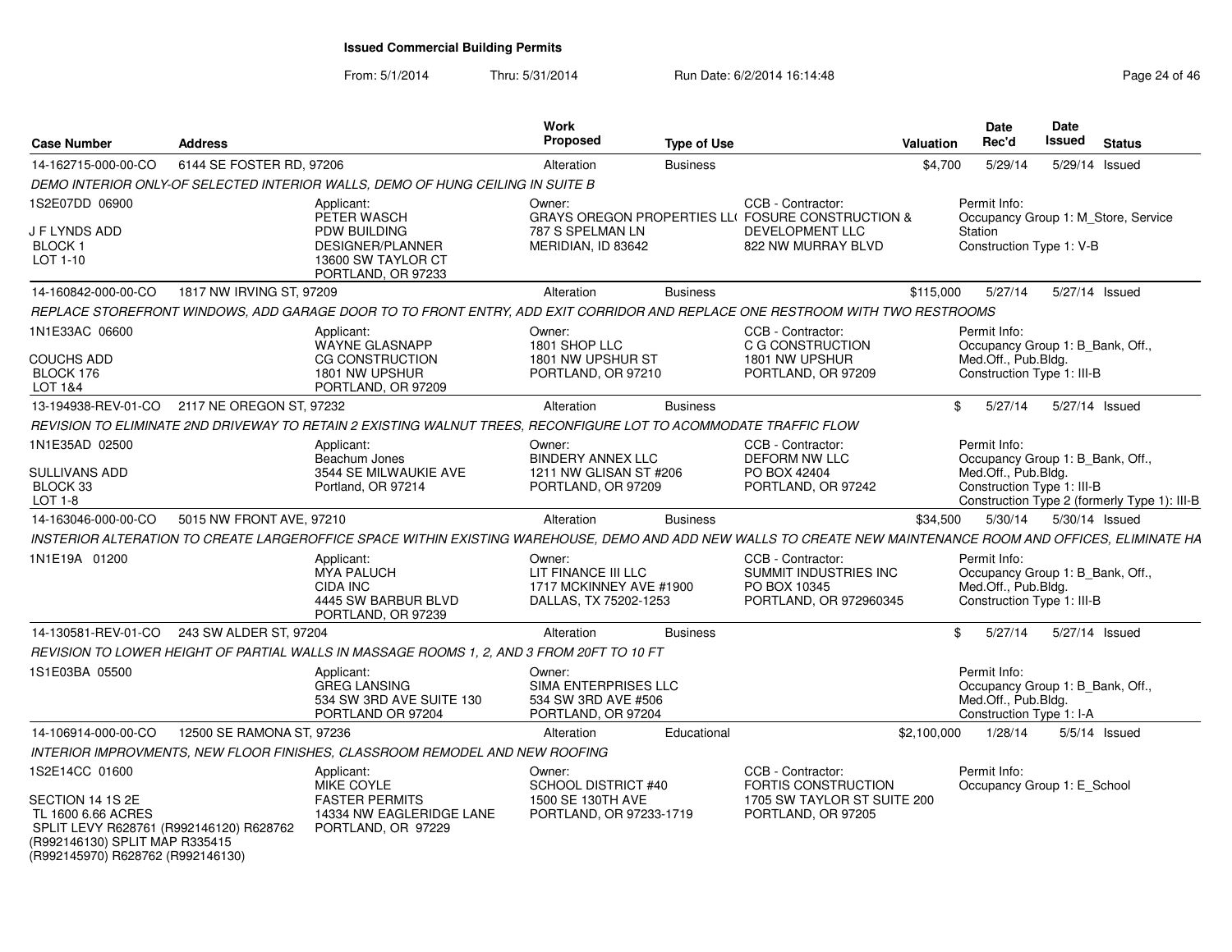# Issued Commercial Building Permits

From: 5/1/2014 Thru: 5/31/2014 Run Date: 6/2/2014 16:14:48

| Case Number | Address | Work Proposed | Type of Use | Valuation | Date Rec'd | Date Issued | Status |
|---|---|---|---|---|---|---|---|
| 14-162715-000-00-CO | 6144 SE FOSTER RD, 97206 | Alteration | Business | $4,700 | 5/29/14 | 5/29/14 | Issued |

*DEMO INTERIOR ONLY-OF SELECTED INTERIOR WALLS, DEMO OF HUNG CEILING IN SUITE B*

- 1S2E07DD 06900
- J F LYNDS ADD
- BLOCK 1
- LOT 1-10

Applicant: PETER WASCH, PDW BUILDING, DESIGNER/PLANNER, 13600 SW TAYLOR CT, PORTLAND, OR 97233

Owner: GRAYS OREGON PROPERTIES LL(, 787 S SPELMAN LN, MERIDIAN, ID 83642

CCB - Contractor: FOSURE CONSTRUCTION & DEVELOPMENT LLC, 822 NW MURRAY BLVD

Permit Info: Occupancy Group 1: M_Store, Service Station; Construction Type 1: V-B

---

| Case Number | Address | Work Proposed | Type of Use | Valuation | Date Rec'd | Date Issued | Status |
|---|---|---|---|---|---|---|---|
| 14-160842-000-00-CO | 1817 NW IRVING ST, 97209 | Alteration | Business | $115,000 | 5/27/14 | 5/27/14 | Issued |

*REPLACE STOREFRONT WINDOWS, ADD GARAGE DOOR TO TO FRONT ENTRY, ADD EXIT CORRIDOR AND REPLACE ONE RESTROOM WITH TWO RESTROOMS*

- 1N1E33AC 06600
- COUCHS ADD
- BLOCK 176
- LOT 1&4

Applicant: WAYNE GLASNAPP, CG CONSTRUCTION, 1801 NW UPSHUR, PORTLAND, OR 97209

Owner: 1801 SHOP LLC, 1801 NW UPSHUR ST, PORTLAND, OR 97210

CCB - Contractor: C G CONSTRUCTION, 1801 NW UPSHUR, PORTLAND, OR 97209

Permit Info: Occupancy Group 1: B_Bank, Off., Med.Off., Pub.Bldg.; Construction Type 1: III-B

---

| Case Number | Address | Work Proposed | Type of Use | Valuation | Date Rec'd | Date Issued | Status |
|---|---|---|---|---|---|---|---|
| 13-194938-REV-01-CO | 2117 NE OREGON ST, 97232 | Alteration | Business | $ | 5/27/14 | 5/27/14 | Issued |

*REVISION TO ELIMINATE 2ND DRIVEWAY TO RETAIN 2 EXISTING WALNUT TREES, RECONFIGURE LOT TO ACOMMODATE TRAFFIC FLOW*

- 1N1E35AD 02500
- SULLIVANS ADD
- BLOCK 33
- LOT 1-8

Applicant: Beachum Jones, 3544 SE MILWAUKIE AVE, Portland, OR 97214

Owner: BINDERY ANNEX LLC, 1211 NW GLISAN ST #206, PORTLAND, OR 97209

CCB - Contractor: DEFORM NW LLC, PO BOX 42404, PORTLAND, OR 97242

Permit Info: Occupancy Group 1: B_Bank, Off., Med.Off., Pub.Bldg.; Construction Type 1: III-B; Construction Type 2 (formerly Type 1): III-B

---

| Case Number | Address | Work Proposed | Type of Use | Valuation | Date Rec'd | Date Issued | Status |
|---|---|---|---|---|---|---|---|
| 14-163046-000-00-CO | 5015 NW FRONT AVE, 97210 | Alteration | Business | $34,500 | 5/30/14 | 5/30/14 | Issued |

*INSTERIOR ALTERATION TO CREATE LARGEROFFICE SPACE WITHIN EXISTING WAREHOUSE, DEMO AND ADD NEW WALLS TO CREATE NEW MAINTENANCE ROOM AND OFFICES, ELIMINATE HA*

- 1N1E19A 01200

Applicant: MYA PALUCH, CIDA INC, 4445 SW BARBUR BLVD, PORTLAND, OR 97239

Owner: LIT FINANCE III LLC, 1717 MCKINNEY AVE #1900, DALLAS, TX 75202-1253

CCB - Contractor: SUMMIT INDUSTRIES INC, PO BOX 10345, PORTLAND, OR 972960345

Permit Info: Occupancy Group 1: B_Bank, Off., Med.Off., Pub.Bldg.; Construction Type 1: III-B

---

| Case Number | Address | Work Proposed | Type of Use | Valuation | Date Rec'd | Date Issued | Status |
|---|---|---|---|---|---|---|---|
| 14-130581-REV-01-CO | 243 SW ALDER ST, 97204 | Alteration | Business | $ | 5/27/14 | 5/27/14 | Issued |

*REVISION TO LOWER HEIGHT OF PARTIAL WALLS IN MASSAGE ROOMS 1, 2, AND 3 FROM 20FT TO 10 FT*

- 1S1E03BA 05500

Applicant: GREG LANSING, 534 SW 3RD AVE SUITE 130, PORTLAND OR 97204

Owner: SIMA ENTERPRISES LLC, 534 SW 3RD AVE #506, PORTLAND, OR 97204

Permit Info: Occupancy Group 1: B_Bank, Off., Med.Off., Pub.Bldg.; Construction Type 1: I-A

---

| Case Number | Address | Work Proposed | Type of Use | Valuation | Date Rec'd | Date Issued | Status |
|---|---|---|---|---|---|---|---|
| 14-106914-000-00-CO | 12500 SE RAMONA ST, 97236 | Alteration | Educational | $2,100,000 | 1/28/14 | 5/5/14 | Issued |

*INTERIOR IMPROVMENTS, NEW FLOOR FINISHES, CLASSROOM REMODEL AND NEW ROOFING*

- 1S2E14CC 01600
- SECTION 14 1S 2E
- TL 1600 6.66 ACRES
- SPLIT LEVY R628761 (R992146120) R628762 (R992146130) SPLIT MAP R335415 (R992145970) R628762 (R992146130)

Applicant: MIKE COYLE, FASTER PERMITS, 14334 NW EAGLERIDGE LANE, PORTLAND, OR 97229

Owner: SCHOOL DISTRICT #40, 1500 SE 130TH AVE, PORTLAND, OR 97233-1719

CCB - Contractor: FORTIS CONSTRUCTION, 1705 SW TAYLOR ST SUITE 200, PORTLAND, OR 97205

Permit Info: Occupancy Group 1: E_School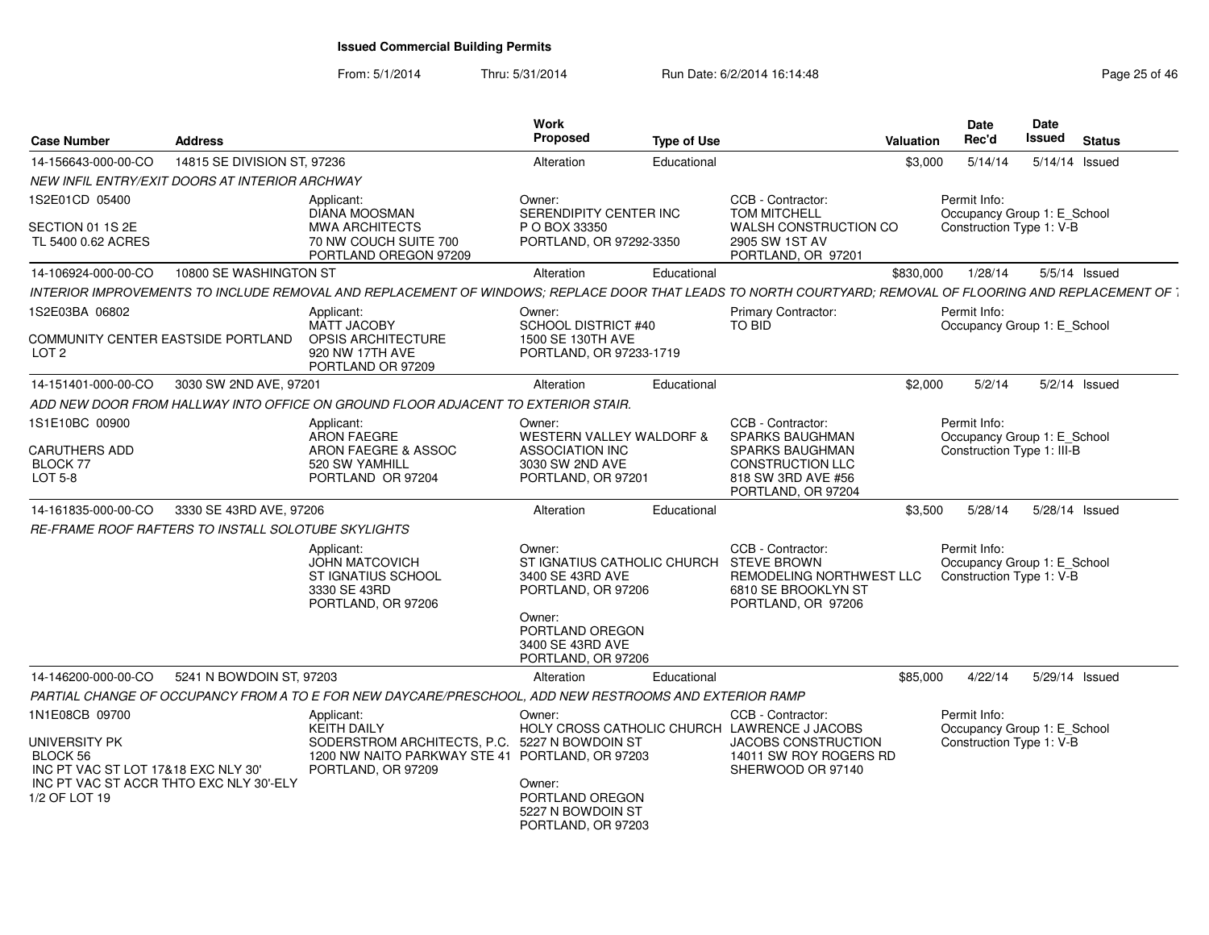# Issued Commercial Building Permits

From: 5/1/2014 Thru: 5/31/2014 Run Date: 6/2/2014 16:14:48

| Case Number | Address | Work Proposed | Type of Use | Valuation | Date Rec'd | Date Issued | Status |
|---|---|---|---|---|---|---|---|
| 14-156643-000-00-CO | 14815 SE DIVISION ST, 97236 | Alteration | Educational | $3,000 | 5/14/14 | 5/14/14 | Issued |

*NEW INFIL ENTRY/EXIT DOORS AT INTERIOR ARCHWAY*

1S2E01CD 05400

SECTION 01 1S 2E
TL 5400 0.62 ACRES

Applicant:
DIANA MOOSMAN
MWA ARCHITECTS
70 NW COUCH SUITE 700
PORTLAND OREGON 97209

Owner:
SERENDIPITY CENTER INC
P O BOX 33350
PORTLAND, OR 97292-3350

CCB - Contractor:
TOM MITCHELL
WALSH CONSTRUCTION CO
2905 SW 1ST AV
PORTLAND, OR 97201

Permit Info:
Occupancy Group 1: E_School
Construction Type 1: V-B

---

| Case Number | Address | Work Proposed | Type of Use | Valuation | Date Rec'd | Date Issued | Status |
|---|---|---|---|---|---|---|---|
| 14-106924-000-00-CO | 10800 SE WASHINGTON ST | Alteration | Educational | $830,000 | 1/28/14 | 5/5/14 | Issued |

*INTERIOR IMPROVEMENTS TO INCLUDE REMOVAL AND REPLACEMENT OF WINDOWS; REPLACE DOOR THAT LEADS TO NORTH COURTYARD; REMOVAL OF FLOORING AND REPLACEMENT OF T*

1S2E03BA 06802

COMMUNITY CENTER EASTSIDE PORTLAND
LOT 2

Applicant:
MATT JACOBY
OPSIS ARCHITECTURE
920 NW 17TH AVE
PORTLAND OR 97209

Owner:
SCHOOL DISTRICT #40
1500 SE 130TH AVE
PORTLAND, OR 97233-1719

Primary Contractor:
TO BID

Permit Info:
Occupancy Group 1: E_School

---

| Case Number | Address | Work Proposed | Type of Use | Valuation | Date Rec'd | Date Issued | Status |
|---|---|---|---|---|---|---|---|
| 14-151401-000-00-CO | 3030 SW 2ND AVE, 97201 | Alteration | Educational | $2,000 | 5/2/14 | 5/2/14 | Issued |

*ADD NEW DOOR FROM HALLWAY INTO OFFICE ON GROUND FLOOR ADJACENT TO EXTERIOR STAIR.*

1S1E10BC 00900

CARUTHERS ADD
BLOCK 77
LOT 5-8

Applicant:
ARON FAEGRE
ARON FAEGRE & ASSOC
520 SW YAMHILL
PORTLAND OR 97204

Owner:
WESTERN VALLEY WALDORF &
ASSOCIATION INC
3030 SW 2ND AVE
PORTLAND, OR 97201

CCB - Contractor:
SPARKS BAUGHMAN
SPARKS BAUGHMAN
CONSTRUCTION LLC
818 SW 3RD AVE #56
PORTLAND, OR 97204

Permit Info:
Occupancy Group 1: E_School
Construction Type 1: III-B

---

| Case Number | Address | Work Proposed | Type of Use | Valuation | Date Rec'd | Date Issued | Status |
|---|---|---|---|---|---|---|---|
| 14-161835-000-00-CO | 3330 SE 43RD AVE, 97206 | Alteration | Educational | $3,500 | 5/28/14 | 5/28/14 | Issued |

*RE-FRAME ROOF RAFTERS TO INSTALL SOLOTUBE SKYLIGHTS*

Applicant:
JOHN MATCOVICH
ST IGNATIUS SCHOOL
3330 SE 43RD
PORTLAND, OR 97206

Owner:
ST IGNATIUS CATHOLIC CHURCH
3400 SE 43RD AVE
PORTLAND, OR 97206

Owner:
PORTLAND OREGON
3400 SE 43RD AVE
PORTLAND, OR 97206

CCB - Contractor:
STEVE BROWN
REMODELING NORTHWEST LLC
6810 SE BROOKLYN ST
PORTLAND, OR 97206

Permit Info:
Occupancy Group 1: E_School
Construction Type 1: V-B

---

| Case Number | Address | Work Proposed | Type of Use | Valuation | Date Rec'd | Date Issued | Status |
|---|---|---|---|---|---|---|---|
| 14-146200-000-00-CO | 5241 N BOWDOIN ST, 97203 | Alteration | Educational | $85,000 | 4/22/14 | 5/29/14 | Issued |

*PARTIAL CHANGE OF OCCUPANCY FROM A TO E FOR NEW DAYCARE/PRESCHOOL, ADD NEW RESTROOMS AND EXTERIOR RAMP*

1N1E08CB 09700

UNIVERSITY PK
BLOCK 56
INC PT VAC ST LOT 17&18 EXC NLY 30'
INC PT VAC ST ACCR THTO EXC NLY 30'-ELY
1/2 OF LOT 19

Applicant:
KEITH DAILY
SODERSTROM ARCHITECTS, P.C.
1200 NW NAITO PARKWAY STE 41
PORTLAND, OR 97209

Owner:
HOLY CROSS CATHOLIC CHURCH
5227 N BOWDOIN ST
PORTLAND, OR 97203

Owner:
PORTLAND OREGON
5227 N BOWDOIN ST
PORTLAND, OR 97203

CCB - Contractor:
LAWRENCE J JACOBS
JACOBS CONSTRUCTION
14011 SW ROY ROGERS RD
SHERWOOD OR 97140

Permit Info:
Occupancy Group 1: E_School
Construction Type 1: V-B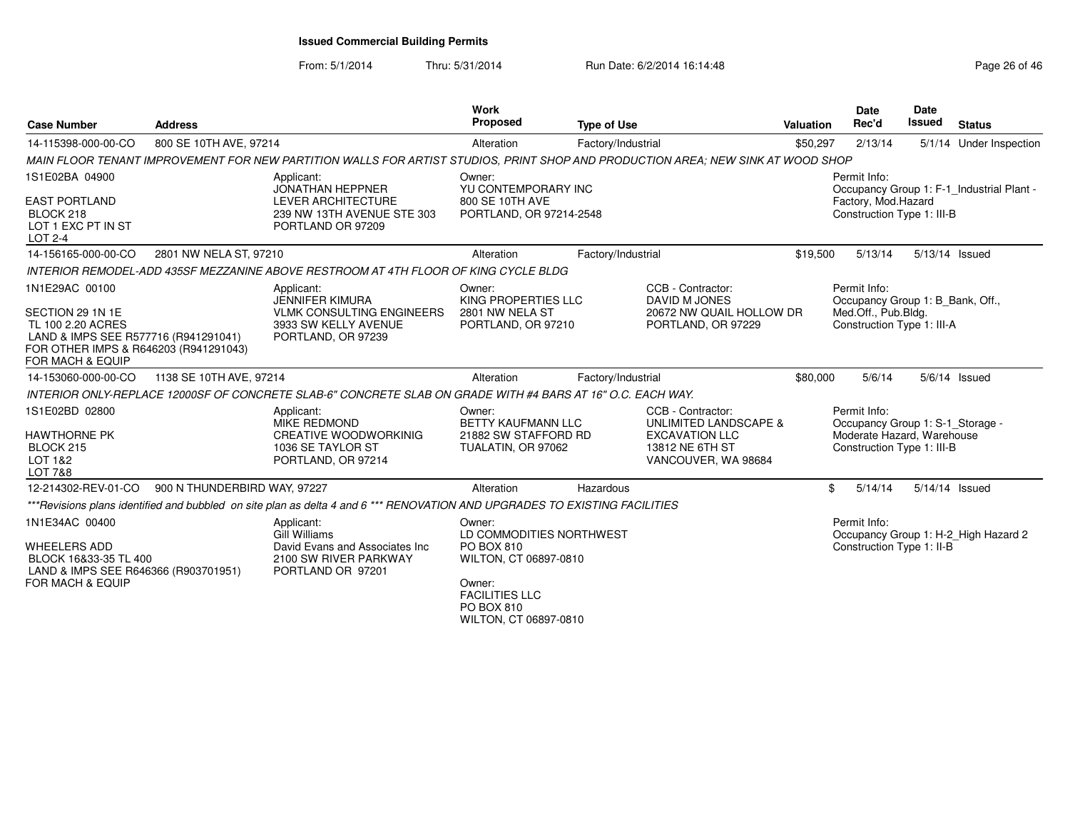**Issued Commercial Building Permits**

From: 5/1/2014 Thru: 5/31/2014 Run Date: 6/2/2014 16:14:48

| Case Number | Address | Work Proposed | Type of Use | Valuation | Date Rec'd | Date Issued | Status |
|---|---|---|---|---|---|---|---|
| 14-115398-000-00-CO | 800 SE 10TH AVE, 97214 | Alteration | Factory/Industrial | $50,297 | 2/13/14 | 5/1/14 | Under Inspection |

*MAIN FLOOR TENANT IMPROVEMENT FOR NEW PARTITION WALLS FOR ARTIST STUDIOS, PRINT SHOP AND PRODUCTION AREA; NEW SINK AT WOOD SHOP*

1S1E02BA 04900
EAST PORTLAND
BLOCK 218
LOT 1 EXC PT IN ST
LOT 2-4

Applicant:
JONATHAN HEPPNER
LEVER ARCHITECTURE
239 NW 13TH AVENUE STE 303
PORTLAND OR 97209

Owner:
YU CONTEMPORARY INC
800 SE 10TH AVE
PORTLAND, OR 97214-2548

Permit Info:
Occupancy Group 1: F-1_Industrial Plant - Factory, Mod.Hazard
Construction Type 1: III-B

| Case Number | Address | Work Proposed | Type of Use | Valuation | Date Rec'd | Date Issued | Status |
|---|---|---|---|---|---|---|---|
| 14-156165-000-00-CO | 2801 NW NELA ST, 97210 | Alteration | Factory/Industrial | $19,500 | 5/13/14 | 5/13/14 | Issued |

*INTERIOR REMODEL-ADD 435SF MEZZANINE ABOVE RESTROOM AT 4TH FLOOR OF KING CYCLE BLDG*

1N1E29AC 00100
SECTION 29 1N 1E
TL 100 2.20 ACRES
LAND & IMPS SEE R577716 (R941291041)
FOR OTHER IMPS & R646203 (R941291043)
FOR MACH & EQUIP

Applicant:
JENNIFER KIMURA
VLMK CONSULTING ENGINEERS
3933 SW KELLY AVENUE
PORTLAND, OR 97239

Owner:
KING PROPERTIES LLC
2801 NW NELA ST
PORTLAND, OR 97210

CCB - Contractor:
DAVID M JONES
20672 NW QUAIL HOLLOW DR
PORTLAND, OR 97229

Permit Info:
Occupancy Group 1: B_Bank, Off., Med.Off., Pub.Bldg.
Construction Type 1: III-A

| Case Number | Address | Work Proposed | Type of Use | Valuation | Date Rec'd | Date Issued | Status |
|---|---|---|---|---|---|---|---|
| 14-153060-000-00-CO | 1138 SE 10TH AVE, 97214 | Alteration | Factory/Industrial | $80,000 | 5/6/14 | 5/6/14 | Issued |

*INTERIOR ONLY-REPLACE 12000SF OF CONCRETE SLAB-6" CONCRETE SLAB ON GRADE WITH #4 BARS AT 16" O.C. EACH WAY.*

1S1E02BD 02800
HAWTHORNE PK
BLOCK 215
LOT 1&2
LOT 7&8

Applicant:
MIKE REDMOND
CREATIVE WOODWORKINIG
1036 SE TAYLOR ST
PORTLAND, OR 97214

Owner:
BETTY KAUFMANN LLC
21882 SW STAFFORD RD
TUALATIN, OR 97062

CCB - Contractor:
UNLIMITED LANDSCAPE & EXCAVATION LLC
13812 NE 6TH ST
VANCOUVER, WA 98684

Permit Info:
Occupancy Group 1: S-1_Storage - Moderate Hazard, Warehouse
Construction Type 1: III-B

| Case Number | Address | Work Proposed | Type of Use | Valuation | Date Rec'd | Date Issued | Status |
|---|---|---|---|---|---|---|---|
| 12-214302-REV-01-CO | 900 N THUNDERBIRD WAY, 97227 | Alteration | Hazardous | $ | 5/14/14 | 5/14/14 | Issued |

****Revisions plans identified and bubbled on site plan as delta 4 and 6 *** RENOVATION AND UPGRADES TO EXISTING FACILITIES*

1N1E34AC 00400
WHEELERS ADD
BLOCK 16&33-35 TL 400
LAND & IMPS SEE R646366 (R903701951)
FOR MACH & EQUIP

Applicant:
Gill Williams
David Evans and Associates Inc
2100 SW RIVER PARKWAY
PORTLAND OR 97201

Owner:
LD COMMODITIES NORTHWEST
PO BOX 810
WILTON, CT 06897-0810

Owner:
FACILITIES LLC
PO BOX 810
WILTON, CT 06897-0810

Permit Info:
Occupancy Group 1: H-2_High Hazard 2
Construction Type 1: II-B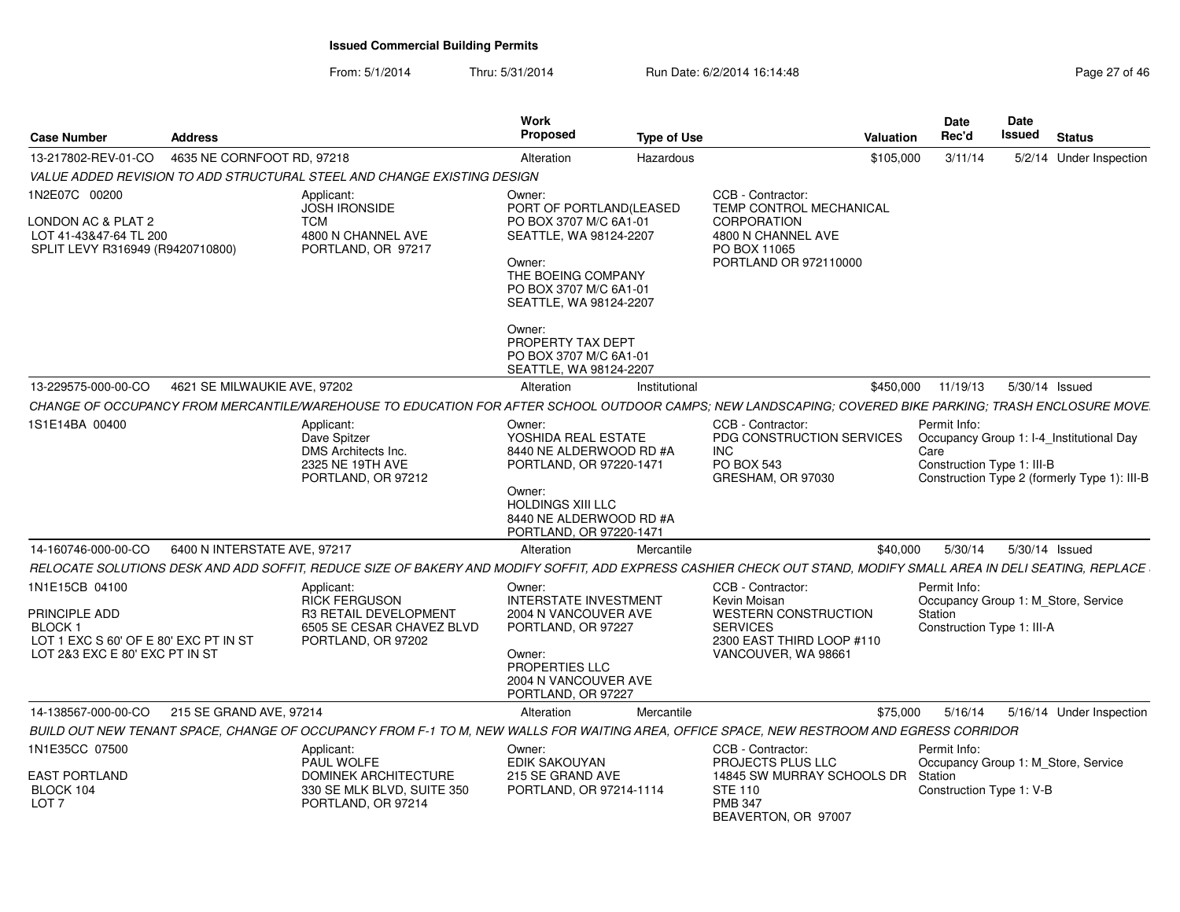## Issued Commercial Building Permits

From: 5/1/2014 Thru: 5/31/2014 Run Date: 6/2/2014 16:14:48

| Case Number | Address | Work Proposed | Type of Use | Valuation | Date Rec'd | Date Issued | Status |
|---|---|---|---|---|---|---|---|
| 13-217802-REV-01-CO | 4635 NE CORNFOOT RD, 97218 | Alteration | Hazardous | $105,000 | 3/11/14 | 5/2/14 | Under Inspection |

*VALUE ADDED REVISION TO ADD STRUCTURAL STEEL AND CHANGE EXISTING DESIGN*

1N2E07C 00200
LONDON AC & PLAT 2
LOT 41-43&47-64 TL 200
SPLIT LEVY R316949 (R9420710800)

Applicant: JOSH IRONSIDE, TCM, 4800 N CHANNEL AVE, PORTLAND, OR 97217

Owner: PORT OF PORTLAND(LEASED, PO BOX 3707 M/C 6A1-01, SEATTLE, WA 98124-2207

Owner: THE BOEING COMPANY, PO BOX 3707 M/C 6A1-01, SEATTLE, WA 98124-2207

Owner: PROPERTY TAX DEPT, PO BOX 3707 M/C 6A1-01, SEATTLE, WA 98124-2207

CCB - Contractor: TEMP CONTROL MECHANICAL CORPORATION, 4800 N CHANNEL AVE, PO BOX 11065, PORTLAND OR 972110000

| Case Number | Address | Work Proposed | Type of Use | Valuation | Date Rec'd | Date Issued | Status |
|---|---|---|---|---|---|---|---|
| 13-229575-000-00-CO | 4621 SE MILWAUKIE AVE, 97202 | Alteration | Institutional | $450,000 | 11/19/13 | 5/30/14 | Issued |

*CHANGE OF OCCUPANCY FROM MERCANTILE/WAREHOUSE TO EDUCATION FOR AFTER SCHOOL OUTDOOR CAMPS; NEW LANDSCAPING; COVERED BIKE PARKING; TRASH ENCLOSURE MOVE*

1S1E14BA 00400

Applicant: Dave Spitzer, DMS Architects Inc., 2325 NE 19TH AVE, PORTLAND, OR 97212

Owner: YOSHIDA REAL ESTATE, 8440 NE ALDERWOOD RD #A, PORTLAND, OR 97220-1471

Owner: HOLDINGS XIII LLC, 8440 NE ALDERWOOD RD #A, PORTLAND, OR 97220-1471

CCB - Contractor: PDG CONSTRUCTION SERVICES INC, PO BOX 543, GRESHAM, OR 97030

Permit Info: Occupancy Group 1: I-4_Institutional Day Care; Construction Type 1: III-B; Construction Type 2 (formerly Type 1): III-B

| Case Number | Address | Work Proposed | Type of Use | Valuation | Date Rec'd | Date Issued | Status |
|---|---|---|---|---|---|---|---|
| 14-160746-000-00-CO | 6400 N INTERSTATE AVE, 97217 | Alteration | Mercantile | $40,000 | 5/30/14 | 5/30/14 | Issued |

*RELOCATE SOLUTIONS DESK AND ADD SOFFIT, REDUCE SIZE OF BAKERY AND MODIFY SOFFIT, ADD EXPRESS CASHIER CHECK OUT STAND, MODIFY SMALL AREA IN DELI SEATING, REPLACE*

1N1E15CB 04100
PRINCIPLE ADD
BLOCK 1
LOT 1 EXC S 60' OF E 80' EXC PT IN ST
LOT 2&3 EXC E 80' EXC PT IN ST

Applicant: RICK FERGUSON, R3 RETAIL DEVELOPMENT, 6505 SE CESAR CHAVEZ BLVD, PORTLAND, OR 97202

Owner: INTERSTATE INVESTMENT, 2004 N VANCOUVER AVE, PORTLAND, OR 97227

Owner: PROPERTIES LLC, 2004 N VANCOUVER AVE, PORTLAND, OR 97227

CCB - Contractor: Kevin Moisan, WESTERN CONSTRUCTION SERVICES, 2300 EAST THIRD LOOP #110, VANCOUVER, WA 98661

Permit Info: Occupancy Group 1: M_Store, Service Station; Construction Type 1: III-A

| Case Number | Address | Work Proposed | Type of Use | Valuation | Date Rec'd | Date Issued | Status |
|---|---|---|---|---|---|---|---|
| 14-138567-000-00-CO | 215 SE GRAND AVE, 97214 | Alteration | Mercantile | $75,000 | 5/16/14 | 5/16/14 | Under Inspection |

*BUILD OUT NEW TENANT SPACE, CHANGE OF OCCUPANCY FROM F-1 TO M, NEW WALLS FOR WAITING AREA, OFFICE SPACE, NEW RESTROOM AND EGRESS CORRIDOR*

1N1E35CC 07500
EAST PORTLAND
BLOCK 104
LOT 7

Applicant: PAUL WOLFE, DOMINEK ARCHITECTURE, 330 SE MLK BLVD, SUITE 350, PORTLAND, OR 97214

Owner: EDIK SAKOUYAN, 215 SE GRAND AVE, PORTLAND, OR 97214-1114

CCB - Contractor: PROJECTS PLUS LLC, 14845 SW MURRAY SCHOOLS DR STE 110, PMB 347, BEAVERTON, OR 97007

Permit Info: Occupancy Group 1: M_Store, Service Station; Construction Type 1: V-B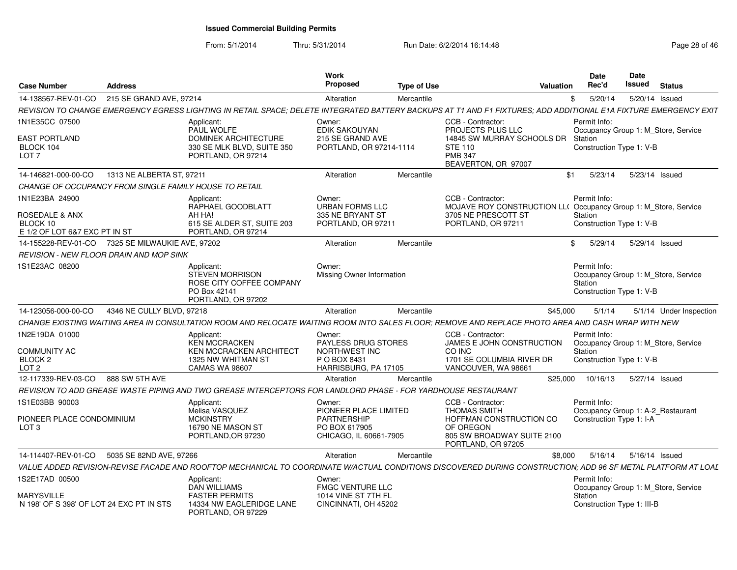# Issued Commercial Building Permits

From: 5/1/2014 Thru: 5/31/2014 Run Date: 6/2/2014 16:14:48

| Case Number | Address | Work Proposed | Type of Use | Valuation | Date Rec'd | Date Issued | Status |
|---|---|---|---|---|---|---|---|
| 14-138567-REV-01-CO | 215 SE GRAND AVE, 97214 | Alteration | Mercantile | $ | 5/20/14 | 5/20/14 | Issued |

REVISION TO CHANGE EMERGENCY EGRESS LIGHTING IN RETAIL SPACE; DELETE INTEGRATED BATTERY BACKUPS AT T1 AND F1 FIXTURES; ADD ADDITIONAL E1A FIXTURE EMERGENCY EXIT

1N1E35CC 07500
EAST PORTLAND
BLOCK 104
LOT 7

Applicant: PAUL WOLFE, DOMINEK ARCHITECTURE, 330 SE MLK BLVD, SUITE 350, PORTLAND, OR 97214

Owner: EDIK SAKOUYAN, 215 SE GRAND AVE, PORTLAND, OR 97214-1114

CCB - Contractor: PROJECTS PLUS LLC, 14845 SW MURRAY SCHOOLS DR, STE 110, PMB 347, BEAVERTON, OR 97007

Permit Info: Occupancy Group 1: M_Store, Service Station; Construction Type 1: V-B

| Case Number | Address | Work Proposed | Type of Use | Valuation | Date Rec'd | Date Issued | Status |
|---|---|---|---|---|---|---|---|
| 14-146821-000-00-CO | 1313 NE ALBERTA ST, 97211 | Alteration | Mercantile | $1 | 5/23/14 | 5/23/14 | Issued |

CHANGE OF OCCUPANCY FROM SINGLE FAMILY HOUSE TO RETAIL

1N1E23BA 24900
ROSEDALE & ANX
BLOCK 10
E 1/2 OF LOT 6&7 EXC PT IN ST

Applicant: RAPHAEL GOODBLATT, AH HA!, 615 SE ALDER ST, SUITE 203, PORTLAND, OR 97214

Owner: URBAN FORMS LLC, 335 NE BRYANT ST, PORTLAND, OR 97211

CCB - Contractor: MOJAVE ROY CONSTRUCTION LL(, 3705 NE PRESCOTT ST, PORTLAND, OR 97211

Permit Info: Occupancy Group 1: M_Store, Service Station; Construction Type 1: V-B

| Case Number | Address | Work Proposed | Type of Use | Valuation | Date Rec'd | Date Issued | Status |
|---|---|---|---|---|---|---|---|
| 14-155228-REV-01-CO | 7325 SE MILWAUKIE AVE, 97202 | Alteration | Mercantile | $ | 5/29/14 | 5/29/14 | Issued |

REVISION - NEW FLOOR DRAIN AND MOP SINK

1S1E23AC 08200

Applicant: STEVEN MORRISON, ROSE CITY COFFEE COMPANY, PO Box 42141, PORTLAND, OR 97202

Owner: Missing Owner Information

Permit Info: Occupancy Group 1: M_Store, Service Station; Construction Type 1: V-B

| Case Number | Address | Work Proposed | Type of Use | Valuation | Date Rec'd | Date Issued | Status |
|---|---|---|---|---|---|---|---|
| 14-123056-000-00-CO | 4346 NE CULLY BLVD, 97218 | Alteration | Mercantile | $45,000 | 5/1/14 | 5/1/14 | Under Inspection |

CHANGE EXISTING WAITING AREA IN CONSULTATION ROOM AND RELOCATE WAITING ROOM INTO SALES FLOOR; REMOVE AND REPLACE PHOTO AREA AND CASH WRAP WITH NEW

1N2E19DA 01000
COMMUNITY AC
BLOCK 2
LOT 2

Applicant: KEN MCCRACKEN, KEN MCCRACKEN ARCHITECT, 1325 NW WHITMAN ST, CAMAS WA 98607

Owner: PAYLESS DRUG STORES NORTHWEST INC, P O BOX 8431, HARRISBURG, PA 17105

CCB - Contractor: JAMES E JOHN CONSTRUCTION CO INC, 1701 SE COLUMBIA RIVER DR, VANCOUVER, WA 98661

Permit Info: Occupancy Group 1: M_Store, Service Station; Construction Type 1: V-B

| Case Number | Address | Work Proposed | Type of Use | Valuation | Date Rec'd | Date Issued | Status |
|---|---|---|---|---|---|---|---|
| 12-117339-REV-03-CO | 888 SW 5TH AVE | Alteration | Mercantile | $25,000 | 10/16/13 | 5/27/14 | Issued |

REVISION TO ADD GREASE WASTE PIPING AND TWO GREASE INTERCEPTORS FOR LANDLORD PHASE - FOR YARDHOUSE RESTAURANT

1S1E03BB 90003
PIONEER PLACE CONDOMINIUM
LOT 3

Applicant: Melisa VASQUEZ, MCKINSTRY, 16790 NE MASON ST, PORTLAND,OR 97230

Owner: PIONEER PLACE LIMITED PARTNERSHIP, PO BOX 617905, CHICAGO, IL 60661-7905

CCB - Contractor: THOMAS SMITH, HOFFMAN CONSTRUCTION CO OF OREGON, 805 SW BROADWAY SUITE 2100, PORTLAND, OR 97205

Permit Info: Occupancy Group 1: A-2_Restaurant; Construction Type 1: I-A

| Case Number | Address | Work Proposed | Type of Use | Valuation | Date Rec'd | Date Issued | Status |
|---|---|---|---|---|---|---|---|
| 14-114407-REV-01-CO | 5035 SE 82ND AVE, 97266 | Alteration | Mercantile | $8,000 | 5/16/14 | 5/16/14 | Issued |

VALUE ADDED REVISION-REVISE FACADE AND ROOFTOP MECHANICAL TO COORDINATE W/ACTUAL CONDITIONS DISCOVERED DURING CONSTRUCTION; ADD 96 SF METAL PLATFORM AT LOAD

1S2E17AD 00500
MARYSVILLE
N 198' OF S 398' OF LOT 24 EXC PT IN STS

Applicant: DAN WILLIAMS, FASTER PERMITS, 14334 NW EAGLERIDGE LANE, PORTLAND, OR 97229

Owner: FMGC VENTURE LLC, 1014 VINE ST 7TH FL, CINCINNATI, OH 45202

Permit Info: Occupancy Group 1: M_Store, Service Station; Construction Type 1: III-B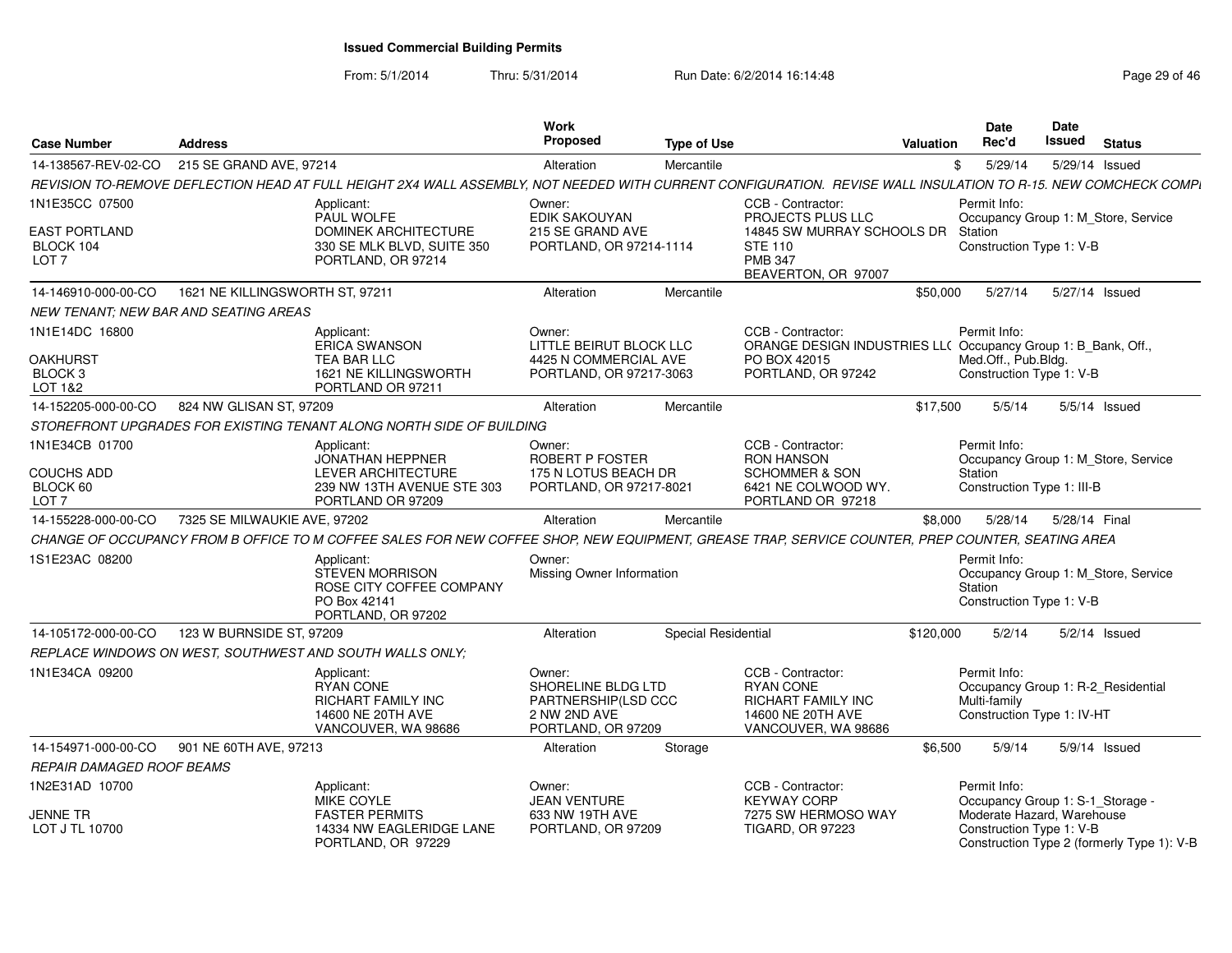# Issued Commercial Building Permits

From: 5/1/2014 Thru: 5/31/2014 Run Date: 6/2/2014 16:14:48

| Case Number | Address | Work Proposed | Type of Use | Valuation | Date Rec'd | Date Issued | Status |
|---|---|---|---|---|---|---|---|
| 14-138567-REV-02-CO | 215 SE GRAND AVE, 97214 | Alteration | Mercantile | $ | 5/29/14 | 5/29/14 | Issued |
| 14-146910-000-00-CO | 1621 NE KILLINGSWORTH ST, 97211 | Alteration | Mercantile | $50,000 | 5/27/14 | 5/27/14 | Issued |
| 14-152205-000-00-CO | 824 NW GLISAN ST, 97209 | Alteration | Mercantile | $17,500 | 5/5/14 | 5/5/14 | Issued |
| 14-155228-000-00-CO | 7325 SE MILWAUKIE AVE, 97202 | Alteration | Mercantile | $8,000 | 5/28/14 | 5/28/14 | Final |
| 14-105172-000-00-CO | 123 W BURNSIDE ST, 97209 | Alteration | Special Residential | $120,000 | 5/2/14 | 5/2/14 | Issued |
| 14-154971-000-00-CO | 901 NE 60TH AVE, 97213 | Alteration | Storage | $6,500 | 5/9/14 | 5/9/14 | Issued |

**14-138567-REV-02-CO** — 215 SE GRAND AVE, 97214

REVISION TO-REMOVE DEFLECTION HEAD AT FULL HEIGHT 2X4 WALL ASSEMBLY, NOT NEEDED WITH CURRENT CONFIGURATION. REVISE WALL INSULATION TO R-15. NEW COMCHECK COMPI

- 1N1E35CC 07500, EAST PORTLAND, BLOCK 104, LOT 7
- Applicant: PAUL WOLFE, DOMINEK ARCHITECTURE, 330 SE MLK BLVD, SUITE 350, PORTLAND, OR 97214
- Owner: EDIK SAKOUYAN, 215 SE GRAND AVE, PORTLAND, OR 97214-1114
- CCB - Contractor: PROJECTS PLUS LLC, 14845 SW MURRAY SCHOOLS DR, STE 110, PMB 347, BEAVERTON, OR 97007
- Permit Info: Occupancy Group 1: M_Store, Service Station; Construction Type 1: V-B

**14-146910-000-00-CO** — 1621 NE KILLINGSWORTH ST, 97211

NEW TENANT; NEW BAR AND SEATING AREAS

- 1N1E14DC 16800, OAKHURST, BLOCK 3, LOT 1&2
- Applicant: ERICA SWANSON, TEA BAR LLC, 1621 NE KILLINGSWORTH, PORTLAND OR 97211
- Owner: LITTLE BEIRUT BLOCK LLC, 4425 N COMMERCIAL AVE, PORTLAND, OR 97217-3063
- CCB - Contractor: ORANGE DESIGN INDUSTRIES LL( PO BOX 42015, PORTLAND, OR 97242
- Permit Info: Occupancy Group 1: B_Bank, Off., Med.Off., Pub.Bldg.; Construction Type 1: V-B

**14-152205-000-00-CO** — 824 NW GLISAN ST, 97209

STOREFRONT UPGRADES FOR EXISTING TENANT ALONG NORTH SIDE OF BUILDING

- 1N1E34CB 01700, COUCHS ADD, BLOCK 60, LOT 7
- Applicant: JONATHAN HEPPNER, LEVER ARCHITECTURE, 239 NW 13TH AVENUE STE 303, PORTLAND OR 97209
- Owner: ROBERT P FOSTER, 175 N LOTUS BEACH DR, PORTLAND, OR 97217-8021
- CCB - Contractor: RON HANSON, SCHOMMER & SON, 6421 NE COLWOOD WY., PORTLAND OR 97218
- Permit Info: Occupancy Group 1: M_Store, Service Station; Construction Type 1: III-B

**14-155228-000-00-CO** — 7325 SE MILWAUKIE AVE, 97202

CHANGE OF OCCUPANCY FROM B OFFICE TO M COFFEE SALES FOR NEW COFFEE SHOP, NEW EQUIPMENT, GREASE TRAP, SERVICE COUNTER, PREP COUNTER, SEATING AREA

- 1S1E23AC 08200
- Applicant: STEVEN MORRISON, ROSE CITY COFFEE COMPANY, PO Box 42141, PORTLAND, OR 97202
- Owner: Missing Owner Information
- Permit Info: Occupancy Group 1: M_Store, Service Station; Construction Type 1: V-B

**14-105172-000-00-CO** — 123 W BURNSIDE ST, 97209

REPLACE WINDOWS ON WEST, SOUTHWEST AND SOUTH WALLS ONLY;

- 1N1E34CA 09200
- Applicant: RYAN CONE, RICHART FAMILY INC, 14600 NE 20TH AVE, VANCOUVER, WA 98686
- Owner: SHORELINE BLDG LTD PARTNERSHIP(LSD CCC, 2 NW 2ND AVE, PORTLAND, OR 97209
- CCB - Contractor: RYAN CONE, RICHART FAMILY INC, 14600 NE 20TH AVE, VANCOUVER, WA 98686
- Permit Info: Occupancy Group 1: R-2_Residential Multi-family; Construction Type 1: IV-HT

**14-154971-000-00-CO** — 901 NE 60TH AVE, 97213

REPAIR DAMAGED ROOF BEAMS

- 1N2E31AD 10700, JENNE TR, LOT J TL 10700
- Applicant: MIKE COYLE, FASTER PERMITS, 14334 NW EAGLERIDGE LANE, PORTLAND, OR 97229
- Owner: JEAN VENTURE, 633 NW 19TH AVE, PORTLAND, OR 97209
- CCB - Contractor: KEYWAY CORP, 7275 SW HERMOSO WAY, TIGARD, OR 97223
- Permit Info: Occupancy Group 1: S-1_Storage - Moderate Hazard, Warehouse; Construction Type 1: V-B; Construction Type 2 (formerly Type 1): V-B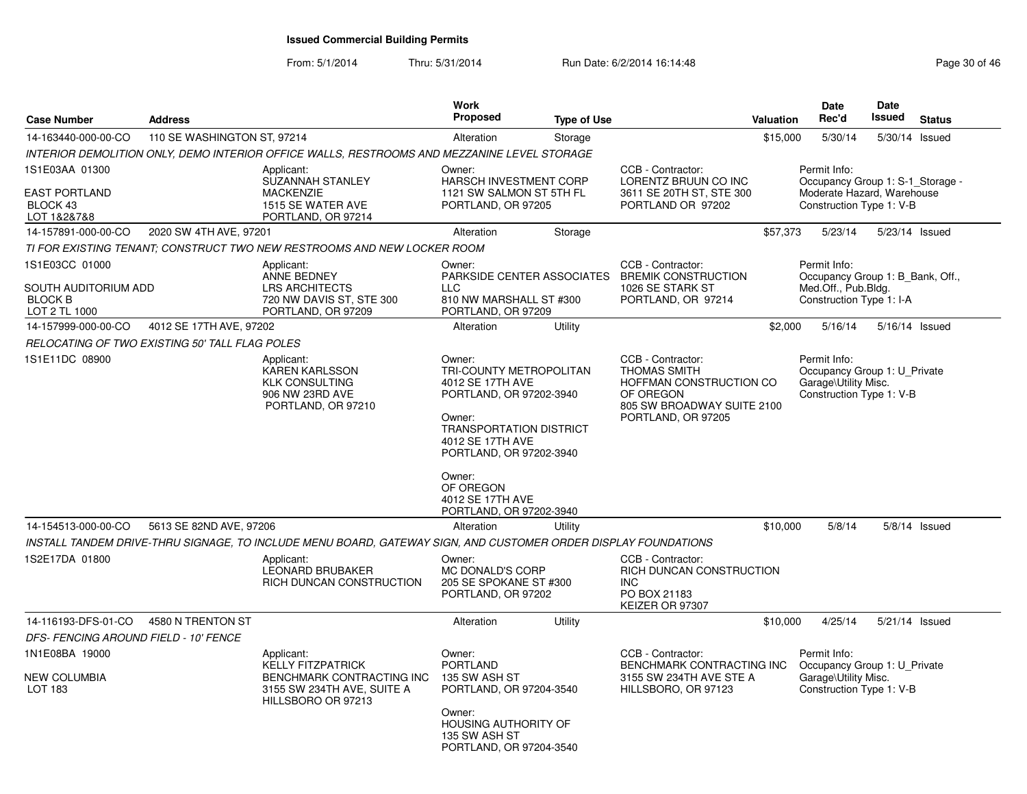# Issued Commercial Building Permits

From: 5/1/2014 Thru: 5/31/2014 Run Date: 6/2/2014 16:14:48

| Case Number | Address | Work Proposed | Type of Use | Valuation | Date Rec'd | Date Issued | Status |
|---|---|---|---|---|---|---|---|
| 14-163440-000-00-CO | 110 SE WASHINGTON ST, 97214 | Alteration | Storage | $15,000 | 5/30/14 | 5/30/14 | Issued |

*INTERIOR DEMOLITION ONLY, DEMO INTERIOR OFFICE WALLS, RESTROOMS AND MEZZANINE LEVEL STORAGE*

1S1E03AA 01300
EAST PORTLAND
BLOCK 43
LOT 1&2&7&8

Applicant:
SUZANNAH STANLEY
MACKENZIE
1515 SE WATER AVE
PORTLAND, OR 97214

Owner:
HARSCH INVESTMENT CORP
1121 SW SALMON ST 5TH FL
PORTLAND, OR 97205

CCB - Contractor:
LORENTZ BRUUN CO INC
3611 SE 20TH ST, STE 300
PORTLAND OR 97202

Permit Info:
Occupancy Group 1: S-1_Storage - Moderate Hazard, Warehouse
Construction Type 1: V-B

---

| Case Number | Address | Work Proposed | Type of Use | Valuation | Date Rec'd | Date Issued | Status |
|---|---|---|---|---|---|---|---|
| 14-157891-000-00-CO | 2020 SW 4TH AVE, 97201 | Alteration | Storage | $57,373 | 5/23/14 | 5/23/14 | Issued |

*TI FOR EXISTING TENANT; CONSTRUCT TWO NEW RESTROOMS AND NEW LOCKER ROOM*

1S1E03CC 01000
SOUTH AUDITORIUM ADD
BLOCK B
LOT 2 TL 1000

Applicant:
ANNE BEDNEY
LRS ARCHITECTS
720 NW DAVIS ST, STE 300
PORTLAND, OR 97209

Owner:
PARKSIDE CENTER ASSOCIATES LLC
810 NW MARSHALL ST #300
PORTLAND, OR 97209

CCB - Contractor:
BREMIK CONSTRUCTION
1026 SE STARK ST
PORTLAND, OR 97214

Permit Info:
Occupancy Group 1: B_Bank, Off., Med.Off., Pub.Bldg.
Construction Type 1: I-A

---

| Case Number | Address | Work Proposed | Type of Use | Valuation | Date Rec'd | Date Issued | Status |
|---|---|---|---|---|---|---|---|
| 14-157999-000-00-CO | 4012 SE 17TH AVE, 97202 | Alteration | Utility | $2,000 | 5/16/14 | 5/16/14 | Issued |

*RELOCATING OF TWO EXISTING 50' TALL FLAG POLES*

1S1E11DC 08900

Applicant:
KAREN KARLSSON
KLK CONSULTING
906 NW 23RD AVE
PORTLAND, OR 97210

Owner:
TRI-COUNTY METROPOLITAN
4012 SE 17TH AVE
PORTLAND, OR 97202-3940

Owner:
TRANSPORTATION DISTRICT
4012 SE 17TH AVE
PORTLAND, OR 97202-3940

Owner:
OF OREGON
4012 SE 17TH AVE
PORTLAND, OR 97202-3940

CCB - Contractor:
THOMAS SMITH
HOFFMAN CONSTRUCTION CO OF OREGON
805 SW BROADWAY SUITE 2100
PORTLAND, OR 97205

Permit Info:
Occupancy Group 1: U_Private Garage\Utility Misc.
Construction Type 1: V-B

---

| Case Number | Address | Work Proposed | Type of Use | Valuation | Date Rec'd | Date Issued | Status |
|---|---|---|---|---|---|---|---|
| 14-154513-000-00-CO | 5613 SE 82ND AVE, 97206 | Alteration | Utility | $10,000 | 5/8/14 | 5/8/14 | Issued |

*INSTALL TANDEM DRIVE-THRU SIGNAGE, TO INCLUDE MENU BOARD, GATEWAY SIGN, AND CUSTOMER ORDER DISPLAY FOUNDATIONS*

1S2E17DA 01800

Applicant:
LEONARD BRUBAKER
RICH DUNCAN CONSTRUCTION

Owner:
MC DONALD'S CORP
205 SE SPOKANE ST #300
PORTLAND, OR 97202

CCB - Contractor:
RICH DUNCAN CONSTRUCTION INC
PO BOX 21183
KEIZER OR 97307

---

| Case Number | Address | Work Proposed | Type of Use | Valuation | Date Rec'd | Date Issued | Status |
|---|---|---|---|---|---|---|---|
| 14-116193-DFS-01-CO | 4580 N TRENTON ST | Alteration | Utility | $10,000 | 4/25/14 | 5/21/14 | Issued |

*DFS- FENCING AROUND FIELD - 10' FENCE*

1N1E08BA 19000
NEW COLUMBIA
LOT 183

Applicant:
KELLY FITZPATRICK
BENCHMARK CONTRACTING INC
3155 SW 234TH AVE, SUITE A
HILLSBORO OR 97213

Owner:
PORTLAND
135 SW ASH ST
PORTLAND, OR 97204-3540

Owner:
HOUSING AUTHORITY OF
135 SW ASH ST
PORTLAND, OR 97204-3540

CCB - Contractor:
BENCHMARK CONTRACTING INC
3155 SW 234TH AVE STE A
HILLSBORO, OR 97123

Permit Info:
Occupancy Group 1: U_Private Garage\Utility Misc.
Construction Type 1: V-B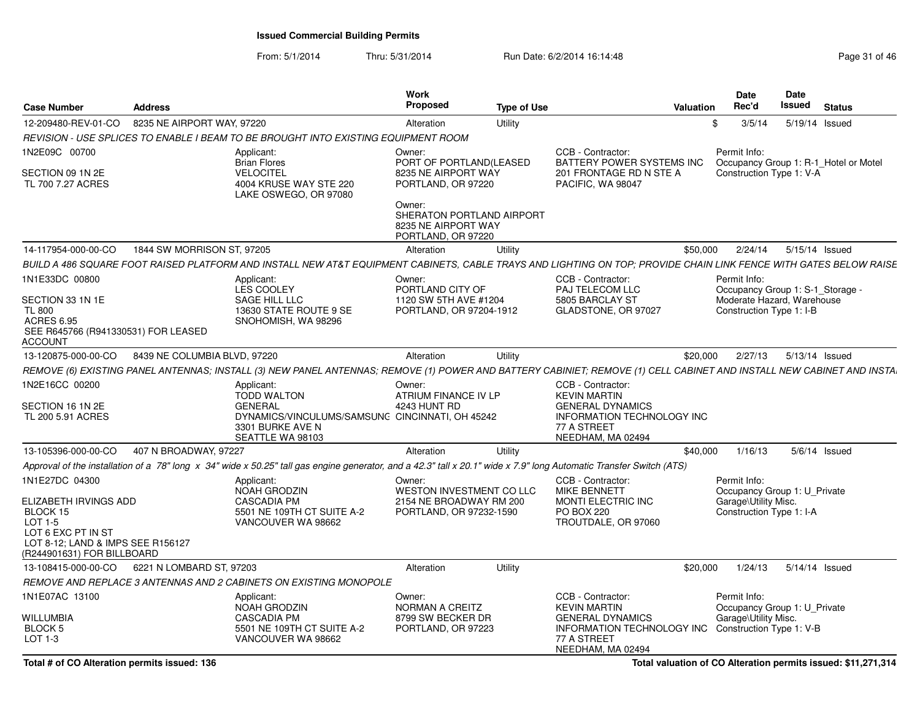# Issued Commercial Building Permits

From: 5/1/2014 Thru: 5/31/2014 Run Date: 6/2/2014 16:14:48

| Case Number | Address | Work Proposed | Type of Use | Valuation | Date Rec'd | Date Issued | Status |
|---|---|---|---|---|---|---|---|
| 12-209480-REV-01-CO | 8235 NE AIRPORT WAY, 97220 | Alteration | Utility | $ | 3/5/14 | 5/19/14 | Issued |

*REVISION - USE SPLICES TO ENABLE I BEAM TO BE BROUGHT INTO EXISTING EQUIPMENT ROOM*

| Property | Applicant | Owner | CCB - Contractor | Permit Info |
|---|---|---|---|---|
| 1N2E09C 00700<br>SECTION 09 1N 2E<br>TL 700 7.27 ACRES | Applicant:<br>Brian Flores<br>VELOCITEL<br>4004 KRUSE WAY STE 220<br>LAKE OSWEGO, OR 97080 | Owner:<br>PORT OF PORTLAND(LEASED<br>8235 NE AIRPORT WAY<br>PORTLAND, OR 97220<br>Owner:<br>SHERATON PORTLAND AIRPORT<br>8235 NE AIRPORT WAY<br>PORTLAND, OR 97220 | CCB - Contractor:<br>BATTERY POWER SYSTEMS INC<br>201 FRONTAGE RD N STE A<br>PACIFIC, WA 98047 | Permit Info:<br>Occupancy Group 1: R-1_Hotel or Motel<br>Construction Type 1: V-A |

| Case Number | Address | Work Proposed | Type of Use | Valuation | Date Rec'd | Date Issued | Status |
|---|---|---|---|---|---|---|---|
| 14-117954-000-00-CO | 1844 SW MORRISON ST, 97205 | Alteration | Utility | $50,000 | 2/24/14 | 5/15/14 | Issued |

*BUILD A 486 SQUARE FOOT RAISED PLATFORM AND INSTALL NEW AT&T EQUIPMENT CABINETS, CABLE TRAYS AND LIGHTING ON TOP; PROVIDE CHAIN LINK FENCE WITH GATES BELOW RAISE*

| Property | Applicant | Owner | CCB - Contractor | Permit Info |
|---|---|---|---|---|
| 1N1E33DC 00800<br>SECTION 33 1N 1E<br>TL 800<br>ACRES 6.95<br>SEE R645766 (R941330531) FOR LEASED ACCOUNT | Applicant:<br>LES COOLEY<br>SAGE HILL LLC<br>13630 STATE ROUTE 9 SE<br>SNOHOMISH, WA 98296 | Owner:<br>PORTLAND CITY OF<br>1120 SW 5TH AVE #1204<br>PORTLAND, OR 97204-1912 | CCB - Contractor:<br>PAJ TELECOM LLC<br>5805 BARCLAY ST<br>GLADSTONE, OR 97027 | Permit Info:<br>Occupancy Group 1: S-1_Storage - Moderate Hazard, Warehouse<br>Construction Type 1: I-B |

| Case Number | Address | Work Proposed | Type of Use | Valuation | Date Rec'd | Date Issued | Status |
|---|---|---|---|---|---|---|---|
| 13-120875-000-00-CO | 8439 NE COLUMBIA BLVD, 97220 | Alteration | Utility | $20,000 | 2/27/13 | 5/13/14 | Issued |

*REMOVE (6) EXISTING PANEL ANTENNAS; INSTALL (3) NEW PANEL ANTENNAS; REMOVE (1) POWER AND BATTERY CABINIET; REMOVE (1) CELL CABINET AND INSTALL NEW CABINET AND INSTA*

| Property | Applicant | Owner | CCB - Contractor | Permit Info |
|---|---|---|---|---|
| 1N2E16CC 00200<br>SECTION 16 1N 2E<br>TL 200 5.91 ACRES | Applicant:<br>TODD WALTON<br>GENERAL DYNAMICS/VINCULUMS/SAMSUNG<br>3301 BURKE AVE N<br>SEATTLE WA 98103 | Owner:<br>ATRIUM FINANCE IV LP<br>4243 HUNT RD<br>CINCINNATI, OH 45242 | CCB - Contractor:<br>KEVIN MARTIN<br>GENERAL DYNAMICS<br>INFORMATION TECHNOLOGY INC<br>77 A STREET<br>NEEDHAM, MA 02494 | |

| Case Number | Address | Work Proposed | Type of Use | Valuation | Date Rec'd | Date Issued | Status |
|---|---|---|---|---|---|---|---|
| 13-105396-000-00-CO | 407 N BROADWAY, 97227 | Alteration | Utility | $40,000 | 1/16/13 | 5/6/14 | Issued |

*Approval of the installation of a 78" long x 34" wide x 50.25" tall gas engine generator, and a 42.3" tall x 20.1" wide x 7.9" long Automatic Transfer Switch (ATS)*

| Property | Applicant | Owner | CCB - Contractor | Permit Info |
|---|---|---|---|---|
| 1N1E27DC 04300<br>ELIZABETH IRVINGS ADD<br>BLOCK 15<br>LOT 1-5<br>LOT 6 EXC PT IN ST<br>LOT 8-12; LAND & IMPS SEE R156127 (R244901631) FOR BILLBOARD | Applicant:<br>NOAH GRODZIN<br>CASCADIA PM<br>5501 NE 109TH CT SUITE A-2<br>VANCOUVER WA 98662 | Owner:<br>WESTON INVESTMENT CO LLC<br>2154 NE BROADWAY RM 200<br>PORTLAND, OR 97232-1590 | CCB - Contractor:<br>MIKE BENNETT<br>MONTI ELECTRIC INC<br>PO BOX 220<br>TROUTDALE, OR 97060 | Permit Info:<br>Occupancy Group 1: U_Private Garage\Utility Misc.<br>Construction Type 1: I-A |

| Case Number | Address | Work Proposed | Type of Use | Valuation | Date Rec'd | Date Issued | Status |
|---|---|---|---|---|---|---|---|
| 13-108415-000-00-CO | 6221 N LOMBARD ST, 97203 | Alteration | Utility | $20,000 | 1/24/13 | 5/14/14 | Issued |

*REMOVE AND REPLACE 3 ANTENNAS AND 2 CABINETS ON EXISTING MONOPOLE*

| Property | Applicant | Owner | CCB - Contractor | Permit Info |
|---|---|---|---|---|
| 1N1E07AC 13100<br>WILLUMBIA<br>BLOCK 5<br>LOT 1-3 | Applicant:<br>NOAH GRODZIN<br>CASCADIA PM<br>5501 NE 109TH CT SUITE A-2<br>VANCOUVER WA 98662 | Owner:<br>NORMAN A CREITZ<br>8799 SW BECKER DR<br>PORTLAND, OR 97223 | CCB - Contractor:<br>KEVIN MARTIN<br>GENERAL DYNAMICS<br>INFORMATION TECHNOLOGY INC<br>77 A STREET<br>NEEDHAM, MA 02494 | Permit Info:<br>Occupancy Group 1: U_Private Garage\Utility Misc.<br>Construction Type 1: V-B |

**Total # of CO Alteration permits issued: 136**

**Total valuation of CO Alteration permits issued: $11,271,314**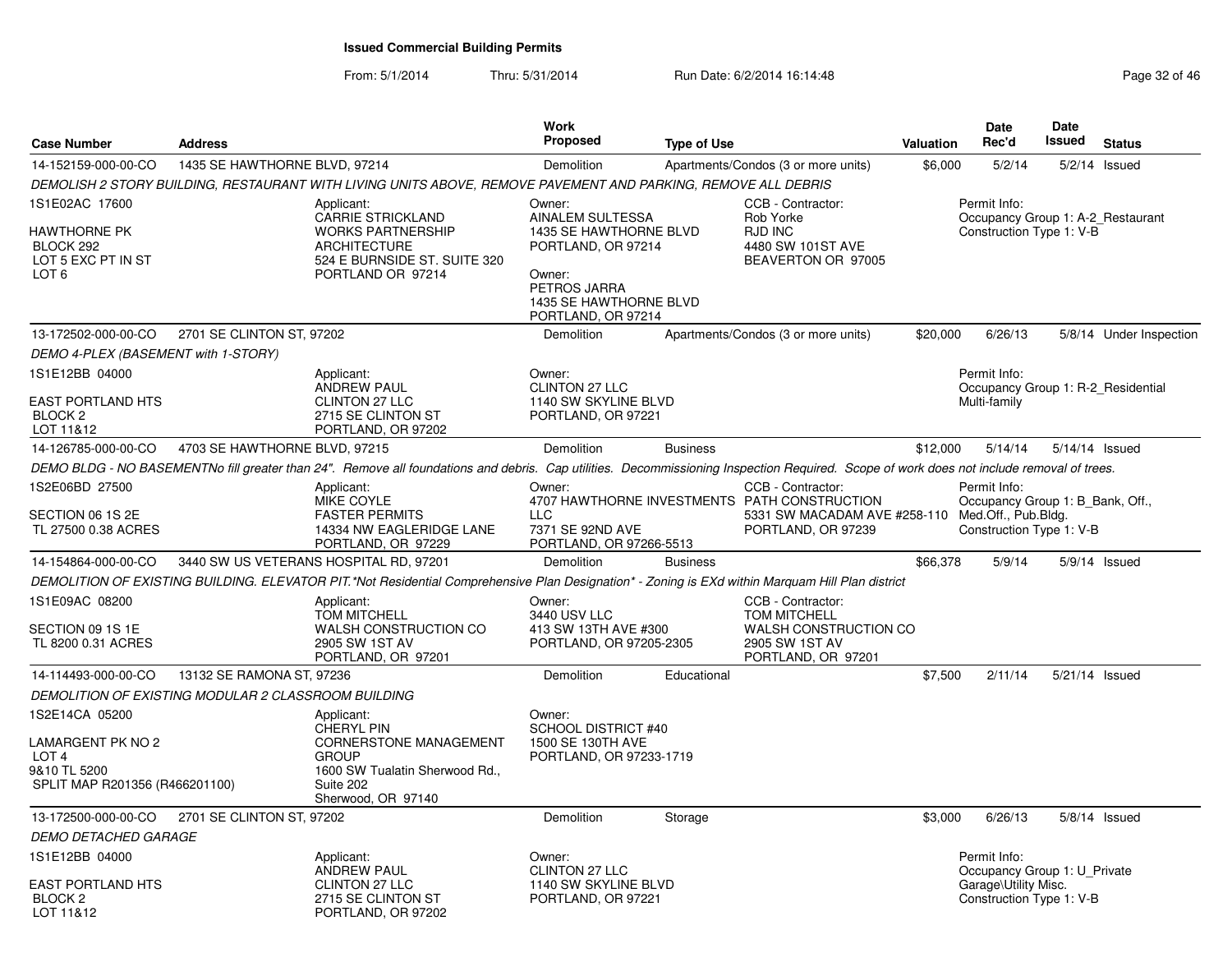# Issued Commercial Building Permits

From: 5/1/2014 Thru: 5/31/2014 Run Date: 6/2/2014 16:14:48

| Case Number | Address | Work Proposed | Type of Use | Valuation | Date Rec'd | Date Issued | Status |
|---|---|---|---|---|---|---|---|
| 14-152159-000-00-CO | 1435 SE HAWTHORNE BLVD, 97214 | Demolition | Apartments/Condos (3 or more units) | $6,000 | 5/2/14 | 5/2/14 | Issued |

*DEMOLISH 2 STORY BUILDING, RESTAURANT WITH LIVING UNITS ABOVE, REMOVE PAVEMENT AND PARKING, REMOVE ALL DEBRIS*

1S1E02AC 17600
HAWTHORNE PK
BLOCK 292
LOT 5 EXC PT IN ST
LOT 6

Applicant:
CARRIE STRICKLAND
WORKS PARTNERSHIP ARCHITECTURE
524 E BURNSIDE ST. SUITE 320
PORTLAND OR 97214

Owner:
AINALEM SULTESSA
1435 SE HAWTHORNE BLVD
PORTLAND, OR 97214

Owner:
PETROS JARRA
1435 SE HAWTHORNE BLVD
PORTLAND, OR 97214

CCB - Contractor:
Rob Yorke
RJD INC
4480 SW 101ST AVE
BEAVERTON OR 97005

Permit Info:
Occupancy Group 1: A-2_Restaurant
Construction Type 1: V-B

---

| Case Number | Address | Work Proposed | Type of Use | Valuation | Date Rec'd | Date Issued | Status |
|---|---|---|---|---|---|---|---|
| 13-172502-000-00-CO | 2701 SE CLINTON ST, 97202 | Demolition | Apartments/Condos (3 or more units) | $20,000 | 6/26/13 | 5/8/14 | Under Inspection |

*DEMO 4-PLEX (BASEMENT with 1-STORY)*

1S1E12BB 04000
EAST PORTLAND HTS
BLOCK 2
LOT 11&12

Applicant:
ANDREW PAUL
CLINTON 27 LLC
2715 SE CLINTON ST
PORTLAND, OR 97202

Owner:
CLINTON 27 LLC
1140 SW SKYLINE BLVD
PORTLAND, OR 97221

Permit Info:
Occupancy Group 1: R-2_Residential Multi-family

---

| Case Number | Address | Work Proposed | Type of Use | Valuation | Date Rec'd | Date Issued | Status |
|---|---|---|---|---|---|---|---|
| 14-126785-000-00-CO | 4703 SE HAWTHORNE BLVD, 97215 | Demolition | Business | $12,000 | 5/14/14 | 5/14/14 | Issued |

*DEMO BLDG - NO BASEMENTNo fill greater than 24". Remove all foundations and debris. Cap utilities. Decommissioning Inspection Required. Scope of work does not include removal of trees.*

1S2E06BD 27500
SECTION 06 1S 2E
TL 27500 0.38 ACRES

Applicant:
MIKE COYLE
FASTER PERMITS
14334 NW EAGLERIDGE LANE
PORTLAND, OR 97229

Owner:
4707 HAWTHORNE INVESTMENTS LLC
7371 SE 92ND AVE
PORTLAND, OR 97266-5513

CCB - Contractor:
PATH CONSTRUCTION
5331 SW MACADAM AVE #258-110
PORTLAND, OR 97239

Permit Info:
Occupancy Group 1: B_Bank, Off., Med.Off., Pub.Bldg.
Construction Type 1: V-B

---

| Case Number | Address | Work Proposed | Type of Use | Valuation | Date Rec'd | Date Issued | Status |
|---|---|---|---|---|---|---|---|
| 14-154864-000-00-CO | 3440 SW US VETERANS HOSPITAL RD, 97201 | Demolition | Business | $66,378 | 5/9/14 | 5/9/14 | Issued |

*DEMOLITION OF EXISTING BUILDING. ELEVATOR PIT.*Not Residential Comprehensive Plan Designation* - Zoning is EXd within Marquam Hill Plan district*

1S1E09AC 08200
SECTION 09 1S 1E
TL 8200 0.31 ACRES

Applicant:
TOM MITCHELL
WALSH CONSTRUCTION CO
2905 SW 1ST AV
PORTLAND, OR 97201

Owner:
3440 USV LLC
413 SW 13TH AVE #300
PORTLAND, OR 97205-2305

CCB - Contractor:
TOM MITCHELL
WALSH CONSTRUCTION CO
2905 SW 1ST AV
PORTLAND, OR 97201

---

| Case Number | Address | Work Proposed | Type of Use | Valuation | Date Rec'd | Date Issued | Status |
|---|---|---|---|---|---|---|---|
| 14-114493-000-00-CO | 13132 SE RAMONA ST, 97236 | Demolition | Educational | $7,500 | 2/11/14 | 5/21/14 | Issued |

*DEMOLITION OF EXISTING MODULAR 2 CLASSROOM BUILDING*

1S2E14CA 05200
LAMARGENT PK NO 2
LOT 4
9&10 TL 5200
SPLIT MAP R201356 (R466201100)

Applicant:
CHERYL PIN
CORNERSTONE MANAGEMENT GROUP
1600 SW Tualatin Sherwood Rd., Suite 202
Sherwood, OR 97140

Owner:
SCHOOL DISTRICT #40
1500 SE 130TH AVE
PORTLAND, OR 97233-1719

---

| Case Number | Address | Work Proposed | Type of Use | Valuation | Date Rec'd | Date Issued | Status |
|---|---|---|---|---|---|---|---|
| 13-172500-000-00-CO | 2701 SE CLINTON ST, 97202 | Demolition | Storage | $3,000 | 6/26/13 | 5/8/14 | Issued |

*DEMO DETACHED GARAGE*

1S1E12BB 04000
EAST PORTLAND HTS
BLOCK 2
LOT 11&12

Applicant:
ANDREW PAUL
CLINTON 27 LLC
2715 SE CLINTON ST
PORTLAND, OR 97202

Owner:
CLINTON 27 LLC
1140 SW SKYLINE BLVD
PORTLAND, OR 97221

Permit Info:
Occupancy Group 1: U_Private Garage\Utility Misc.
Construction Type 1: V-B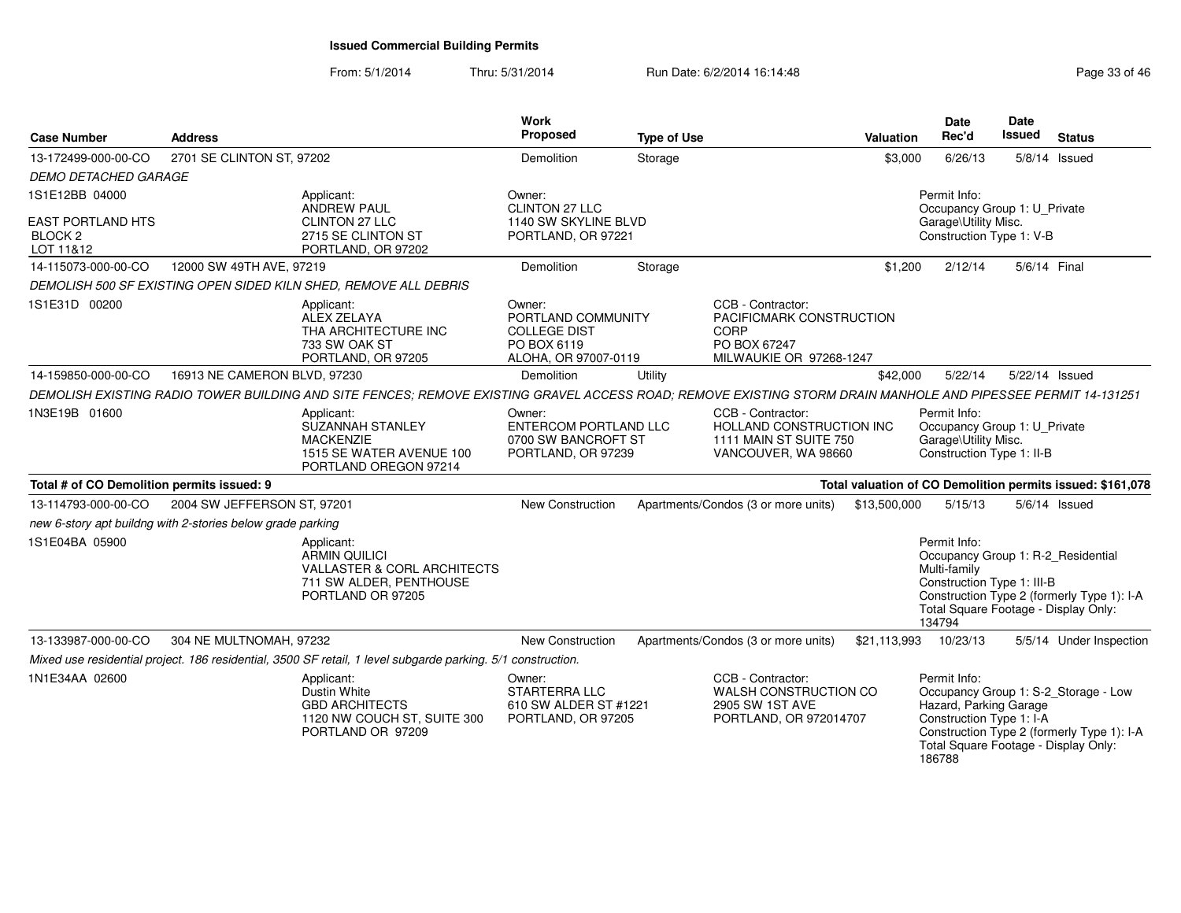**Issued Commercial Building Permits**

From: 5/1/2014 Thru: 5/31/2014 Run Date: 6/2/2014 16:14:48

| Case Number | Address | Work Proposed | Type of Use | Valuation | Date Rec'd | Date Issued | Status |
|---|---|---|---|---|---|---|---|
| 13-172499-000-00-CO | 2701 SE CLINTON ST, 97202 | Demolition | Storage | $3,000 | 6/26/13 | 5/8/14 | Issued |

*DEMO DETACHED GARAGE*

1S1E12BB 04000

EAST PORTLAND HTS
BLOCK 2
LOT 11&12

Applicant:
ANDREW PAUL
CLINTON 27 LLC
2715 SE CLINTON ST
PORTLAND, OR 97202

Owner:
CLINTON 27 LLC
1140 SW SKYLINE BLVD
PORTLAND, OR 97221

Permit Info:
Occupancy Group 1: U_Private Garage\Utility Misc.
Construction Type 1: V-B

| Case Number | Address | Work Proposed | Type of Use | Valuation | Date Rec'd | Date Issued | Status |
|---|---|---|---|---|---|---|---|
| 14-115073-000-00-CO | 12000 SW 49TH AVE, 97219 | Demolition | Storage | $1,200 | 2/12/14 | 5/6/14 | Final |

*DEMOLISH 500 SF EXISTING OPEN SIDED KILN SHED, REMOVE ALL DEBRIS*

1S1E31D 00200

Applicant:
ALEX ZELAYA
THA ARCHITECTURE INC
733 SW OAK ST
PORTLAND, OR 97205

Owner:
PORTLAND COMMUNITY COLLEGE DIST
PO BOX 6119
ALOHA, OR 97007-0119

CCB - Contractor:
PACIFICMARK CONSTRUCTION CORP
PO BOX 67247
MILWAUKIE OR 97268-1247

| Case Number | Address | Work Proposed | Type of Use | Valuation | Date Rec'd | Date Issued | Status |
|---|---|---|---|---|---|---|---|
| 14-159850-000-00-CO | 16913 NE CAMERON BLVD, 97230 | Demolition | Utility | $42,000 | 5/22/14 | 5/22/14 | Issued |

*DEMOLISH EXISTING RADIO TOWER BUILDING AND SITE FENCES; REMOVE EXISTING GRAVEL ACCESS ROAD; REMOVE EXISTING STORM DRAIN MANHOLE AND PIPESSEE PERMIT 14-131251*

1N3E19B 01600

Applicant:
SUZANNAH STANLEY
MACKENZIE
1515 SE WATER AVENUE 100
PORTLAND OREGON 97214

Owner:
ENTERCOM PORTLAND LLC
0700 SW BANCROFT ST
PORTLAND, OR 97239

CCB - Contractor:
HOLLAND CONSTRUCTION INC
1111 MAIN ST SUITE 750
VANCOUVER, WA 98660

Permit Info:
Occupancy Group 1: U_Private Garage\Utility Misc.
Construction Type 1: II-B

**Total # of CO Demolition permits issued: 9**

**Total valuation of CO Demolition permits issued: $161,078**

| Case Number | Address | Work Proposed | Type of Use | Valuation | Date Rec'd | Date Issued | Status |
|---|---|---|---|---|---|---|---|
| 13-114793-000-00-CO | 2004 SW JEFFERSON ST, 97201 | New Construction | Apartments/Condos (3 or more units) | $13,500,000 | 5/15/13 | 5/6/14 | Issued |

*new 6-story apt buildng with 2-stories below grade parking*

1S1E04BA 05900

Applicant:
ARMIN QUILICI
VALLASTER & CORL ARCHITECTS
711 SW ALDER, PENTHOUSE
PORTLAND OR 97205

Permit Info:
Occupancy Group 1: R-2_Residential Multi-family
Construction Type 1: III-B
Construction Type 2 (formerly Type 1): I-A
Total Square Footage - Display Only: 134794

| Case Number | Address | Work Proposed | Type of Use | Valuation | Date Rec'd | Date Issued | Status |
|---|---|---|---|---|---|---|---|
| 13-133987-000-00-CO | 304 NE MULTNOMAH, 97232 | New Construction | Apartments/Condos (3 or more units) | $21,113,993 | 10/23/13 | 5/5/14 | Under Inspection |

*Mixed use residential project. 186 residential, 3500 SF retail, 1 level subgarde parking. 5/1 construction.*

1N1E34AA 02600

Applicant:
Dustin White
GBD ARCHITECTS
1120 NW COUCH ST, SUITE 300
PORTLAND OR 97209

Owner:
STARTERRA LLC
610 SW ALDER ST #1221
PORTLAND, OR 97205

CCB - Contractor:
WALSH CONSTRUCTION CO
2905 SW 1ST AVE
PORTLAND, OR 972014707

Permit Info:
Occupancy Group 1: S-2_Storage - Low Hazard, Parking Garage
Construction Type 1: I-A
Construction Type 2 (formerly Type 1): I-A
Total Square Footage - Display Only: 186788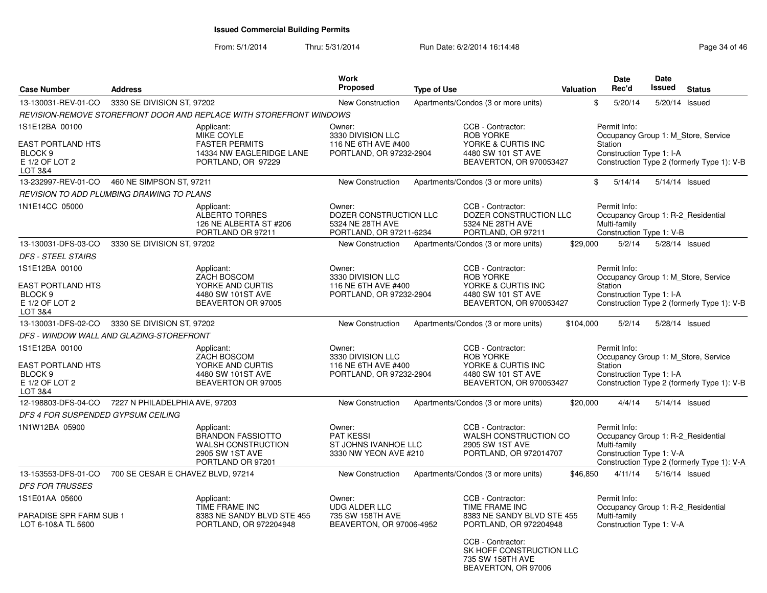# Issued Commercial Building Permits

From: 5/1/2014 Thru: 5/31/2014 Run Date: 6/2/2014 16:14:48

| Case Number | Address | Work Proposed | Type of Use | Valuation | Date Rec'd | Date Issued | Status |
|---|---|---|---|---|---|---|---|
| 13-130031-REV-01-CO | 3330 SE DIVISION ST, 97202 | New Construction | Apartments/Condos (3 or more units) | $ | 5/20/14 | 5/20/14 | Issued |

*REVISION-REMOVE STOREFRONT DOOR AND REPLACE WITH STOREFRONT WINDOWS*

| Property | Applicant | Owner | CCB - Contractor | Permit Info |
|---|---|---|---|---|
| 1S1E12BA 00100<br>EAST PORTLAND HTS<br>BLOCK 9<br>E 1/2 OF LOT 2<br>LOT 3&4 | Applicant:<br>MIKE COYLE<br>FASTER PERMITS<br>14334 NW EAGLERIDGE LANE<br>PORTLAND, OR 97229 | Owner:<br>3330 DIVISION LLC<br>116 NE 6TH AVE #400<br>PORTLAND, OR 97232-2904 | CCB - Contractor:<br>ROB YORKE<br>YORKE & CURTIS INC<br>4480 SW 101 ST AVE<br>BEAVERTON, OR 970053427 | Permit Info:<br>Occupancy Group 1: M_Store, Service Station<br>Construction Type 1: I-A<br>Construction Type 2 (formerly Type 1): V-B |

| Case Number | Address | Work Proposed | Type of Use | Valuation | Date Rec'd | Date Issued | Status |
|---|---|---|---|---|---|---|---|
| 13-232997-REV-01-CO | 460 NE SIMPSON ST, 97211 | New Construction | Apartments/Condos (3 or more units) | $ | 5/14/14 | 5/14/14 | Issued |

*REVISION TO ADD PLUMBING DRAWING TO PLANS*

| Property | Applicant | Owner | CCB - Contractor | Permit Info |
|---|---|---|---|---|
| 1N1E14CC 05000 | Applicant:<br>ALBERTO TORRES<br>126 NE ALBERTA ST #206<br>PORTLAND OR 97211 | Owner:<br>DOZER CONSTRUCTION LLC<br>5324 NE 28TH AVE<br>PORTLAND, OR 97211-6234 | CCB - Contractor:<br>DOZER CONSTRUCTION LLC<br>5324 NE 28TH AVE<br>PORTLAND, OR 97211 | Permit Info:<br>Occupancy Group 1: R-2_Residential Multi-family<br>Construction Type 1: V-B |

| Case Number | Address | Work Proposed | Type of Use | Valuation | Date Rec'd | Date Issued | Status |
|---|---|---|---|---|---|---|---|
| 13-130031-DFS-03-CO | 3330 SE DIVISION ST, 97202 | New Construction | Apartments/Condos (3 or more units) | $29,000 | 5/2/14 | 5/28/14 | Issued |

*DFS - STEEL STAIRS*

| Property | Applicant | Owner | CCB - Contractor | Permit Info |
|---|---|---|---|---|
| 1S1E12BA 00100<br>EAST PORTLAND HTS<br>BLOCK 9<br>E 1/2 OF LOT 2<br>LOT 3&4 | Applicant:<br>ZACH BOSCOM<br>YORKE AND CURTIS<br>4480 SW 101ST AVE<br>BEAVERTON OR 97005 | Owner:<br>3330 DIVISION LLC<br>116 NE 6TH AVE #400<br>PORTLAND, OR 97232-2904 | CCB - Contractor:<br>ROB YORKE<br>YORKE & CURTIS INC<br>4480 SW 101 ST AVE<br>BEAVERTON, OR 970053427 | Permit Info:<br>Occupancy Group 1: M_Store, Service Station<br>Construction Type 1: I-A<br>Construction Type 2 (formerly Type 1): V-B |

| Case Number | Address | Work Proposed | Type of Use | Valuation | Date Rec'd | Date Issued | Status |
|---|---|---|---|---|---|---|---|
| 13-130031-DFS-02-CO | 3330 SE DIVISION ST, 97202 | New Construction | Apartments/Condos (3 or more units) | $104,000 | 5/2/14 | 5/28/14 | Issued |

*DFS - WINDOW WALL AND GLAZING-STOREFRONT*

| Property | Applicant | Owner | CCB - Contractor | Permit Info |
|---|---|---|---|---|
| 1S1E12BA 00100<br>EAST PORTLAND HTS<br>BLOCK 9<br>E 1/2 OF LOT 2<br>LOT 3&4 | Applicant:<br>ZACH BOSCOM<br>YORKE AND CURTIS<br>4480 SW 101ST AVE<br>BEAVERTON OR 97005 | Owner:<br>3330 DIVISION LLC<br>116 NE 6TH AVE #400<br>PORTLAND, OR 97232-2904 | CCB - Contractor:<br>ROB YORKE<br>YORKE & CURTIS INC<br>4480 SW 101 ST AVE<br>BEAVERTON, OR 970053427 | Permit Info:<br>Occupancy Group 1: M_Store, Service Station<br>Construction Type 1: I-A<br>Construction Type 2 (formerly Type 1): V-B |

| Case Number | Address | Work Proposed | Type of Use | Valuation | Date Rec'd | Date Issued | Status |
|---|---|---|---|---|---|---|---|
| 12-198803-DFS-04-CO | 7227 N PHILADELPHIA AVE, 97203 | New Construction | Apartments/Condos (3 or more units) | $20,000 | 4/4/14 | 5/14/14 | Issued |

*DFS 4 FOR SUSPENDED GYPSUM CEILING*

| Property | Applicant | Owner | CCB - Contractor | Permit Info |
|---|---|---|---|---|
| 1N1W12BA 05900 | Applicant:<br>BRANDON FASSIOTTO<br>WALSH CONSTRUCTION<br>2905 SW 1ST AVE<br>PORTLAND OR 97201 | Owner:<br>PAT KESSI<br>ST JOHNS IVANHOE LLC<br>3330 NW YEON AVE #210 | CCB - Contractor:<br>WALSH CONSTRUCTION CO<br>2905 SW 1ST AVE<br>PORTLAND, OR 972014707 | Permit Info:<br>Occupancy Group 1: R-2_Residential Multi-family<br>Construction Type 1: V-A<br>Construction Type 2 (formerly Type 1): V-A |

| Case Number | Address | Work Proposed | Type of Use | Valuation | Date Rec'd | Date Issued | Status |
|---|---|---|---|---|---|---|---|
| 13-153553-DFS-01-CO | 700 SE CESAR E CHAVEZ BLVD, 97214 | New Construction | Apartments/Condos (3 or more units) | $46,850 | 4/11/14 | 5/16/14 | Issued |

*DFS FOR TRUSSES*

| Property | Applicant | Owner | CCB - Contractor | Permit Info |
|---|---|---|---|---|
| 1S1E01AA 05600<br>PARADISE SPR FARM SUB 1<br>LOT 6-10&A TL 5600 | Applicant:<br>TIME FRAME INC<br>8383 NE SANDY BLVD STE 455<br>PORTLAND, OR 972204948 | Owner:<br>UDG ALDER LLC<br>735 SW 158TH AVE<br>BEAVERTON, OR 97006-4952 | CCB - Contractor:<br>TIME FRAME INC<br>8383 NE SANDY BLVD STE 455<br>PORTLAND, OR 972204948<br><br>CCB - Contractor:<br>SK HOFF CONSTRUCTION LLC<br>735 SW 158TH AVE<br>BEAVERTON, OR 97006 | Permit Info:<br>Occupancy Group 1: R-2_Residential Multi-family<br>Construction Type 1: V-A |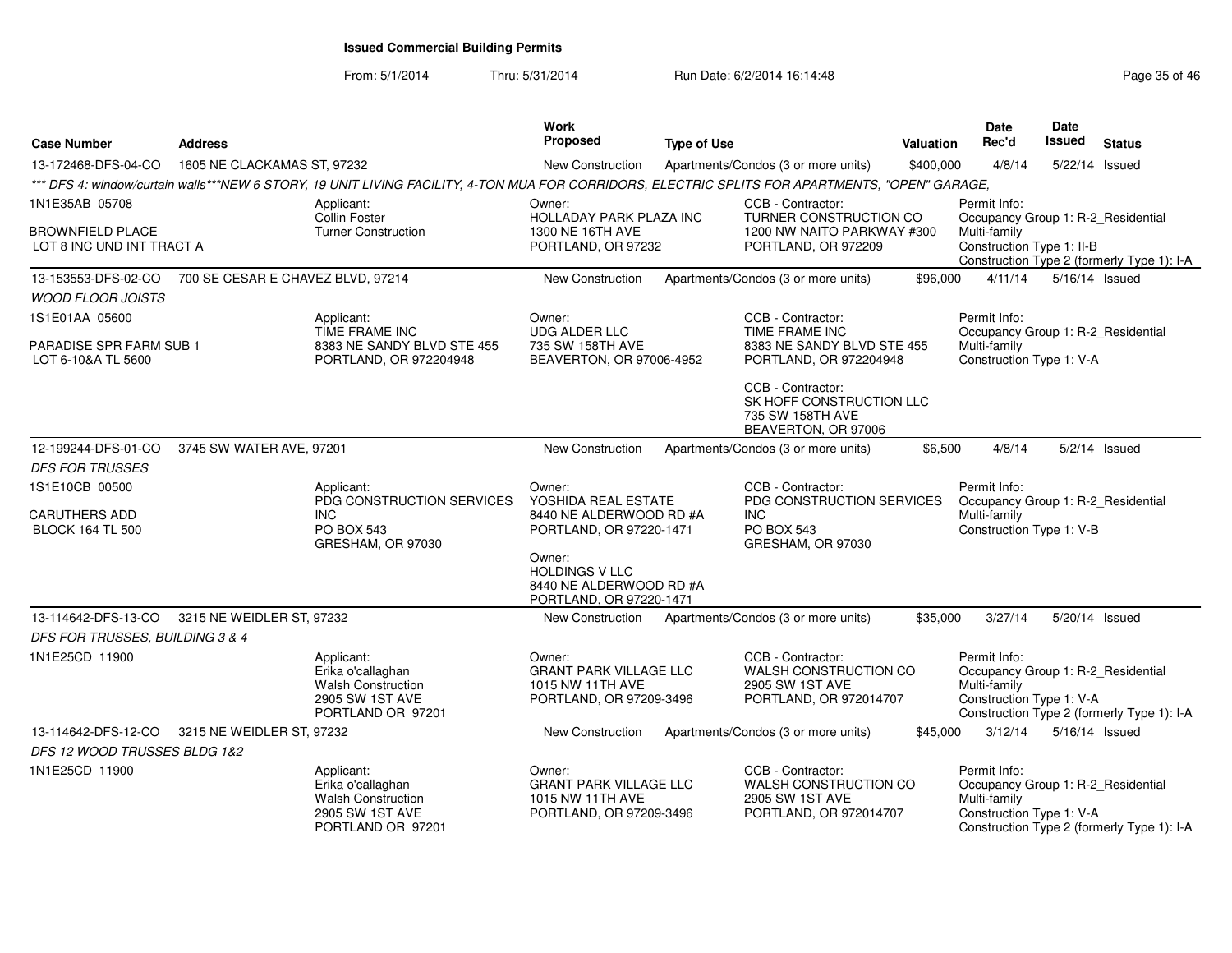**Issued Commercial Building Permits**

From: 5/1/2014 Thru: 5/31/2014 Run Date: 6/2/2014 16:14:48

| Case Number | Address | Work Proposed | Type of Use | Valuation | Date Rec'd | Date Issued | Status |
|---|---|---|---|---|---|---|---|
| 13-172468-DFS-04-CO | 1605 NE CLACKAMAS ST, 97232 | New Construction | Apartments/Condos (3 or more units) | $400,000 | 4/8/14 | 5/22/14 | Issued |

*** DFS 4: window/curtain walls***NEW 6 STORY, 19 UNIT LIVING FACILITY, 4-TON MUA FOR CORRIDORS, ELECTRIC SPLITS FOR APARTMENTS, "OPEN" GARAGE,*

1N1E35AB 05708
BROWNFIELD PLACE
LOT 8 INC UND INT TRACT A

Applicant: Collin Foster, Turner Construction

Owner: HOLLADAY PARK PLAZA INC, 1300 NE 16TH AVE, PORTLAND, OR 97232

CCB - Contractor: TURNER CONSTRUCTION CO, 1200 NW NAITO PARKWAY #300, PORTLAND, OR 972209

Permit Info: Occupancy Group 1: R-2_Residential Multi-family; Construction Type 1: II-B; Construction Type 2 (formerly Type 1): I-A

| Case Number | Address | Work Proposed | Type of Use | Valuation | Date Rec'd | Date Issued | Status |
|---|---|---|---|---|---|---|---|
| 13-153553-DFS-02-CO | 700 SE CESAR E CHAVEZ BLVD, 97214 | New Construction | Apartments/Condos (3 or more units) | $96,000 | 4/11/14 | 5/16/14 | Issued |

*WOOD FLOOR JOISTS*

1S1E01AA 05600
PARADISE SPR FARM SUB 1
LOT 6-10&A TL 5600

Applicant: TIME FRAME INC, 8383 NE SANDY BLVD STE 455, PORTLAND, OR 972204948

Owner: UDG ALDER LLC, 735 SW 158TH AVE, BEAVERTON, OR 97006-4952

CCB - Contractor: TIME FRAME INC, 8383 NE SANDY BLVD STE 455, PORTLAND, OR 972204948

CCB - Contractor: SK HOFF CONSTRUCTION LLC, 735 SW 158TH AVE, BEAVERTON, OR 97006

Permit Info: Occupancy Group 1: R-2_Residential Multi-family; Construction Type 1: V-A

| Case Number | Address | Work Proposed | Type of Use | Valuation | Date Rec'd | Date Issued | Status |
|---|---|---|---|---|---|---|---|
| 12-199244-DFS-01-CO | 3745 SW WATER AVE, 97201 | New Construction | Apartments/Condos (3 or more units) | $6,500 | 4/8/14 | 5/2/14 | Issued |

*DFS FOR TRUSSES*

1S1E10CB 00500
CARUTHERS ADD
BLOCK 164 TL 500

Applicant: PDG CONSTRUCTION SERVICES INC, PO BOX 543, GRESHAM, OR 97030

Owner: YOSHIDA REAL ESTATE, 8440 NE ALDERWOOD RD #A, PORTLAND, OR 97220-1471

Owner: HOLDINGS V LLC, 8440 NE ALDERWOOD RD #A, PORTLAND, OR 97220-1471

CCB - Contractor: PDG CONSTRUCTION SERVICES INC, PO BOX 543, GRESHAM, OR 97030

Permit Info: Occupancy Group 1: R-2_Residential Multi-family; Construction Type 1: V-B

| Case Number | Address | Work Proposed | Type of Use | Valuation | Date Rec'd | Date Issued | Status |
|---|---|---|---|---|---|---|---|
| 13-114642-DFS-13-CO | 3215 NE WEIDLER ST, 97232 | New Construction | Apartments/Condos (3 or more units) | $35,000 | 3/27/14 | 5/20/14 | Issued |

*DFS FOR TRUSSES, BUILDING 3 & 4*

1N1E25CD 11900

Applicant: Erika o'callaghan, Walsh Construction, 2905 SW 1ST AVE, PORTLAND OR 97201

Owner: GRANT PARK VILLAGE LLC, 1015 NW 11TH AVE, PORTLAND, OR 97209-3496

CCB - Contractor: WALSH CONSTRUCTION CO, 2905 SW 1ST AVE, PORTLAND, OR 972014707

Permit Info: Occupancy Group 1: R-2_Residential Multi-family; Construction Type 1: V-A; Construction Type 2 (formerly Type 1): I-A

| Case Number | Address | Work Proposed | Type of Use | Valuation | Date Rec'd | Date Issued | Status |
|---|---|---|---|---|---|---|---|
| 13-114642-DFS-12-CO | 3215 NE WEIDLER ST, 97232 | New Construction | Apartments/Condos (3 or more units) | $45,000 | 3/12/14 | 5/16/14 | Issued |

*DFS 12 WOOD TRUSSES BLDG 1&2*

1N1E25CD 11900

Applicant: Erika o'callaghan, Walsh Construction, 2905 SW 1ST AVE, PORTLAND OR 97201

Owner: GRANT PARK VILLAGE LLC, 1015 NW 11TH AVE, PORTLAND, OR 97209-3496

CCB - Contractor: WALSH CONSTRUCTION CO, 2905 SW 1ST AVE, PORTLAND, OR 972014707

Permit Info: Occupancy Group 1: R-2_Residential Multi-family; Construction Type 1: V-A; Construction Type 2 (formerly Type 1): I-A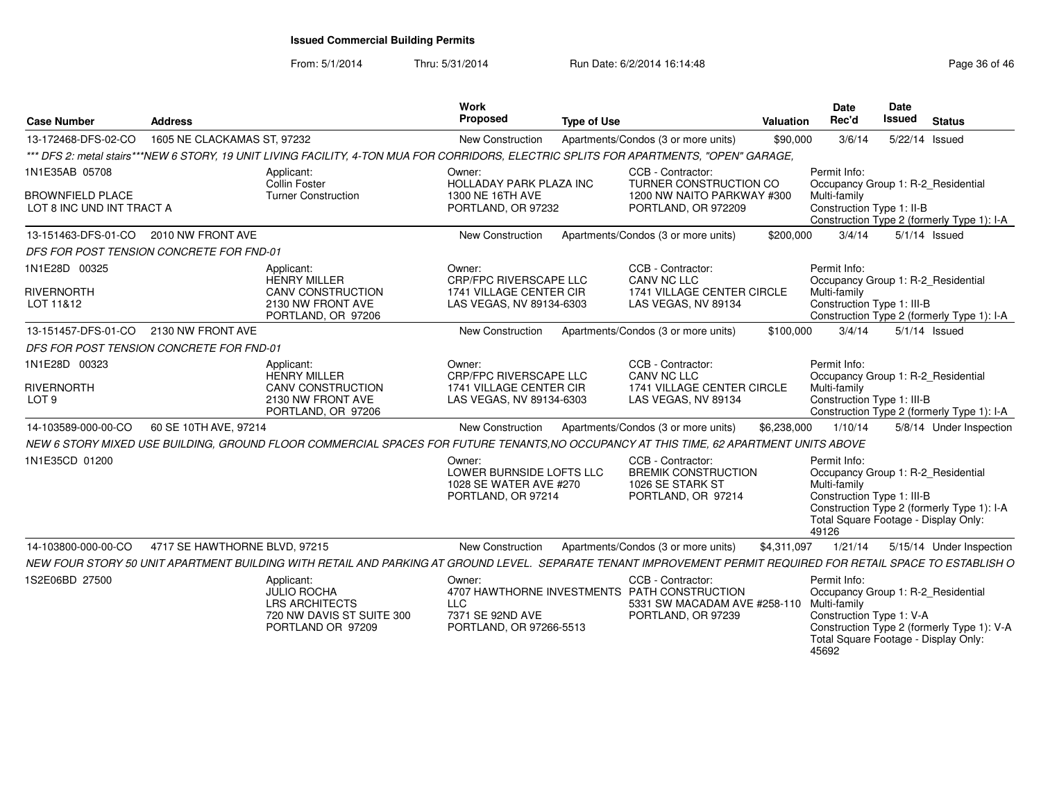## Issued Commercial Building Permits

From: 5/1/2014 Thru: 5/31/2014 Run Date: 6/2/2014 16:14:48

| Case Number | Address | Work Proposed | Type of Use | Valuation | Date Rec'd | Date Issued | Status |
|---|---|---|---|---|---|---|---|
| 13-172468-DFS-02-CO | 1605 NE CLACKAMAS ST, 97232 | New Construction | Apartments/Condos (3 or more units) | $90,000 | 3/6/14 | 5/22/14 | Issued |

*** DFS 2: metal stairs***NEW 6 STORY, 19 UNIT LIVING FACILITY, 4-TON MUA FOR CORRIDORS, ELECTRIC SPLITS FOR APARTMENTS, "OPEN" GARAGE,

1N1E35AB 05708
BROWNFIELD PLACE
LOT 8 INC UND INT TRACT A

Applicant: Collin Foster, Turner Construction

Owner: HOLLADAY PARK PLAZA INC, 1300 NE 16TH AVE, PORTLAND, OR 97232

CCB - Contractor: TURNER CONSTRUCTION CO, 1200 NW NAITO PARKWAY #300, PORTLAND, OR 972209

Permit Info: Occupancy Group 1: R-2_Residential Multi-family; Construction Type 1: II-B; Construction Type 2 (formerly Type 1): I-A

| Case Number | Address | Work Proposed | Type of Use | Valuation | Date Rec'd | Date Issued | Status |
|---|---|---|---|---|---|---|---|
| 13-151463-DFS-01-CO | 2010 NW FRONT AVE | New Construction | Apartments/Condos (3 or more units) | $200,000 | 3/4/14 | 5/1/14 | Issued |

DFS FOR POST TENSION CONCRETE FOR FND-01

1N1E28D 00325
RIVERNORTH
LOT 11&12

Applicant: HENRY MILLER, CANV CONSTRUCTION, 2130 NW FRONT AVE, PORTLAND, OR 97206

Owner: CRP/FPC RIVERSCAPE LLC, 1741 VILLAGE CENTER CIR, LAS VEGAS, NV 89134-6303

CCB - Contractor: CANV NC LLC, 1741 VILLAGE CENTER CIRCLE, LAS VEGAS, NV 89134

Permit Info: Occupancy Group 1: R-2_Residential Multi-family; Construction Type 1: III-B; Construction Type 2 (formerly Type 1): I-A

| Case Number | Address | Work Proposed | Type of Use | Valuation | Date Rec'd | Date Issued | Status |
|---|---|---|---|---|---|---|---|
| 13-151457-DFS-01-CO | 2130 NW FRONT AVE | New Construction | Apartments/Condos (3 or more units) | $100,000 | 3/4/14 | 5/1/14 | Issued |

DFS FOR POST TENSION CONCRETE FOR FND-01

1N1E28D 00323
RIVERNORTH
LOT 9

Applicant: HENRY MILLER, CANV CONSTRUCTION, 2130 NW FRONT AVE, PORTLAND, OR 97206

Owner: CRP/FPC RIVERSCAPE LLC, 1741 VILLAGE CENTER CIR, LAS VEGAS, NV 89134-6303

CCB - Contractor: CANV NC LLC, 1741 VILLAGE CENTER CIRCLE, LAS VEGAS, NV 89134

Permit Info: Occupancy Group 1: R-2_Residential Multi-family; Construction Type 1: III-B; Construction Type 2 (formerly Type 1): I-A

| Case Number | Address | Work Proposed | Type of Use | Valuation | Date Rec'd | Date Issued | Status |
|---|---|---|---|---|---|---|---|
| 14-103589-000-00-CO | 60 SE 10TH AVE, 97214 | New Construction | Apartments/Condos (3 or more units) | $6,238,000 | 1/10/14 | 5/8/14 | Under Inspection |

NEW 6 STORY MIXED USE BUILDING, GROUND FLOOR COMMERCIAL SPACES FOR FUTURE TENANTS,NO OCCUPANCY AT THIS TIME, 62 APARTMENT UNITS ABOVE

1N1E35CD 01200

Owner: LOWER BURNSIDE LOFTS LLC, 1028 SE WATER AVE #270, PORTLAND, OR 97214

CCB - Contractor: BREMIK CONSTRUCTION, 1026 SE STARK ST, PORTLAND, OR 97214

Permit Info: Occupancy Group 1: R-2_Residential Multi-family; Construction Type 1: III-B; Construction Type 2 (formerly Type 1): I-A; Total Square Footage - Display Only: 49126

| Case Number | Address | Work Proposed | Type of Use | Valuation | Date Rec'd | Date Issued | Status |
|---|---|---|---|---|---|---|---|
| 14-103800-000-00-CO | 4717 SE HAWTHORNE BLVD, 97215 | New Construction | Apartments/Condos (3 or more units) | $4,311,097 | 1/21/14 | 5/15/14 | Under Inspection |

NEW FOUR STORY 50 UNIT APARTMENT BUILDING WITH RETAIL AND PARKING AT GROUND LEVEL. SEPARATE TENANT IMPROVEMENT PERMIT REQUIRED FOR RETAIL SPACE TO ESTABLISH O

1S2E06BD 27500

Applicant: JULIO ROCHA, LRS ARCHITECTS, 720 NW DAVIS ST SUITE 300, PORTLAND OR 97209

Owner: 4707 HAWTHORNE INVESTMENTS LLC, 7371 SE 92ND AVE, PORTLAND, OR 97266-5513

CCB - Contractor: PATH CONSTRUCTION, 5331 SW MACADAM AVE #258-110, PORTLAND, OR 97239

Permit Info: Occupancy Group 1: R-2_Residential Multi-family; Construction Type 1: V-A; Construction Type 2 (formerly Type 1): V-A; Total Square Footage - Display Only: 45692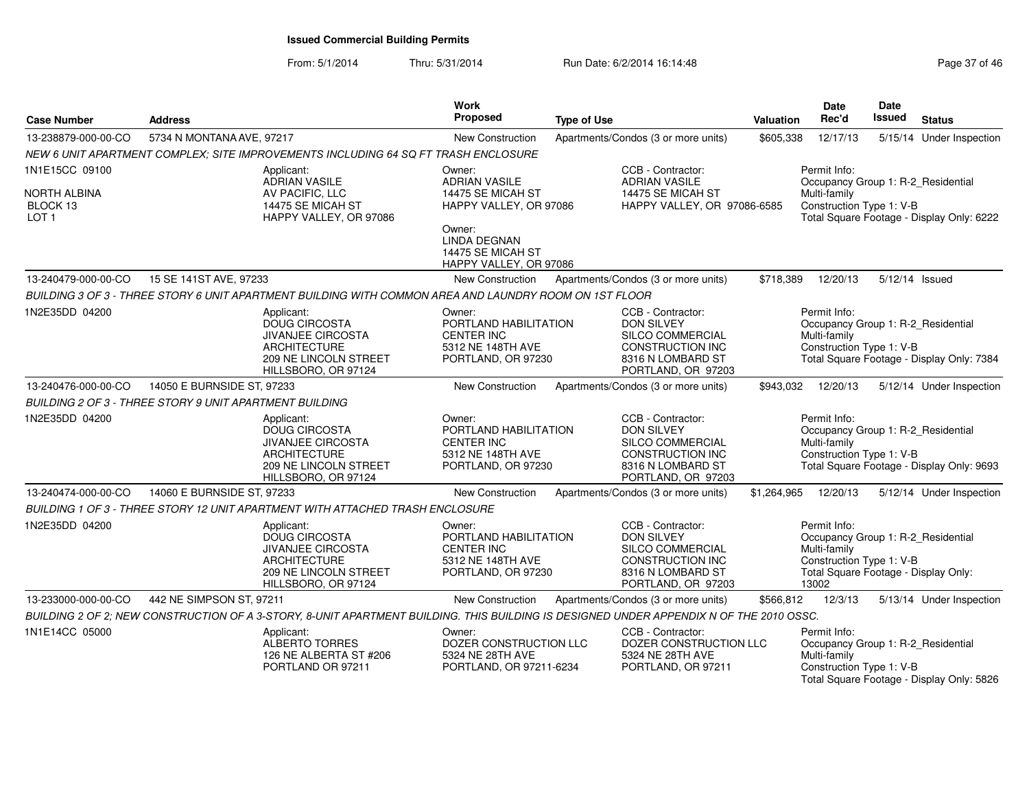**Issued Commercial Building Permits**

From: 5/1/2014 Thru: 5/31/2014 Run Date: 6/2/2014 16:14:48

| Case Number | Address | Work Proposed | Type of Use | Valuation | Date Rec'd | Date Issued | Status |
|---|---|---|---|---|---|---|---|
| 13-238879-000-00-CO | 5734 N MONTANA AVE, 97217 | New Construction | Apartments/Condos (3 or more units) | $605,338 | 12/17/13 | 5/15/14 | Under Inspection |

*NEW 6 UNIT APARTMENT COMPLEX; SITE IMPROVEMENTS INCLUDING 64 SQ FT TRASH ENCLOSURE*

1N1E15CC 09100
NORTH ALBINA
BLOCK 13
LOT 1

Applicant: ADRIAN VASILE, AV PACIFIC, LLC, 14475 SE MICAH ST, HAPPY VALLEY, OR 97086

Owner: ADRIAN VASILE, 14475 SE MICAH ST, HAPPY VALLEY, OR 97086

Owner: LINDA DEGNAN, 14475 SE MICAH ST, HAPPY VALLEY, OR 97086

CCB - Contractor: ADRIAN VASILE, 14475 SE MICAH ST, HAPPY VALLEY, OR 97086-6585

Permit Info: Occupancy Group 1: R-2_Residential Multi-family; Construction Type 1: V-B; Total Square Footage - Display Only: 6222

| Case Number | Address | Work Proposed | Type of Use | Valuation | Date Rec'd | Date Issued | Status |
|---|---|---|---|---|---|---|---|
| 13-240479-000-00-CO | 15 SE 141ST AVE, 97233 | New Construction | Apartments/Condos (3 or more units) | $718,389 | 12/20/13 | 5/12/14 | Issued |

*BUILDING 3 OF 3 - THREE STORY 6 UNIT APARTMENT BUILDING WITH COMMON AREA AND LAUNDRY ROOM ON 1ST FLOOR*

1N2E35DD 04200

Applicant: DOUG CIRCOSTA, JIVANJEE CIRCOSTA ARCHITECTURE, 209 NE LINCOLN STREET, HILLSBORO, OR 97124

Owner: PORTLAND HABILITATION CENTER INC, 5312 NE 148TH AVE, PORTLAND, OR 97230

CCB - Contractor: DON SILVEY, SILCO COMMERCIAL CONSTRUCTION INC, 8316 N LOMBARD ST, PORTLAND, OR 97203

Permit Info: Occupancy Group 1: R-2_Residential Multi-family; Construction Type 1: V-B; Total Square Footage - Display Only: 7384

| Case Number | Address | Work Proposed | Type of Use | Valuation | Date Rec'd | Date Issued | Status |
|---|---|---|---|---|---|---|---|
| 13-240476-000-00-CO | 14050 E BURNSIDE ST, 97233 | New Construction | Apartments/Condos (3 or more units) | $943,032 | 12/20/13 | 5/12/14 | Under Inspection |

*BUILDING 2 OF 3 - THREE STORY 9 UNIT APARTMENT BUILDING*

1N2E35DD 04200

Applicant: DOUG CIRCOSTA, JIVANJEE CIRCOSTA ARCHITECTURE, 209 NE LINCOLN STREET, HILLSBORO, OR 97124

Owner: PORTLAND HABILITATION CENTER INC, 5312 NE 148TH AVE, PORTLAND, OR 97230

CCB - Contractor: DON SILVEY, SILCO COMMERCIAL CONSTRUCTION INC, 8316 N LOMBARD ST, PORTLAND, OR 97203

Permit Info: Occupancy Group 1: R-2_Residential Multi-family; Construction Type 1: V-B; Total Square Footage - Display Only: 9693

| Case Number | Address | Work Proposed | Type of Use | Valuation | Date Rec'd | Date Issued | Status |
|---|---|---|---|---|---|---|---|
| 13-240474-000-00-CO | 14060 E BURNSIDE ST, 97233 | New Construction | Apartments/Condos (3 or more units) | $1,264,965 | 12/20/13 | 5/12/14 | Under Inspection |

*BUILDING 1 OF 3 - THREE STORY 12 UNIT APARTMENT WITH ATTACHED TRASH ENCLOSURE*

1N2E35DD 04200

Applicant: DOUG CIRCOSTA, JIVANJEE CIRCOSTA ARCHITECTURE, 209 NE LINCOLN STREET, HILLSBORO, OR 97124

Owner: PORTLAND HABILITATION CENTER INC, 5312 NE 148TH AVE, PORTLAND, OR 97230

CCB - Contractor: DON SILVEY, SILCO COMMERCIAL CONSTRUCTION INC, 8316 N LOMBARD ST, PORTLAND, OR 97203

Permit Info: Occupancy Group 1: R-2_Residential Multi-family; Construction Type 1: V-B; Total Square Footage - Display Only: 13002

| Case Number | Address | Work Proposed | Type of Use | Valuation | Date Rec'd | Date Issued | Status |
|---|---|---|---|---|---|---|---|
| 13-233000-000-00-CO | 442 NE SIMPSON ST, 97211 | New Construction | Apartments/Condos (3 or more units) | $566,812 | 12/3/13 | 5/13/14 | Under Inspection |

*BUILDING 2 OF 2; NEW CONSTRUCTION OF A 3-STORY, 8-UNIT APARTMENT BUILDING. THIS BUILDING IS DESIGNED UNDER APPENDIX N OF THE 2010 OSSC.*

1N1E14CC 05000

Applicant: ALBERTO TORRES, 126 NE ALBERTA ST #206, PORTLAND OR 97211

Owner: DOZER CONSTRUCTION LLC, 5324 NE 28TH AVE, PORTLAND, OR 97211-6234

CCB - Contractor: DOZER CONSTRUCTION LLC, 5324 NE 28TH AVE, PORTLAND, OR 97211

Permit Info: Occupancy Group 1: R-2_Residential Multi-family; Construction Type 1: V-B; Total Square Footage - Display Only: 5826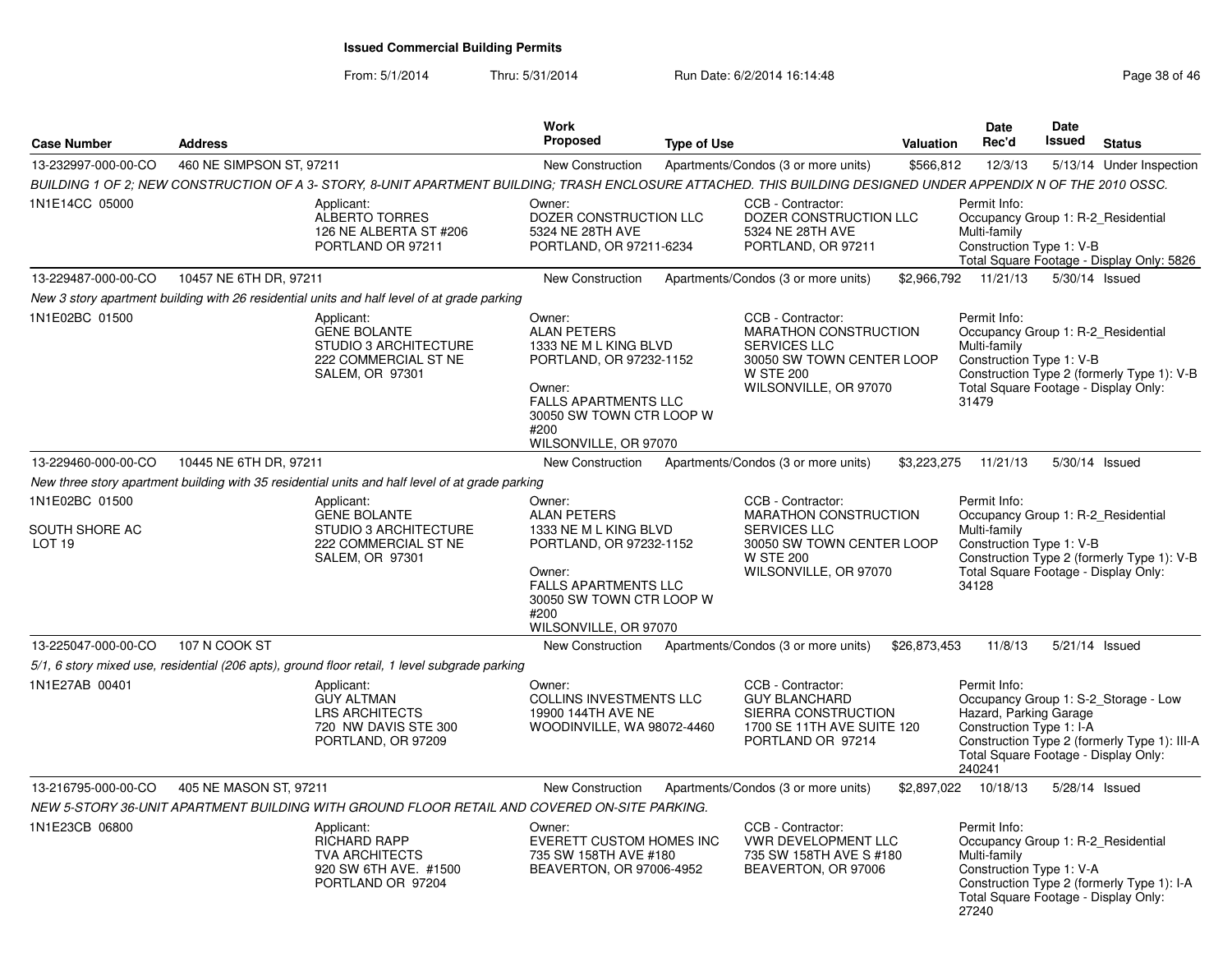**Issued Commercial Building Permits**

From: 5/1/2014 Thru: 5/31/2014 Run Date: 6/2/2014 16:14:48

| Case Number | Address | Work Proposed | Type of Use | Valuation | Date Rec'd | Date Issued | Status |
|---|---|---|---|---|---|---|---|
| 13-232997-000-00-CO | 460 NE SIMPSON ST, 97211 | New Construction | Apartments/Condos (3 or more units) | $566,812 | 12/3/13 | 5/13/14 | Under Inspection |

*BUILDING 1 OF 2; NEW CONSTRUCTION OF A 3- STORY, 8-UNIT APARTMENT BUILDING; TRASH ENCLOSURE ATTACHED. THIS BUILDING DESIGNED UNDER APPENDIX N OF THE 2010 OSSC.*

1N1E14CC 05000

Applicant: ALBERTO TORRES, 126 NE ALBERTA ST #206, PORTLAND OR 97211

Owner: DOZER CONSTRUCTION LLC, 5324 NE 28TH AVE, PORTLAND, OR 97211-6234

CCB - Contractor: DOZER CONSTRUCTION LLC, 5324 NE 28TH AVE, PORTLAND, OR 97211

Permit Info: Occupancy Group 1: R-2_Residential Multi-family; Construction Type 1: V-B; Total Square Footage - Display Only: 5826

---

| Case Number | Address | Work Proposed | Type of Use | Valuation | Date Rec'd | Date Issued | Status |
|---|---|---|---|---|---|---|---|
| 13-229487-000-00-CO | 10457 NE 6TH DR, 97211 | New Construction | Apartments/Condos (3 or more units) | $2,966,792 | 11/21/13 | 5/30/14 | Issued |

*New 3 story apartment building with 26 residential units and half level of at grade parking*

1N1E02BC 01500

Applicant: GENE BOLANTE, STUDIO 3 ARCHITECTURE, 222 COMMERCIAL ST NE, SALEM, OR 97301

Owner: ALAN PETERS, 1333 NE M L KING BLVD, PORTLAND, OR 97232-1152

Owner: FALLS APARTMENTS LLC, 30050 SW TOWN CTR LOOP W #200, WILSONVILLE, OR 97070

CCB - Contractor: MARATHON CONSTRUCTION SERVICES LLC, 30050 SW TOWN CENTER LOOP W STE 200, WILSONVILLE, OR 97070

Permit Info: Occupancy Group 1: R-2_Residential Multi-family; Construction Type 1: V-B; Construction Type 2 (formerly Type 1): V-B; Total Square Footage - Display Only: 31479

---

| Case Number | Address | Work Proposed | Type of Use | Valuation | Date Rec'd | Date Issued | Status |
|---|---|---|---|---|---|---|---|
| 13-229460-000-00-CO | 10445 NE 6TH DR, 97211 | New Construction | Apartments/Condos (3 or more units) | $3,223,275 | 11/21/13 | 5/30/14 | Issued |

*New three story apartment building with 35 residential units and half level of at grade parking*

1N1E02BC 01500

SOUTH SHORE AC
LOT 19

Applicant: GENE BOLANTE, STUDIO 3 ARCHITECTURE, 222 COMMERCIAL ST NE, SALEM, OR 97301

Owner: ALAN PETERS, 1333 NE M L KING BLVD, PORTLAND, OR 97232-1152

Owner: FALLS APARTMENTS LLC, 30050 SW TOWN CTR LOOP W #200, WILSONVILLE, OR 97070

CCB - Contractor: MARATHON CONSTRUCTION SERVICES LLC, 30050 SW TOWN CENTER LOOP W STE 200, WILSONVILLE, OR 97070

Permit Info: Occupancy Group 1: R-2_Residential Multi-family; Construction Type 1: V-B; Construction Type 2 (formerly Type 1): V-B; Total Square Footage - Display Only: 34128

---

| Case Number | Address | Work Proposed | Type of Use | Valuation | Date Rec'd | Date Issued | Status |
|---|---|---|---|---|---|---|---|
| 13-225047-000-00-CO | 107 N COOK ST | New Construction | Apartments/Condos (3 or more units) | $26,873,453 | 11/8/13 | 5/21/14 | Issued |

*5/1, 6 story mixed use, residential (206 apts), ground floor retail, 1 level subgrade parking*

1N1E27AB 00401

Applicant: GUY ALTMAN, LRS ARCHITECTS, 720 NW DAVIS STE 300, PORTLAND, OR 97209

Owner: COLLINS INVESTMENTS LLC, 19900 144TH AVE NE, WOODINVILLE, WA 98072-4460

CCB - Contractor: GUY BLANCHARD, SIERRA CONSTRUCTION, 1700 SE 11TH AVE SUITE 120, PORTLAND OR 97214

Permit Info: Occupancy Group 1: S-2_Storage - Low Hazard, Parking Garage; Construction Type 1: I-A; Construction Type 2 (formerly Type 1): III-A; Total Square Footage - Display Only: 240241

---

| Case Number | Address | Work Proposed | Type of Use | Valuation | Date Rec'd | Date Issued | Status |
|---|---|---|---|---|---|---|---|
| 13-216795-000-00-CO | 405 NE MASON ST, 97211 | New Construction | Apartments/Condos (3 or more units) | $2,897,022 | 10/18/13 | 5/28/14 | Issued |

*NEW 5-STORY 36-UNIT APARTMENT BUILDING WITH GROUND FLOOR RETAIL AND COVERED ON-SITE PARKING.*

1N1E23CB 06800

Applicant: RICHARD RAPP, TVA ARCHITECTS, 920 SW 6TH AVE. #1500, PORTLAND OR 97204

Owner: EVERETT CUSTOM HOMES INC, 735 SW 158TH AVE #180, BEAVERTON, OR 97006-4952

CCB - Contractor: VWR DEVELOPMENT LLC, 735 SW 158TH AVE S #180, BEAVERTON, OR 97006

Permit Info: Occupancy Group 1: R-2_Residential Multi-family; Construction Type 1: V-A; Construction Type 2 (formerly Type 1): I-A; Total Square Footage - Display Only: 27240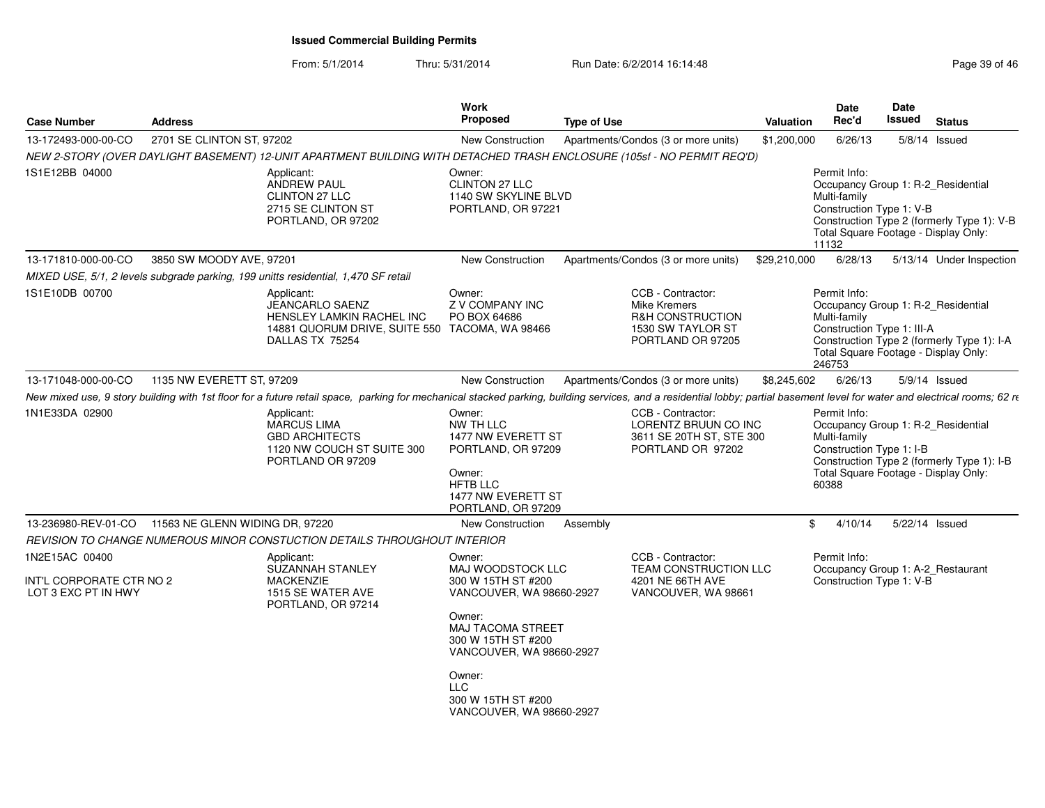# Issued Commercial Building Permits

From: 5/1/2014 Thru: 5/31/2014 Run Date: 6/2/2014 16:14:48

| Case Number | Address | Work Proposed | Type of Use | Valuation | Date Rec'd | Date Issued | Status |
|---|---|---|---|---|---|---|---|
| 13-172493-000-00-CO | 2701 SE CLINTON ST, 97202 | New Construction | Apartments/Condos (3 or more units) | $1,200,000 | 6/26/13 | 5/8/14 | Issued |

*NEW 2-STORY (OVER DAYLIGHT BASEMENT) 12-UNIT APARTMENT BUILDING WITH DETACHED TRASH ENCLOSURE (105sf - NO PERMIT REQ'D)*

1S1E12BB 04000

Applicant:
ANDREW PAUL
CLINTON 27 LLC
2715 SE CLINTON ST
PORTLAND, OR 97202

Owner:
CLINTON 27 LLC
1140 SW SKYLINE BLVD
PORTLAND, OR 97221

Permit Info:
Occupancy Group 1: R-2_Residential Multi-family
Construction Type 1: V-B
Construction Type 2 (formerly Type 1): V-B
Total Square Footage - Display Only: 11132

| Case Number | Address | Work Proposed | Type of Use | Valuation | Date Rec'd | Date Issued | Status |
|---|---|---|---|---|---|---|---|
| 13-171810-000-00-CO | 3850 SW MOODY AVE, 97201 | New Construction | Apartments/Condos (3 or more units) | $29,210,000 | 6/28/13 | 5/13/14 | Under Inspection |

*MIXED USE, 5/1, 2 levels subgrade parking, 199 unitts residential, 1,470 SF retail*

1S1E10DB 00700

Applicant:
JEANCARLO SAENZ
HENSLEY LAMKIN RACHEL INC
14881 QUORUM DRIVE, SUITE 550
DALLAS TX 75254

Owner:
Z V COMPANY INC
PO BOX 64686
TACOMA, WA 98466

CCB - Contractor:
Mike Kremers
R&H CONSTRUCTION
1530 SW TAYLOR ST
PORTLAND OR 97205

Permit Info:
Occupancy Group 1: R-2_Residential Multi-family
Construction Type 1: III-A
Construction Type 2 (formerly Type 1): I-A
Total Square Footage - Display Only: 246753

| Case Number | Address | Work Proposed | Type of Use | Valuation | Date Rec'd | Date Issued | Status |
|---|---|---|---|---|---|---|---|
| 13-171048-000-00-CO | 1135 NW EVERETT ST, 97209 | New Construction | Apartments/Condos (3 or more units) | $8,245,602 | 6/26/13 | 5/9/14 | Issued |

*New mixed use, 9 story building with 1st floor for a future retail space, parking for mechanical stacked parking, building services, and a residential lobby; partial basement level for water and electrical rooms; 62 re*

1N1E33DA 02900

Applicant:
MARCUS LIMA
GBD ARCHITECTS
1120 NW COUCH ST SUITE 300
PORTLAND OR 97209

Owner:
NW TH LLC
1477 NW EVERETT ST
PORTLAND, OR 97209

Owner:
HFTB LLC
1477 NW EVERETT ST
PORTLAND, OR 97209

CCB - Contractor:
LORENTZ BRUUN CO INC
3611 SE 20TH ST, STE 300
PORTLAND OR 97202

Permit Info:
Occupancy Group 1: R-2_Residential Multi-family
Construction Type 1: I-B
Construction Type 2 (formerly Type 1): I-B
Total Square Footage - Display Only: 60388

| Case Number | Address | Work Proposed | Type of Use | Valuation | Date Rec'd | Date Issued | Status |
|---|---|---|---|---|---|---|---|
| 13-236980-REV-01-CO | 11563 NE GLENN WIDING DR, 97220 | New Construction | Assembly | $ | 4/10/14 | 5/22/14 | Issued |

*REVISION TO CHANGE NUMEROUS MINOR CONSTUCTION DETAILS THROUGHOUT INTERIOR*

1N2E15AC 00400

INT'L CORPORATE CTR NO 2
LOT 3 EXC PT IN HWY

Applicant:
SUZANNAH STANLEY
MACKENZIE
1515 SE WATER AVE
PORTLAND, OR 97214

Owner:
MAJ WOODSTOCK LLC
300 W 15TH ST #200
VANCOUVER, WA 98660-2927

Owner:
MAJ TACOMA STREET
300 W 15TH ST #200
VANCOUVER, WA 98660-2927

Owner:
LLC
300 W 15TH ST #200
VANCOUVER, WA 98660-2927

CCB - Contractor:
TEAM CONSTRUCTION LLC
4201 NE 66TH AVE
VANCOUVER, WA 98661

Permit Info:
Occupancy Group 1: A-2_Restaurant
Construction Type 1: V-B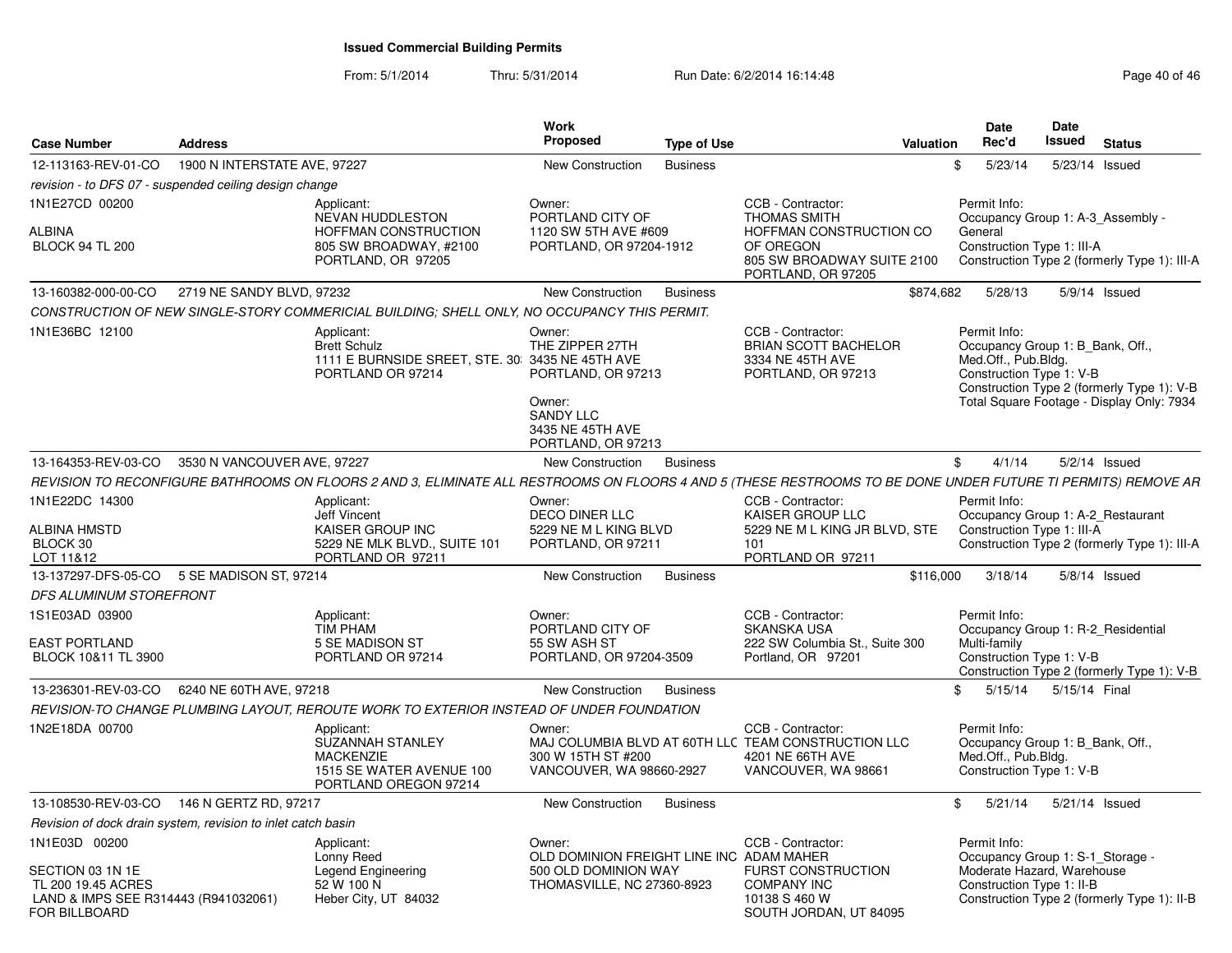**Issued Commercial Building Permits**

From: 5/1/2014 Thru: 5/31/2014 Run Date: 6/2/2014 16:14:48

| Case Number | Address | Work Proposed | Type of Use | Valuation | Date Rec'd | Date Issued | Status |
|---|---|---|---|---|---|---|---|
| 12-113163-REV-01-CO | 1900 N INTERSTATE AVE, 97227 | New Construction | Business | $ | 5/23/14 | 5/23/14 | Issued |

*revision - to DFS 07 - suspended ceiling design change*

1N1E27CD 00200

ALBINA
BLOCK 94 TL 200

Applicant:
NEVAN HUDDLESTON
HOFFMAN CONSTRUCTION
805 SW BROADWAY, #2100
PORTLAND, OR 97205

Owner:
PORTLAND CITY OF
1120 SW 5TH AVE #609
PORTLAND, OR 97204-1912

CCB - Contractor:
THOMAS SMITH
HOFFMAN CONSTRUCTION CO OF OREGON
805 SW BROADWAY SUITE 2100
PORTLAND, OR 97205

Permit Info:
Occupancy Group 1: A-3_Assembly - General
Construction Type 1: III-A
Construction Type 2 (formerly Type 1): III-A

| Case Number | Address | Work Proposed | Type of Use | Valuation | Date Rec'd | Date Issued | Status |
|---|---|---|---|---|---|---|---|
| 13-160382-000-00-CO | 2719 NE SANDY BLVD, 97232 | New Construction | Business | $874,682 | 5/28/13 | 5/9/14 | Issued |

CONSTRUCTION OF NEW SINGLE-STORY COMMERICIAL BUILDING; SHELL ONLY, NO OCCUPANCY THIS PERMIT.

1N1E36BC 12100

Applicant:
Brett Schulz
1111 E BURNSIDE SREET, STE. 30
PORTLAND OR 97214

Owner:
THE ZIPPER 27TH
3435 NE 45TH AVE
PORTLAND, OR 97213

Owner:
SANDY LLC
3435 NE 45TH AVE
PORTLAND, OR 97213

CCB - Contractor:
BRIAN SCOTT BACHELOR
3334 NE 45TH AVE
PORTLAND, OR 97213

Permit Info:
Occupancy Group 1: B_Bank, Off., Med.Off., Pub.Bldg.
Construction Type 1: V-B
Construction Type 2 (formerly Type 1): V-B
Total Square Footage - Display Only: 7934

| Case Number | Address | Work Proposed | Type of Use | Valuation | Date Rec'd | Date Issued | Status |
|---|---|---|---|---|---|---|---|
| 13-164353-REV-03-CO | 3530 N VANCOUVER AVE, 97227 | New Construction | Business | $ | 4/1/14 | 5/2/14 | Issued |

REVISION TO RECONFIGURE BATHROOMS ON FLOORS 2 AND 3, ELIMINATE ALL RESTROOMS ON FLOORS 4 AND 5 (THESE RESTROOMS TO BE DONE UNDER FUTURE TI PERMITS) REMOVE AR

1N1E22DC 14300

ALBINA HMSTD
BLOCK 30
LOT 11&12

Applicant:
Jeff Vincent
KAISER GROUP INC
5229 NE MLK BLVD., SUITE 101
PORTLAND OR 97211

Owner:
DECO DINER LLC
5229 NE M L KING BLVD
PORTLAND, OR 97211

CCB - Contractor:
KAISER GROUP LLC
5229 NE M L KING JR BLVD, STE 101
PORTLAND OR 97211

Permit Info:
Occupancy Group 1: A-2_Restaurant
Construction Type 1: III-A
Construction Type 2 (formerly Type 1): III-A

| Case Number | Address | Work Proposed | Type of Use | Valuation | Date Rec'd | Date Issued | Status |
|---|---|---|---|---|---|---|---|
| 13-137297-DFS-05-CO | 5 SE MADISON ST, 97214 | New Construction | Business | $116,000 | 3/18/14 | 5/8/14 | Issued |

*DFS ALUMINUM STOREFRONT*

1S1E03AD 03900

EAST PORTLAND
BLOCK 10&11 TL 3900

Applicant:
TIM PHAM
5 SE MADISON ST
PORTLAND OR 97214

Owner:
PORTLAND CITY OF
55 SW ASH ST
PORTLAND, OR 97204-3509

CCB - Contractor:
SKANSKA USA
222 SW Columbia St., Suite 300
Portland, OR 97201

Permit Info:
Occupancy Group 1: R-2_Residential Multi-family
Construction Type 1: V-B
Construction Type 2 (formerly Type 1): V-B

| Case Number | Address | Work Proposed | Type of Use | Valuation | Date Rec'd | Date Issued | Status |
|---|---|---|---|---|---|---|---|
| 13-236301-REV-03-CO | 6240 NE 60TH AVE, 97218 | New Construction | Business | $ | 5/15/14 | 5/15/14 | Final |

*REVISION-TO CHANGE PLUMBING LAYOUT, REROUTE WORK TO EXTERIOR INSTEAD OF UNDER FOUNDATION*

1N2E18DA 00700

Applicant:
SUZANNAH STANLEY
MACKENZIE
1515 SE WATER AVENUE 100
PORTLAND OREGON 97214

Owner:
MAJ COLUMBIA BLVD AT 60TH LLC
300 W 15TH ST #200
VANCOUVER, WA 98660-2927

CCB - Contractor:
TEAM CONSTRUCTION LLC
4201 NE 66TH AVE
VANCOUVER, WA 98661

Permit Info:
Occupancy Group 1: B_Bank, Off., Med.Off., Pub.Bldg.
Construction Type 1: V-B

| Case Number | Address | Work Proposed | Type of Use | Valuation | Date Rec'd | Date Issued | Status |
|---|---|---|---|---|---|---|---|
| 13-108530-REV-03-CO | 146 N GERTZ RD, 97217 | New Construction | Business | $ | 5/21/14 | 5/21/14 | Issued |

*Revision of dock drain system, revision to inlet catch basin*

1N1E03D 00200

SECTION 03 1N 1E
TL 200 19.45 ACRES
LAND & IMPS SEE R314443 (R941032061) FOR BILLBOARD

Applicant:
Lonny Reed
Legend Engineering
52 W 100 N
Heber City, UT 84032

Owner:
OLD DOMINION FREIGHT LINE INC
500 OLD DOMINION WAY
THOMASVILLE, NC 27360-8923

CCB - Contractor:
ADAM MAHER
FURST CONSTRUCTION COMPANY INC
10138 S 460 W
SOUTH JORDAN, UT 84095

Permit Info:
Occupancy Group 1: S-1_Storage - Moderate Hazard, Warehouse
Construction Type 1: II-B
Construction Type 2 (formerly Type 1): II-B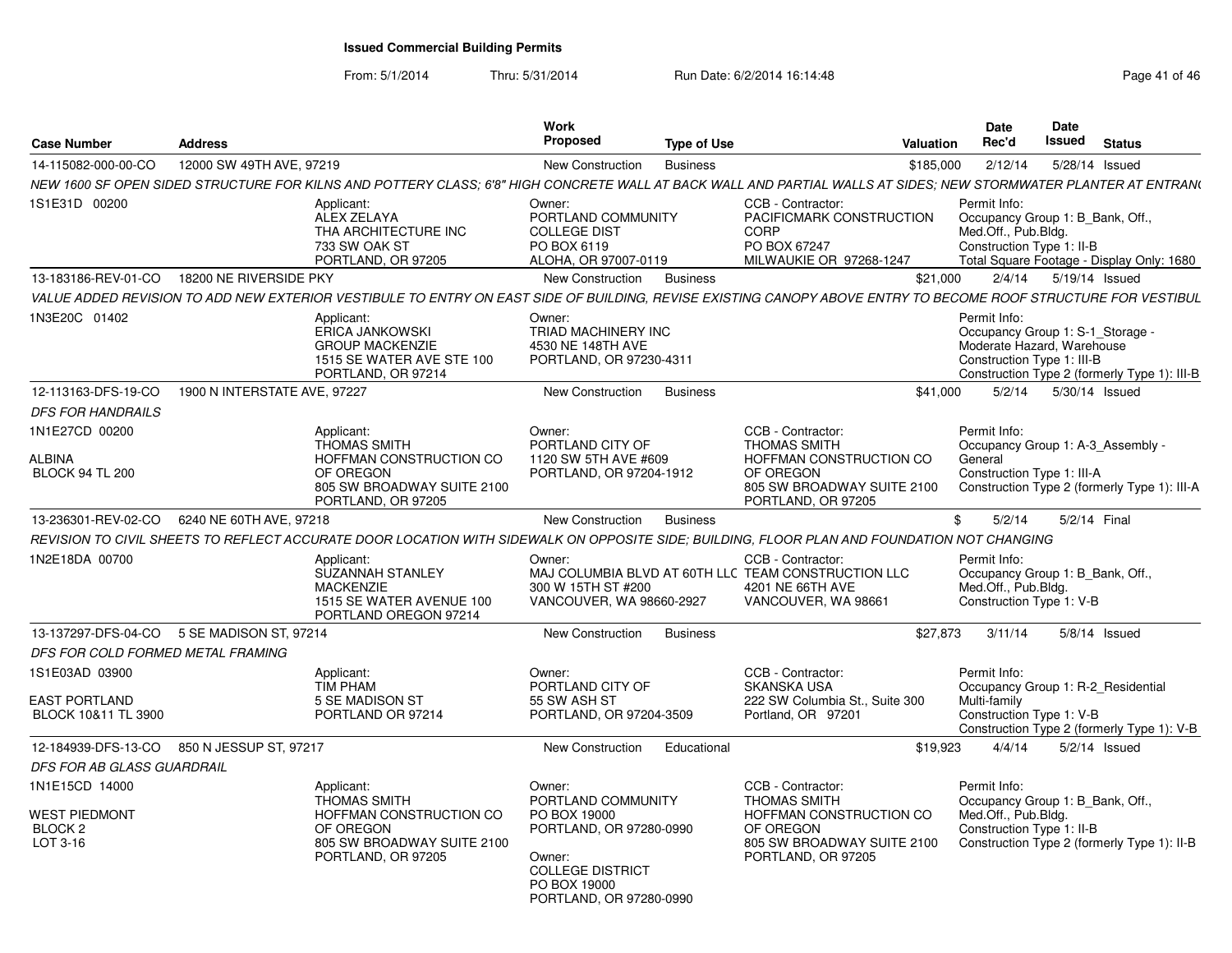# Issued Commercial Building Permits

From: 5/1/2014 Thru: 5/31/2014 Run Date: 6/2/2014 16:14:48

| Case Number | Address | Work Proposed | Type of Use | Valuation | Date Rec'd | Date Issued | Status |
|---|---|---|---|---|---|---|---|
| 14-115082-000-00-CO | 12000 SW 49TH AVE, 97219 | New Construction | Business | $185,000 | 2/12/14 | 5/28/14 | Issued |

*NEW 1600 SF OPEN SIDED STRUCTURE FOR KILNS AND POTTERY CLASS; 6'8" HIGH CONCRETE WALL AT BACK WALL AND PARTIAL WALLS AT SIDES; NEW STORMWATER PLANTER AT ENTRAN(*

1S1E31D 00200

Applicant: ALEX ZELAYA, THA ARCHITECTURE INC, 733 SW OAK ST, PORTLAND, OR 97205

Owner: PORTLAND COMMUNITY COLLEGE DIST, PO BOX 6119, ALOHA, OR 97007-0119

CCB - Contractor: PACIFICMARK CONSTRUCTION CORP, PO BOX 67247, MILWAUKIE OR 97268-1247

Permit Info: Occupancy Group 1: B_Bank, Off., Med.Off., Pub.Bldg. Construction Type 1: II-B. Total Square Footage - Display Only: 1680

| Case Number | Address | Work Proposed | Type of Use | Valuation | Date Rec'd | Date Issued | Status |
|---|---|---|---|---|---|---|---|
| 13-183186-REV-01-CO | 18200 NE RIVERSIDE PKY | New Construction | Business | $21,000 | 2/4/14 | 5/19/14 | Issued |

*VALUE ADDED REVISION TO ADD NEW EXTERIOR VESTIBULE TO ENTRY ON EAST SIDE OF BUILDING, REVISE EXISTING CANOPY ABOVE ENTRY TO BECOME ROOF STRUCTURE FOR VESTIBUL*

1N3E20C 01402

Applicant: ERICA JANKOWSKI, GROUP MACKENZIE, 1515 SE WATER AVE STE 100, PORTLAND, OR 97214

Owner: TRIAD MACHINERY INC, 4530 NE 148TH AVE, PORTLAND, OR 97230-4311

Permit Info: Occupancy Group 1: S-1_Storage - Moderate Hazard, Warehouse. Construction Type 1: III-B. Construction Type 2 (formerly Type 1): III-B

| Case Number | Address | Work Proposed | Type of Use | Valuation | Date Rec'd | Date Issued | Status |
|---|---|---|---|---|---|---|---|
| 12-113163-DFS-19-CO | 1900 N INTERSTATE AVE, 97227 | New Construction | Business | $41,000 | 5/2/14 | 5/30/14 | Issued |

*DFS FOR HANDRAILS*

1N1E27CD 00200, ALBINA, BLOCK 94 TL 200

Applicant: THOMAS SMITH, HOFFMAN CONSTRUCTION CO OF OREGON, 805 SW BROADWAY SUITE 2100, PORTLAND, OR 97205

Owner: PORTLAND CITY OF, 1120 SW 5TH AVE #609, PORTLAND, OR 97204-1912

CCB - Contractor: THOMAS SMITH, HOFFMAN CONSTRUCTION CO OF OREGON, 805 SW BROADWAY SUITE 2100, PORTLAND, OR 97205

Permit Info: Occupancy Group 1: A-3_Assembly - General. Construction Type 1: III-A. Construction Type 2 (formerly Type 1): III-A

| Case Number | Address | Work Proposed | Type of Use | Valuation | Date Rec'd | Date Issued | Status |
|---|---|---|---|---|---|---|---|
| 13-236301-REV-02-CO | 6240 NE 60TH AVE, 97218 | New Construction | Business | $ | 5/2/14 | 5/2/14 | Final |

*REVISION TO CIVIL SHEETS TO REFLECT ACCURATE DOOR LOCATION WITH SIDEWALK ON OPPOSITE SIDE; BUILDING, FLOOR PLAN AND FOUNDATION NOT CHANGING*

1N2E18DA 00700

Applicant: SUZANNAH STANLEY, MACKENZIE, 1515 SE WATER AVENUE 100, PORTLAND OREGON 97214

Owner: MAJ COLUMBIA BLVD AT 60TH LLC, 300 W 15TH ST #200, VANCOUVER, WA 98660-2927

CCB - Contractor: TEAM CONSTRUCTION LLC, 4201 NE 66TH AVE, VANCOUVER, WA 98661

Permit Info: Occupancy Group 1: B_Bank, Off., Med.Off., Pub.Bldg. Construction Type 1: V-B

| Case Number | Address | Work Proposed | Type of Use | Valuation | Date Rec'd | Date Issued | Status |
|---|---|---|---|---|---|---|---|
| 13-137297-DFS-04-CO | 5 SE MADISON ST, 97214 | New Construction | Business | $27,873 | 3/11/14 | 5/8/14 | Issued |

*DFS FOR COLD FORMED METAL FRAMING*

1S1E03AD 03900, EAST PORTLAND, BLOCK 10&11 TL 3900

Applicant: TIM PHAM, 5 SE MADISON ST, PORTLAND OR 97214

Owner: PORTLAND CITY OF, 55 SW ASH ST, PORTLAND, OR 97204-3509

CCB - Contractor: SKANSKA USA, 222 SW Columbia St., Suite 300, Portland, OR 97201

Permit Info: Occupancy Group 1: R-2_Residential Multi-family. Construction Type 1: V-B. Construction Type 2 (formerly Type 1): V-B

| Case Number | Address | Work Proposed | Type of Use | Valuation | Date Rec'd | Date Issued | Status |
|---|---|---|---|---|---|---|---|
| 12-184939-DFS-13-CO | 850 N JESSUP ST, 97217 | New Construction | Educational | $19,923 | 4/4/14 | 5/2/14 | Issued |

*DFS FOR AB GLASS GUARDRAIL*

1N1E15CD 14000, WEST PIEDMONT, BLOCK 2, LOT 3-16

Applicant: THOMAS SMITH, HOFFMAN CONSTRUCTION CO OF OREGON, 805 SW BROADWAY SUITE 2100, PORTLAND, OR 97205

Owner: PORTLAND COMMUNITY, PO BOX 19000, PORTLAND, OR 97280-0990

Owner: COLLEGE DISTRICT, PO BOX 19000, PORTLAND, OR 97280-0990

CCB - Contractor: THOMAS SMITH, HOFFMAN CONSTRUCTION CO OF OREGON, 805 SW BROADWAY SUITE 2100, PORTLAND, OR 97205

Permit Info: Occupancy Group 1: B_Bank, Off., Med.Off., Pub.Bldg. Construction Type 1: II-B. Construction Type 2 (formerly Type 1): II-B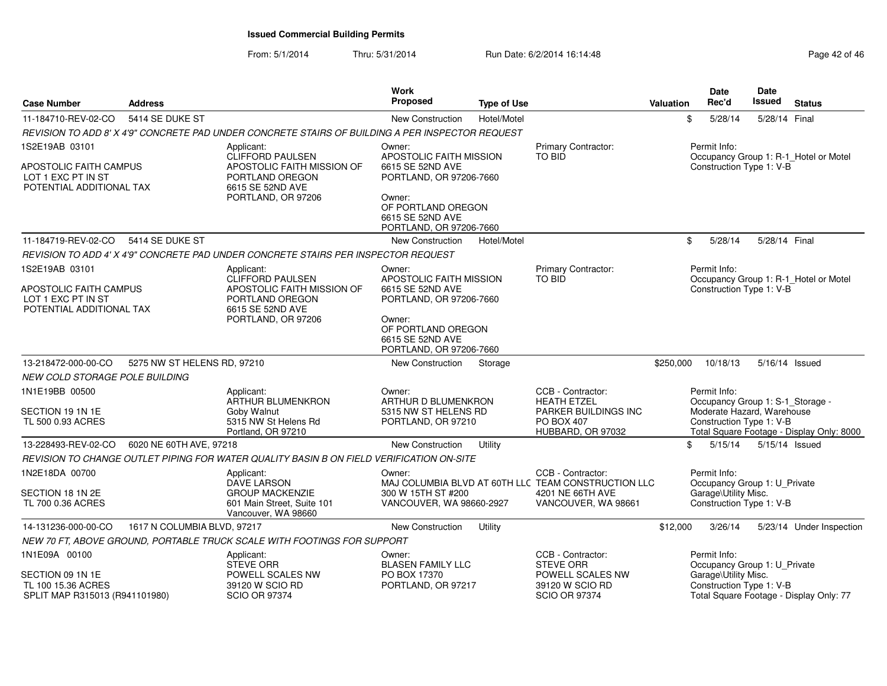**Issued Commercial Building Permits**

From: 5/1/2014 Thru: 5/31/2014 Run Date: 6/2/2014 16:14:48

| Case Number | Address | Work Proposed | Type of Use | Valuation | Date Rec'd | Date Issued | Status |
|---|---|---|---|---|---|---|---|
| 11-184710-REV-02-CO | 5414 SE DUKE ST | New Construction | Hotel/Motel | $ | 5/28/14 | 5/28/14 | Final |

*REVISION TO ADD 8' X 4'9" CONCRETE PAD UNDER CONCRETE STAIRS OF BUILDING A PER INSPECTOR REQUEST*

1S2E19AB 03101
APOSTOLIC FAITH CAMPUS
LOT 1 EXC PT IN ST
POTENTIAL ADDITIONAL TAX

Applicant: CLIFFORD PAULSEN, APOSTOLIC FAITH MISSION OF PORTLAND OREGON, 6615 SE 52ND AVE, PORTLAND, OR 97206

Owner: APOSTOLIC FAITH MISSION, 6615 SE 52ND AVE, PORTLAND, OR 97206-7660
Owner: OF PORTLAND OREGON, 6615 SE 52ND AVE, PORTLAND, OR 97206-7660

Primary Contractor: TO BID

Permit Info: Occupancy Group 1: R-1_Hotel or Motel; Construction Type 1: V-B

---

| Case Number | Address | Work Proposed | Type of Use | Valuation | Date Rec'd | Date Issued | Status |
|---|---|---|---|---|---|---|---|
| 11-184719-REV-02-CO | 5414 SE DUKE ST | New Construction | Hotel/Motel | $ | 5/28/14 | 5/28/14 | Final |

*REVISION TO ADD 4' X 4'9" CONCRETE PAD UNDER CONCRETE STAIRS PER INSPECTOR REQUEST*

1S2E19AB 03101
APOSTOLIC FAITH CAMPUS
LOT 1 EXC PT IN ST
POTENTIAL ADDITIONAL TAX

Applicant: CLIFFORD PAULSEN, APOSTOLIC FAITH MISSION OF PORTLAND OREGON, 6615 SE 52ND AVE, PORTLAND, OR 97206

Owner: APOSTOLIC FAITH MISSION, 6615 SE 52ND AVE, PORTLAND, OR 97206-7660
Owner: OF PORTLAND OREGON, 6615 SE 52ND AVE, PORTLAND, OR 97206-7660

Primary Contractor: TO BID

Permit Info: Occupancy Group 1: R-1_Hotel or Motel; Construction Type 1: V-B

---

| Case Number | Address | Work Proposed | Type of Use | Valuation | Date Rec'd | Date Issued | Status |
|---|---|---|---|---|---|---|---|
| 13-218472-000-00-CO | 5275 NW ST HELENS RD, 97210 | New Construction | Storage | $250,000 | 10/18/13 | 5/16/14 | Issued |

*NEW COLD STORAGE POLE BUILDING*

1N1E19BB 00500
SECTION 19 1N 1E
TL 500 0.93 ACRES

Applicant: ARTHUR BLUMENKRON, Goby Walnut, 5315 NW St Helens Rd, Portland, OR 97210

Owner: ARTHUR D BLUMENKRON, 5315 NW ST HELENS RD, PORTLAND, OR 97210

CCB - Contractor: HEATH ETZEL, PARKER BUILDINGS INC, PO BOX 407, HUBBARD, OR 97032

Permit Info: Occupancy Group 1: S-1_Storage - Moderate Hazard, Warehouse; Construction Type 1: V-B; Total Square Footage - Display Only: 8000

---

| Case Number | Address | Work Proposed | Type of Use | Valuation | Date Rec'd | Date Issued | Status |
|---|---|---|---|---|---|---|---|
| 13-228493-REV-02-CO | 6020 NE 60TH AVE, 97218 | New Construction | Utility | $ | 5/15/14 | 5/15/14 | Issued |

*REVISION TO CHANGE OUTLET PIPING FOR WATER QUALITY BASIN B ON FIELD VERIFICATION ON-SITE*

1N2E18DA 00700
SECTION 18 1N 2E
TL 700 0.36 ACRES

Applicant: DAVE LARSON, GROUP MACKENZIE, 601 Main Street, Suite 101, Vancouver, WA 98660

Owner: MAJ COLUMBIA BLVD AT 60TH LLC, 300 W 15TH ST #200, VANCOUVER, WA 98660-2927

CCB - Contractor: TEAM CONSTRUCTION LLC, 4201 NE 66TH AVE, VANCOUVER, WA 98661

Permit Info: Occupancy Group 1: U_Private Garage\Utility Misc.; Construction Type 1: V-B

---

| Case Number | Address | Work Proposed | Type of Use | Valuation | Date Rec'd | Date Issued | Status |
|---|---|---|---|---|---|---|---|
| 14-131236-000-00-CO | 1617 N COLUMBIA BLVD, 97217 | New Construction | Utility | $12,000 | 3/26/14 | 5/23/14 | Under Inspection |

*NEW 70 FT, ABOVE GROUND, PORTABLE TRUCK SCALE WITH FOOTINGS FOR SUPPORT*

1N1E09A 00100
SECTION 09 1N 1E
TL 100 15.36 ACRES
SPLIT MAP R315013 (R941101980)

Applicant: STEVE ORR, POWELL SCALES NW, 39120 W SCIO RD, SCIO OR 97374

Owner: BLASEN FAMILY LLC, PO BOX 17370, PORTLAND, OR 97217

CCB - Contractor: STEVE ORR, POWELL SCALES NW, 39120 W SCIO RD, SCIO OR 97374

Permit Info: Occupancy Group 1: U_Private Garage\Utility Misc.; Construction Type 1: V-B; Total Square Footage - Display Only: 77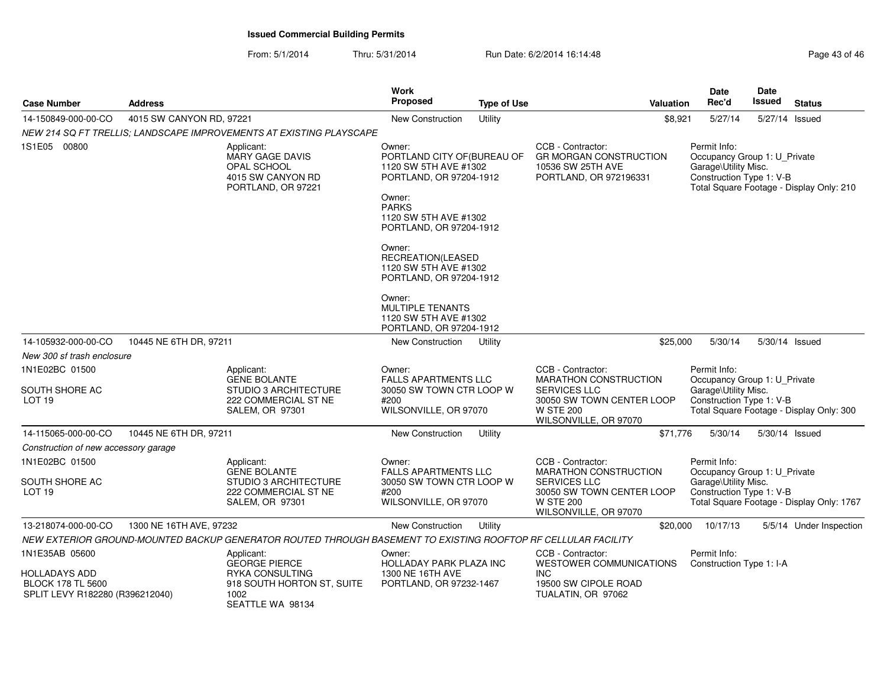# Issued Commercial Building Permits

From: 5/1/2014 Thru: 5/31/2014 Run Date: 6/2/2014 16:14:48

| Case Number | Address | Work Proposed | Type of Use | Valuation | Date Rec'd | Date Issued | Status |
|---|---|---|---|---|---|---|---|
| 14-150849-000-00-CO | 4015 SW CANYON RD, 97221 | New Construction | Utility | $8,921 | 5/27/14 | 5/27/14 | Issued |

*NEW 214 SQ FT TRELLIS; LANDSCAPE IMPROVEMENTS AT EXISTING PLAYSCAPE*

1S1E05 00800

Applicant:
MARY GAGE DAVIS
OPAL SCHOOL
4015 SW CANYON RD
PORTLAND, OR 97221

Owner:
PORTLAND CITY OF(BUREAU OF
1120 SW 5TH AVE #1302
PORTLAND, OR 97204-1912

Owner:
PARKS
1120 SW 5TH AVE #1302
PORTLAND, OR 97204-1912

Owner:
RECREATION(LEASED
1120 SW 5TH AVE #1302
PORTLAND, OR 97204-1912

Owner:
MULTIPLE TENANTS
1120 SW 5TH AVE #1302
PORTLAND, OR 97204-1912

CCB - Contractor:
GR MORGAN CONSTRUCTION
10536 SW 25TH AVE
PORTLAND, OR 972196331

Permit Info:
Occupancy Group 1: U_Private Garage\Utility Misc.
Construction Type 1: V-B
Total Square Footage - Display Only: 210

---

| Case Number | Address | Work Proposed | Type of Use | Valuation | Date Rec'd | Date Issued | Status |
|---|---|---|---|---|---|---|---|
| 14-105932-000-00-CO | 10445 NE 6TH DR, 97211 | New Construction | Utility | $25,000 | 5/30/14 | 5/30/14 | Issued |

*New 300 sf trash enclosure*

1N1E02BC 01500
SOUTH SHORE AC
LOT 19

Applicant:
GENE BOLANTE
STUDIO 3 ARCHITECTURE
222 COMMERCIAL ST NE
SALEM, OR 97301

Owner:
FALLS APARTMENTS LLC
30050 SW TOWN CTR LOOP W #200
WILSONVILLE, OR 97070

CCB - Contractor:
MARATHON CONSTRUCTION SERVICES LLC
30050 SW TOWN CENTER LOOP W STE 200
WILSONVILLE, OR 97070

Permit Info:
Occupancy Group 1: U_Private Garage\Utility Misc.
Construction Type 1: V-B
Total Square Footage - Display Only: 300

---

| Case Number | Address | Work Proposed | Type of Use | Valuation | Date Rec'd | Date Issued | Status |
|---|---|---|---|---|---|---|---|
| 14-115065-000-00-CO | 10445 NE 6TH DR, 97211 | New Construction | Utility | $71,776 | 5/30/14 | 5/30/14 | Issued |

*Construction of new accessory garage*

1N1E02BC 01500
SOUTH SHORE AC
LOT 19

Applicant:
GENE BOLANTE
STUDIO 3 ARCHITECTURE
222 COMMERCIAL ST NE
SALEM, OR 97301

Owner:
FALLS APARTMENTS LLC
30050 SW TOWN CTR LOOP W #200
WILSONVILLE, OR 97070

CCB - Contractor:
MARATHON CONSTRUCTION SERVICES LLC
30050 SW TOWN CENTER LOOP W STE 200
WILSONVILLE, OR 97070

Permit Info:
Occupancy Group 1: U_Private Garage\Utility Misc.
Construction Type 1: V-B
Total Square Footage - Display Only: 1767

---

| Case Number | Address | Work Proposed | Type of Use | Valuation | Date Rec'd | Date Issued | Status |
|---|---|---|---|---|---|---|---|
| 13-218074-000-00-CO | 1300 NE 16TH AVE, 97232 | New Construction | Utility | $20,000 | 10/17/13 | 5/5/14 | Under Inspection |

*NEW EXTERIOR GROUND-MOUNTED BACKUP GENERATOR ROUTED THROUGH BASEMENT TO EXISTING ROOFTOP RF CELLULAR FACILITY*

1N1E35AB 05600
HOLLADAYS ADD
BLOCK 178 TL 5600
SPLIT LEVY R182280 (R396212040)

Applicant:
GEORGE PIERCE
RYKA CONSULTING
918 SOUTH HORTON ST, SUITE 1002
SEATTLE WA 98134

Owner:
HOLLADAY PARK PLAZA INC
1300 NE 16TH AVE
PORTLAND, OR 97232-1467

CCB - Contractor:
WESTOWER COMMUNICATIONS INC
19500 SW CIPOLE ROAD
TUALATIN, OR 97062

Permit Info:
Construction Type 1: I-A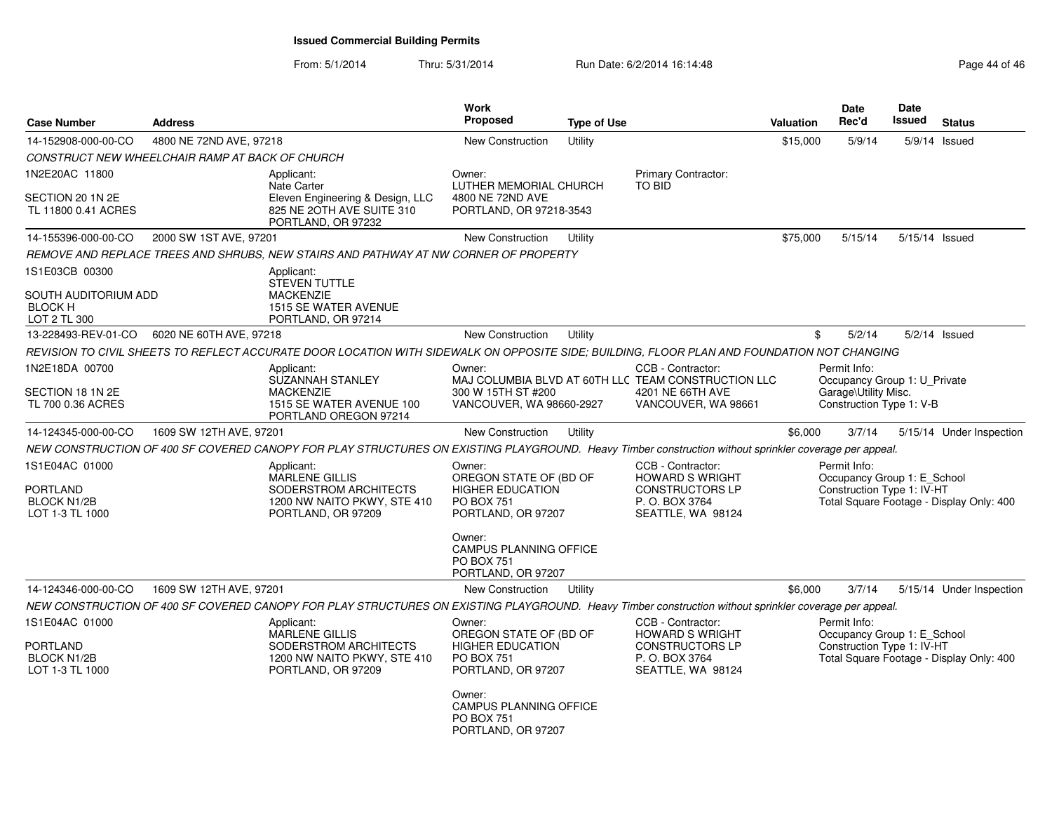# Issued Commercial Building Permits

From: 5/1/2014 Thru: 5/31/2014 Run Date: 6/2/2014 16:14:48

| Case Number | Address | Work Proposed | Type of Use | Valuation | Date Rec'd | Date Issued | Status |
|---|---|---|---|---|---|---|---|
| 14-152908-000-00-CO | 4800 NE 72ND AVE, 97218 | New Construction | Utility | $15,000 | 5/9/14 | 5/9/14 | Issued |

CONSTRUCT NEW WHEELCHAIR RAMP AT BACK OF CHURCH

1N2E20AC 11800

SECTION 20 1N 2E
TL 11800 0.41 ACRES

Applicant:
Nate Carter
Eleven Engineering & Design, LLC
825 NE 2OTH AVE SUITE 310
PORTLAND, OR 97232

Owner:
LUTHER MEMORIAL CHURCH
4800 NE 72ND AVE
PORTLAND, OR 97218-3543

Primary Contractor:
TO BID

| Case Number | Address | Work Proposed | Type of Use | Valuation | Date Rec'd | Date Issued | Status |
|---|---|---|---|---|---|---|---|
| 14-155396-000-00-CO | 2000 SW 1ST AVE, 97201 | New Construction | Utility | $75,000 | 5/15/14 | 5/15/14 | Issued |

REMOVE AND REPLACE TREES AND SHRUBS, NEW STAIRS AND PATHWAY AT NW CORNER OF PROPERTY

1S1E03CB 00300

SOUTH AUDITORIUM ADD
BLOCK H
LOT 2 TL 300

Applicant:
STEVEN TUTTLE
MACKENZIE
1515 SE WATER AVENUE
PORTLAND, OR 97214

| Case Number | Address | Work Proposed | Type of Use | Valuation | Date Rec'd | Date Issued | Status |
|---|---|---|---|---|---|---|---|
| 13-228493-REV-01-CO | 6020 NE 60TH AVE, 97218 | New Construction | Utility | $ | 5/2/14 | 5/2/14 | Issued |

REVISION TO CIVIL SHEETS TO REFLECT ACCURATE DOOR LOCATION WITH SIDEWALK ON OPPOSITE SIDE; BUILDING, FLOOR PLAN AND FOUNDATION NOT CHANGING

1N2E18DA 00700

SECTION 18 1N 2E
TL 700 0.36 ACRES

Applicant:
SUZANNAH STANLEY
MACKENZIE
1515 SE WATER AVENUE 100
PORTLAND OREGON 97214

Owner:
MAJ COLUMBIA BLVD AT 60TH LLC
300 W 15TH ST #200
VANCOUVER, WA 98660-2927

CCB - Contractor:
TEAM CONSTRUCTION LLC
4201 NE 66TH AVE
VANCOUVER, WA 98661

Permit Info:
Occupancy Group 1: U_Private Garage\Utility Misc.
Construction Type 1: V-B

| Case Number | Address | Work Proposed | Type of Use | Valuation | Date Rec'd | Date Issued | Status |
|---|---|---|---|---|---|---|---|
| 14-124345-000-00-CO | 1609 SW 12TH AVE, 97201 | New Construction | Utility | $6,000 | 3/7/14 | 5/15/14 | Under Inspection |

NEW CONSTRUCTION OF 400 SF COVERED CANOPY FOR PLAY STRUCTURES ON EXISTING PLAYGROUND. Heavy Timber construction without sprinkler coverage per appeal.

1S1E04AC 01000

PORTLAND
BLOCK N1/2B
LOT 1-3 TL 1000

Applicant:
MARLENE GILLIS
SODERSTROM ARCHITECTS
1200 NW NAITO PKWY, STE 410
PORTLAND, OR 97209

Owner:
OREGON STATE OF (BD OF HIGHER EDUCATION
PO BOX 751
PORTLAND, OR 97207

Owner:
CAMPUS PLANNING OFFICE
PO BOX 751
PORTLAND, OR 97207

CCB - Contractor:
HOWARD S WRIGHT CONSTRUCTORS LP
P. O. BOX 3764
SEATTLE, WA 98124

Permit Info:
Occupancy Group 1: E_School
Construction Type 1: IV-HT
Total Square Footage - Display Only: 400

| Case Number | Address | Work Proposed | Type of Use | Valuation | Date Rec'd | Date Issued | Status |
|---|---|---|---|---|---|---|---|
| 14-124346-000-00-CO | 1609 SW 12TH AVE, 97201 | New Construction | Utility | $6,000 | 3/7/14 | 5/15/14 | Under Inspection |

NEW CONSTRUCTION OF 400 SF COVERED CANOPY FOR PLAY STRUCTURES ON EXISTING PLAYGROUND. Heavy Timber construction without sprinkler coverage per appeal.

1S1E04AC 01000

PORTLAND
BLOCK N1/2B
LOT 1-3 TL 1000

Applicant:
MARLENE GILLIS
SODERSTROM ARCHITECTS
1200 NW NAITO PKWY, STE 410
PORTLAND, OR 97209

Owner:
OREGON STATE OF (BD OF HIGHER EDUCATION
PO BOX 751
PORTLAND, OR 97207

Owner:
CAMPUS PLANNING OFFICE
PO BOX 751
PORTLAND, OR 97207

CCB - Contractor:
HOWARD S WRIGHT CONSTRUCTORS LP
P. O. BOX 3764
SEATTLE, WA 98124

Permit Info:
Occupancy Group 1: E_School
Construction Type 1: IV-HT
Total Square Footage - Display Only: 400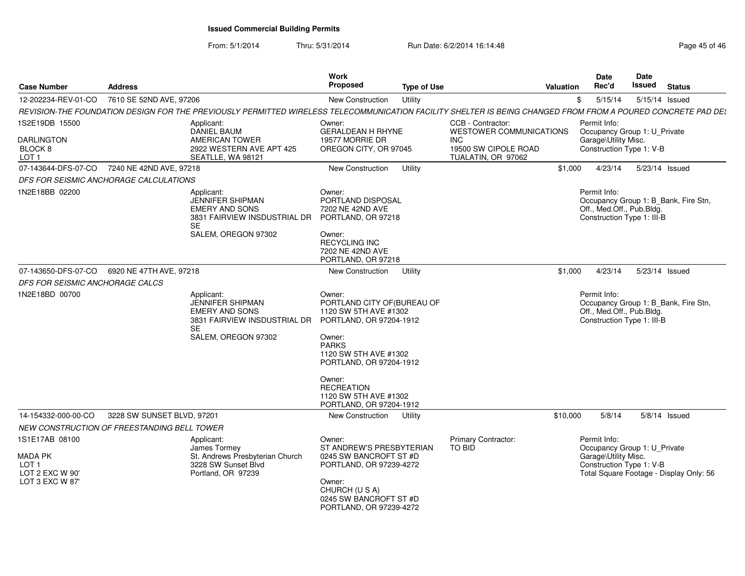**Issued Commercial Building Permits**

From: 5/1/2014 Thru: 5/31/2014 Run Date: 6/2/2014 16:14:48

| Case Number | Address | Work Proposed | Type of Use | Valuation | Date Rec'd | Date Issued | Status |
|---|---|---|---|---|---|---|---|
| 12-202234-REV-01-CO | 7610 SE 52ND AVE, 97206 | New Construction | Utility | $ | 5/15/14 | 5/15/14 | Issued |

*REVISION-THE FOUNDATION DESIGN FOR THE PREVIOUSLY PERMITTED WIRELESS TELECOMMUNICATION FACILITY SHELTER IS BEING CHANGED FROM FROM A POURED CONCRETE PAD DE*

1S2E19DB 15500
DARLINGTON
BLOCK 8
LOT 1

Applicant:
DANIEL BAUM
AMERICAN TOWER
2922 WESTERN AVE APT 425
SEATLLE, WA 98121

Owner:
GERALDEAN H RHYNE
19577 MORRIE DR
OREGON CITY, OR 97045

CCB - Contractor:
WESTOWER COMMUNICATIONS INC
19500 SW CIPOLE ROAD
TUALATIN, OR 97062

Permit Info:
Occupancy Group 1: U_Private Garage\Utility Misc.
Construction Type 1: V-B

| Case Number | Address | Work Proposed | Type of Use | Valuation | Date Rec'd | Date Issued | Status |
|---|---|---|---|---|---|---|---|
| 07-143644-DFS-07-CO | 7240 NE 42ND AVE, 97218 | New Construction | Utility | $1,000 | 4/23/14 | 5/23/14 | Issued |

*DFS FOR SEISMIC ANCHORAGE CALCULATIONS*

1N2E18BB 02200

Applicant:
JENNIFER SHIPMAN
EMERY AND SONS
3831 FAIRVIEW INSDUSTRIAL DR SE
SALEM, OREGON 97302

Owner:
PORTLAND DISPOSAL
7202 NE 42ND AVE
PORTLAND, OR 97218

Owner:
RECYCLING INC
7202 NE 42ND AVE
PORTLAND, OR 97218

Permit Info:
Occupancy Group 1: B_Bank, Fire Stn, Off., Med.Off., Pub.Bldg.
Construction Type 1: III-B

| Case Number | Address | Work Proposed | Type of Use | Valuation | Date Rec'd | Date Issued | Status |
|---|---|---|---|---|---|---|---|
| 07-143650-DFS-07-CO | 6920 NE 47TH AVE, 97218 | New Construction | Utility | $1,000 | 4/23/14 | 5/23/14 | Issued |

*DFS FOR SEISMIC ANCHORAGE CALCS*

1N2E18BD 00700

Applicant:
JENNIFER SHIPMAN
EMERY AND SONS
3831 FAIRVIEW INSDUSTRIAL DR SE
SALEM, OREGON 97302

Owner:
PORTLAND CITY OF(BUREAU OF
1120 SW 5TH AVE #1302
PORTLAND, OR 97204-1912

Owner:
PARKS
1120 SW 5TH AVE #1302
PORTLAND, OR 97204-1912

Owner:
RECREATION
1120 SW 5TH AVE #1302
PORTLAND, OR 97204-1912

Permit Info:
Occupancy Group 1: B_Bank, Fire Stn, Off., Med.Off., Pub.Bldg.
Construction Type 1: III-B

| Case Number | Address | Work Proposed | Type of Use | Valuation | Date Rec'd | Date Issued | Status |
|---|---|---|---|---|---|---|---|
| 14-154332-000-00-CO | 3228 SW SUNSET BLVD, 97201 | New Construction | Utility | $10,000 | 5/8/14 | 5/8/14 | Issued |

*NEW CONSTRUCTION OF FREESTANDING BELL TOWER*

1S1E17AB 08100
MADA PK
LOT 1
LOT 2 EXC W 90'
LOT 3 EXC W 87'

Applicant:
James Tormey
St. Andrews Presbyterian Church
3228 SW Sunset Blvd
Portland, OR 97239

Owner:
ST ANDREW'S PRESBYTERIAN
0245 SW BANCROFT ST #D
PORTLAND, OR 97239-4272

Owner:
CHURCH (U S A)
0245 SW BANCROFT ST #D
PORTLAND, OR 97239-4272

Primary Contractor:
TO BID

Permit Info:
Occupancy Group 1: U_Private Garage\Utility Misc.
Construction Type 1: V-B
Total Square Footage - Display Only: 56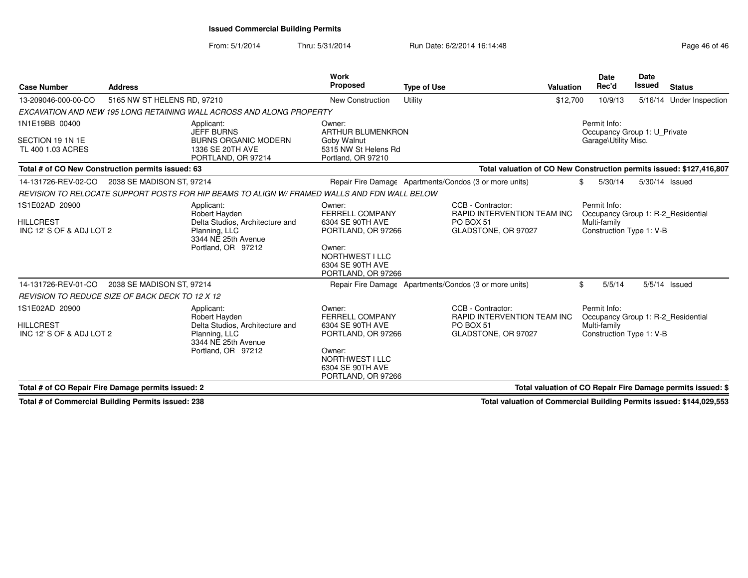**Issued Commercial Building Permits**

From: 5/1/2014 Thru: 5/31/2014 Run Date: 6/2/2014 16:14:48

| Case Number | Address | Work Proposed | Type of Use | Valuation | Date Rec'd | Date Issued | Status |
|---|---|---|---|---|---|---|---|
| 13-209046-000-00-CO | 5165 NW ST HELENS RD, 97210 | New Construction | Utility | $12,700 | 10/9/13 | 5/16/14 | Under Inspection |

EXCAVATION AND NEW 195 LONG RETAINING WALL ACROSS AND ALONG PROPERTY

1N1E19BB 00400
SECTION 19 1N 1E
TL 400 1.03 ACRES

Applicant:
JEFF BURNS
BURNS ORGANIC MODERN
1336 SE 20TH AVE
PORTLAND, OR 97214

Owner:
ARTHUR BLUMENKRON
Goby Walnut
5315 NW St Helens Rd
Portland, OR 97210

Permit Info:
Occupancy Group 1: U_Private Garage\Utility Misc.

**Total # of CO New Construction permits issued: 63**

**Total valuation of CO New Construction permits issued: $127,416,807**

| Case Number | Address | Work Proposed | Type of Use | Valuation | Date Rec'd | Date Issued | Status |
|---|---|---|---|---|---|---|---|
| 14-131726-REV-02-CO | 2038 SE MADISON ST, 97214 | Repair Fire Damage | Apartments/Condos (3 or more units) | $ | 5/30/14 | 5/30/14 | Issued |

REVISION TO RELOCATE SUPPORT POSTS FOR HIP BEAMS TO ALIGN W/ FRAMED WALLS AND FDN WALL BELOW

1S1E02AD 20900
HILLCREST
INC 12' S OF & ADJ LOT 2

Applicant:
Robert Hayden
Delta Studios, Architecture and Planning, LLC
3344 NE 25th Avenue
Portland, OR 97212

Owner:
FERRELL COMPANY
6304 SE 90TH AVE
PORTLAND, OR 97266

Owner:
NORTHWEST I LLC
6304 SE 90TH AVE
PORTLAND, OR 97266

CCB - Contractor:
RAPID INTERVENTION TEAM INC
PO BOX 51
GLADSTONE, OR 97027

Permit Info:
Occupancy Group 1: R-2_Residential Multi-family
Construction Type 1: V-B

| Case Number | Address | Work Proposed | Type of Use | Valuation | Date Rec'd | Date Issued | Status |
|---|---|---|---|---|---|---|---|
| 14-131726-REV-01-CO | 2038 SE MADISON ST, 97214 | Repair Fire Damage | Apartments/Condos (3 or more units) | $ | 5/5/14 | 5/5/14 | Issued |

REVISION TO REDUCE SIZE OF BACK DECK TO 12 X 12

1S1E02AD 20900
HILLCREST
INC 12' S OF & ADJ LOT 2

Applicant:
Robert Hayden
Delta Studios, Architecture and Planning, LLC
3344 NE 25th Avenue
Portland, OR 97212

Owner:
FERRELL COMPANY
6304 SE 90TH AVE
PORTLAND, OR 97266

Owner:
NORTHWEST I LLC
6304 SE 90TH AVE
PORTLAND, OR 97266

CCB - Contractor:
RAPID INTERVENTION TEAM INC
PO BOX 51
GLADSTONE, OR 97027

Permit Info:
Occupancy Group 1: R-2_Residential Multi-family
Construction Type 1: V-B

**Total # of CO Repair Fire Damage permits issued: 2**

**Total valuation of CO Repair Fire Damage permits issued: $**

**Total # of Commercial Building Permits issued: 238**

**Total valuation of Commercial Building Permits issued: $144,029,553**